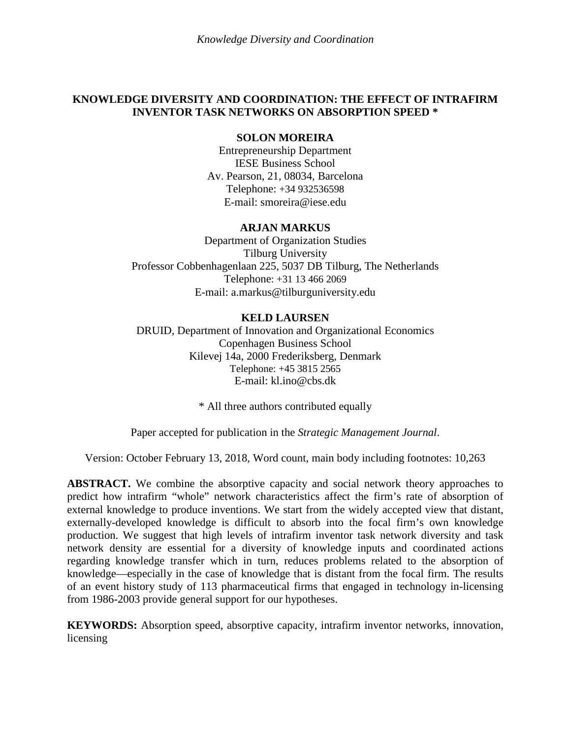# KNOWLEDGE DIVERSITY AND COORDINATION: THE EFFECT OF INTRAFIRM INVENTOR TASK NETWORKS ON ABSORPTION SPEED *

**SOLON MOREIRA**
Entrepreneurship Department
IESE Business School
Av. Pearson, 21, 08034, Barcelona
Telephone: +34 932536598
E-mail: smoreira@iese.edu

**ARJAN MARKUS**
Department of Organization Studies
Tilburg University
Professor Cobbenhagenlaan 225, 5037 DB Tilburg, The Netherlands
Telephone: +31 13 466 2069
E-mail: a.markus@tilburguniversity.edu

**KELD LAURSEN**
DRUID, Department of Innovation and Organizational Economics
Copenhagen Business School
Kilevej 14a, 2000 Frederiksberg, Denmark
Telephone: +45 3815 2565
E-mail: kl.ino@cbs.dk

* All three authors contributed equally

Paper accepted for publication in the *Strategic Management Journal*.

Version: October February 13, 2018, Word count, main body including footnotes: 10,263

**ABSTRACT.** We combine the absorptive capacity and social network theory approaches to predict how intrafirm "whole" network characteristics affect the firm's rate of absorption of external knowledge to produce inventions. We start from the widely accepted view that distant, externally-developed knowledge is difficult to absorb into the focal firm's own knowledge production. We suggest that high levels of intrafirm inventor task network diversity and task network density are essential for a diversity of knowledge inputs and coordinated actions regarding knowledge transfer which in turn, reduces problems related to the absorption of knowledge—especially in the case of knowledge that is distant from the focal firm. The results of an event history study of 113 pharmaceutical firms that engaged in technology in-licensing from 1986-2003 provide general support for our hypotheses.

**KEYWORDS:** Absorption speed, absorptive capacity, intrafirm inventor networks, innovation, licensing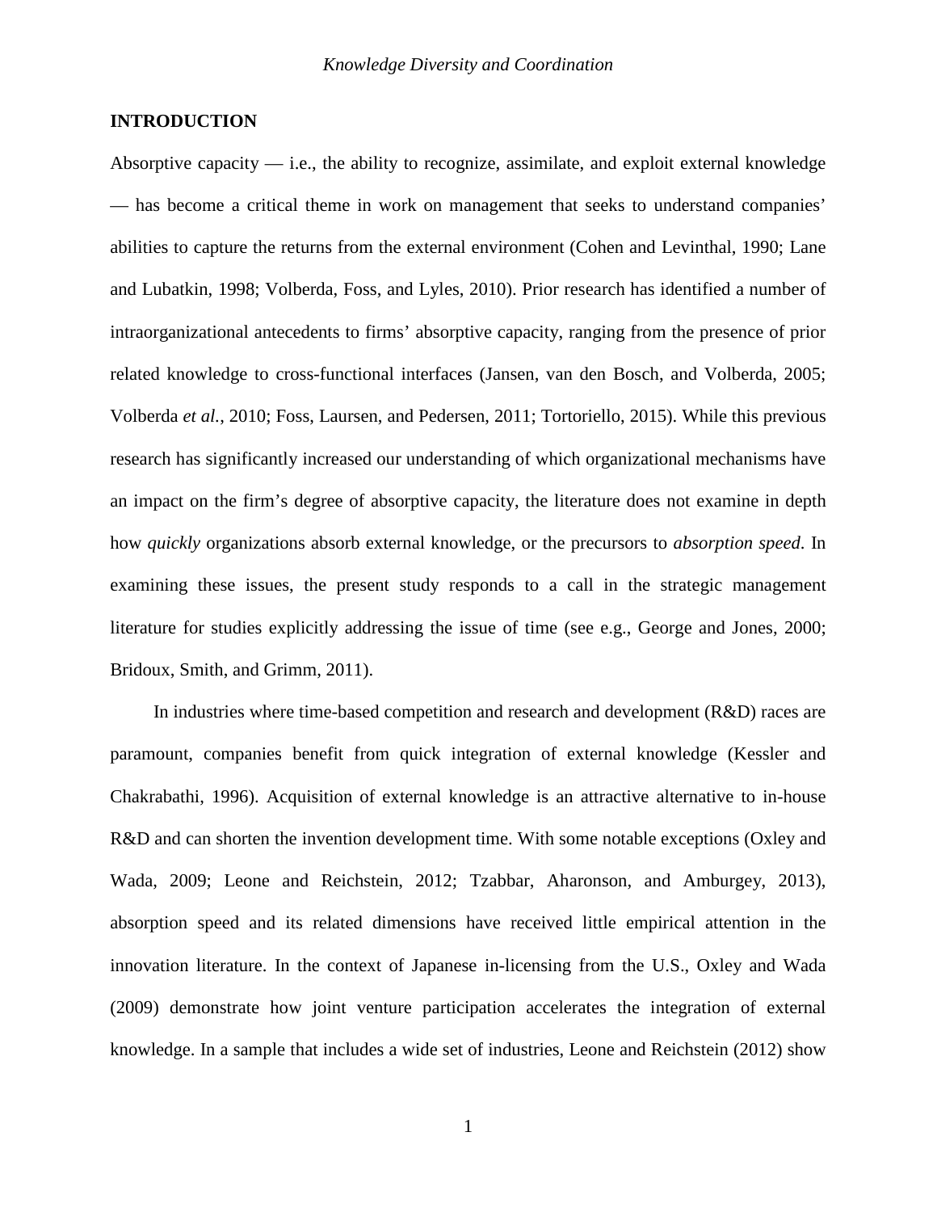## INTRODUCTION

Absorptive capacity — i.e., the ability to recognize, assimilate, and exploit external knowledge — has become a critical theme in work on management that seeks to understand companies' abilities to capture the returns from the external environment (Cohen and Levinthal, 1990; Lane and Lubatkin, 1998; Volberda, Foss, and Lyles, 2010). Prior research has identified a number of intraorganizational antecedents to firms' absorptive capacity, ranging from the presence of prior related knowledge to cross-functional interfaces (Jansen, van den Bosch, and Volberda, 2005; Volberda *et al.*, 2010; Foss, Laursen, and Pedersen, 2011; Tortoriello, 2015). While this previous research has significantly increased our understanding of which organizational mechanisms have an impact on the firm's degree of absorptive capacity, the literature does not examine in depth how *quickly* organizations absorb external knowledge, or the precursors to *absorption speed*. In examining these issues, the present study responds to a call in the strategic management literature for studies explicitly addressing the issue of time (see e.g., George and Jones, 2000; Bridoux, Smith, and Grimm, 2011).

In industries where time-based competition and research and development (R&D) races are paramount, companies benefit from quick integration of external knowledge (Kessler and Chakrabathi, 1996). Acquisition of external knowledge is an attractive alternative to in-house R&D and can shorten the invention development time. With some notable exceptions (Oxley and Wada, 2009; Leone and Reichstein, 2012; Tzabbar, Aharonson, and Amburgey, 2013), absorption speed and its related dimensions have received little empirical attention in the innovation literature. In the context of Japanese in-licensing from the U.S., Oxley and Wada (2009) demonstrate how joint venture participation accelerates the integration of external knowledge. In a sample that includes a wide set of industries, Leone and Reichstein (2012) show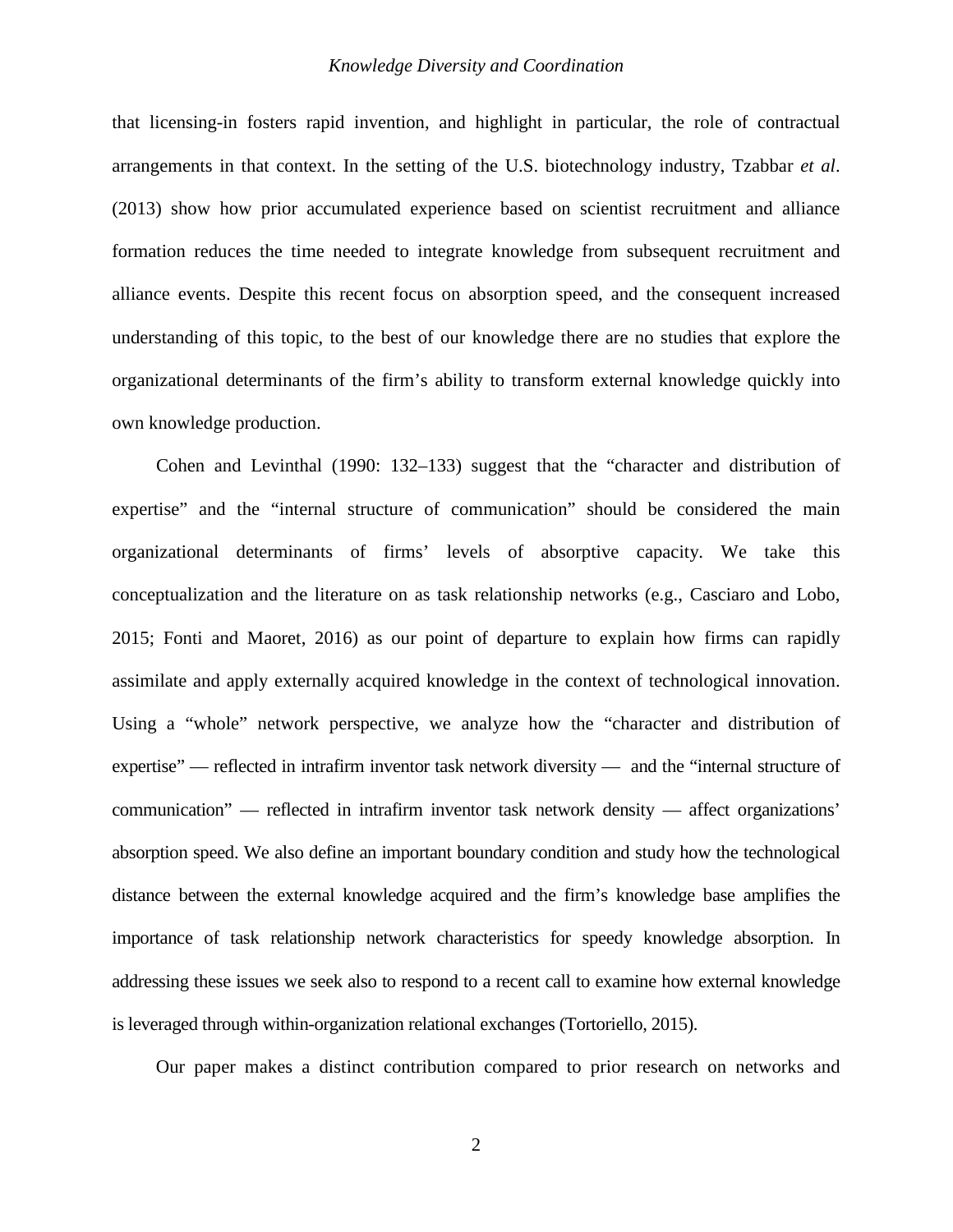that licensing-in fosters rapid invention, and highlight in particular, the role of contractual arrangements in that context. In the setting of the U.S. biotechnology industry, Tzabbar *et al*. (2013) show how prior accumulated experience based on scientist recruitment and alliance formation reduces the time needed to integrate knowledge from subsequent recruitment and alliance events. Despite this recent focus on absorption speed, and the consequent increased understanding of this topic, to the best of our knowledge there are no studies that explore the organizational determinants of the firm's ability to transform external knowledge quickly into own knowledge production.

Cohen and Levinthal (1990: 132–133) suggest that the "character and distribution of expertise" and the "internal structure of communication" should be considered the main organizational determinants of firms' levels of absorptive capacity. We take this conceptualization and the literature on as task relationship networks (e.g., Casciaro and Lobo, 2015; Fonti and Maoret, 2016) as our point of departure to explain how firms can rapidly assimilate and apply externally acquired knowledge in the context of technological innovation. Using a "whole" network perspective, we analyze how the "character and distribution of expertise" — reflected in intrafirm inventor task network diversity — and the "internal structure of communication" — reflected in intrafirm inventor task network density — affect organizations' absorption speed. We also define an important boundary condition and study how the technological distance between the external knowledge acquired and the firm's knowledge base amplifies the importance of task relationship network characteristics for speedy knowledge absorption. In addressing these issues we seek also to respond to a recent call to examine how external knowledge is leveraged through within-organization relational exchanges (Tortoriello, 2015).

Our paper makes a distinct contribution compared to prior research on networks and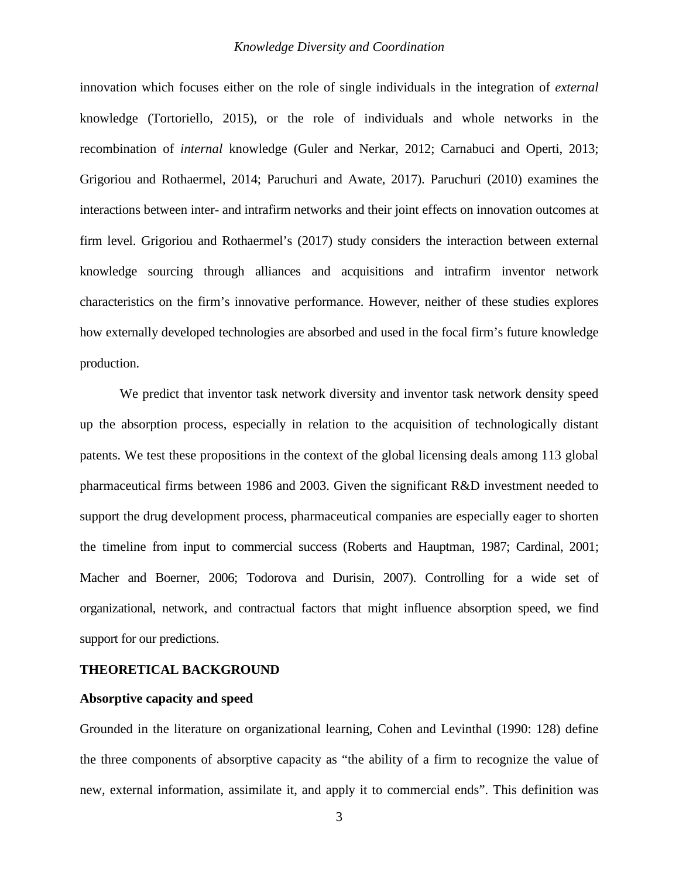innovation which focuses either on the role of single individuals in the integration of *external* knowledge (Tortoriello, 2015), or the role of individuals and whole networks in the recombination of *internal* knowledge (Guler and Nerkar, 2012; Carnabuci and Operti, 2013; Grigoriou and Rothaermel, 2014; Paruchuri and Awate, 2017). Paruchuri (2010) examines the interactions between inter- and intrafirm networks and their joint effects on innovation outcomes at firm level. Grigoriou and Rothaermel's (2017) study considers the interaction between external knowledge sourcing through alliances and acquisitions and intrafirm inventor network characteristics on the firm's innovative performance. However, neither of these studies explores how externally developed technologies are absorbed and used in the focal firm's future knowledge production.

We predict that inventor task network diversity and inventor task network density speed up the absorption process, especially in relation to the acquisition of technologically distant patents. We test these propositions in the context of the global licensing deals among 113 global pharmaceutical firms between 1986 and 2003. Given the significant R&D investment needed to support the drug development process, pharmaceutical companies are especially eager to shorten the timeline from input to commercial success (Roberts and Hauptman, 1987; Cardinal, 2001; Macher and Boerner, 2006; Todorova and Durisin, 2007). Controlling for a wide set of organizational, network, and contractual factors that might influence absorption speed, we find support for our predictions.

## THEORETICAL BACKGROUND

### Absorptive capacity and speed

Grounded in the literature on organizational learning, Cohen and Levinthal (1990: 128) define the three components of absorptive capacity as "the ability of a firm to recognize the value of new, external information, assimilate it, and apply it to commercial ends". This definition was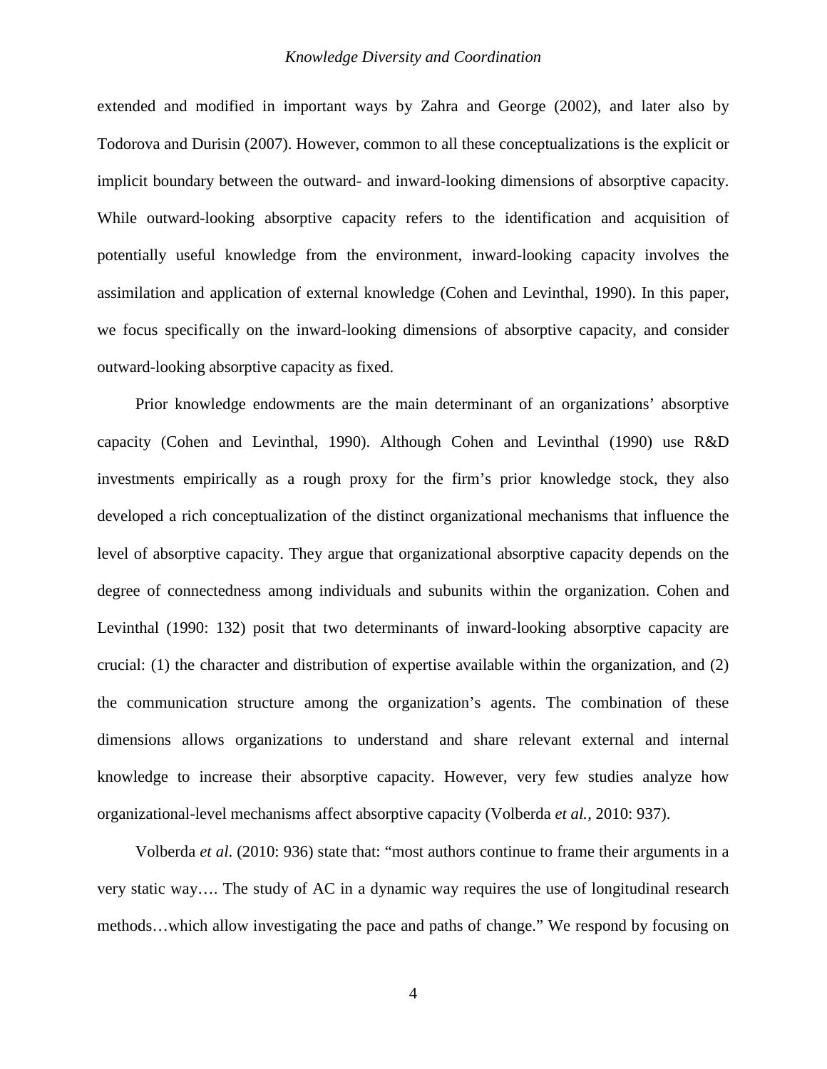extended and modified in important ways by Zahra and George (2002), and later also by Todorova and Durisin (2007). However, common to all these conceptualizations is the explicit or implicit boundary between the outward- and inward-looking dimensions of absorptive capacity. While outward-looking absorptive capacity refers to the identification and acquisition of potentially useful knowledge from the environment, inward-looking capacity involves the assimilation and application of external knowledge (Cohen and Levinthal, 1990). In this paper, we focus specifically on the inward-looking dimensions of absorptive capacity, and consider outward-looking absorptive capacity as fixed.

Prior knowledge endowments are the main determinant of an organizations' absorptive capacity (Cohen and Levinthal, 1990). Although Cohen and Levinthal (1990) use R&D investments empirically as a rough proxy for the firm's prior knowledge stock, they also developed a rich conceptualization of the distinct organizational mechanisms that influence the level of absorptive capacity. They argue that organizational absorptive capacity depends on the degree of connectedness among individuals and subunits within the organization. Cohen and Levinthal (1990: 132) posit that two determinants of inward-looking absorptive capacity are crucial: (1) the character and distribution of expertise available within the organization, and (2) the communication structure among the organization's agents. The combination of these dimensions allows organizations to understand and share relevant external and internal knowledge to increase their absorptive capacity. However, very few studies analyze how organizational-level mechanisms affect absorptive capacity (Volberda *et al.*, 2010: 937).

Volberda *et al.* (2010: 936) state that: "most authors continue to frame their arguments in a very static way…. The study of AC in a dynamic way requires the use of longitudinal research methods…which allow investigating the pace and paths of change." We respond by focusing on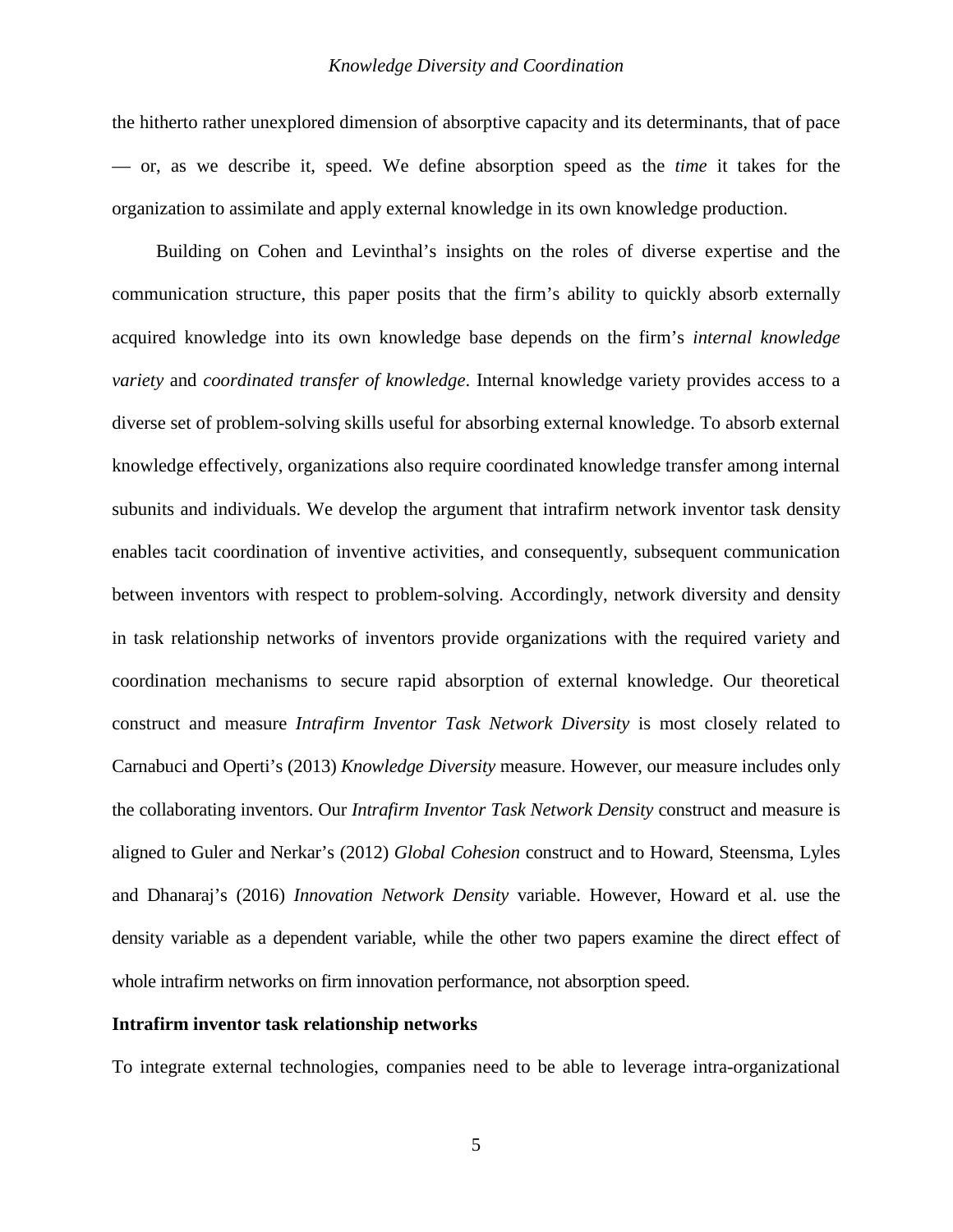the hitherto rather unexplored dimension of absorptive capacity and its determinants, that of pace — or, as we describe it, speed. We define absorption speed as the *time* it takes for the organization to assimilate and apply external knowledge in its own knowledge production.

Building on Cohen and Levinthal's insights on the roles of diverse expertise and the communication structure, this paper posits that the firm's ability to quickly absorb externally acquired knowledge into its own knowledge base depends on the firm's *internal knowledge variety* and *coordinated transfer of knowledge*. Internal knowledge variety provides access to a diverse set of problem-solving skills useful for absorbing external knowledge. To absorb external knowledge effectively, organizations also require coordinated knowledge transfer among internal subunits and individuals. We develop the argument that intrafirm network inventor task density enables tacit coordination of inventive activities, and consequently, subsequent communication between inventors with respect to problem-solving. Accordingly, network diversity and density in task relationship networks of inventors provide organizations with the required variety and coordination mechanisms to secure rapid absorption of external knowledge. Our theoretical construct and measure *Intrafirm Inventor Task Network Diversity* is most closely related to Carnabuci and Operti's (2013) *Knowledge Diversity* measure. However, our measure includes only the collaborating inventors. Our *Intrafirm Inventor Task Network Density* construct and measure is aligned to Guler and Nerkar's (2012) *Global Cohesion* construct and to Howard, Steensma, Lyles and Dhanaraj's (2016) *Innovation Network Density* variable. However, Howard et al. use the density variable as a dependent variable, while the other two papers examine the direct effect of whole intrafirm networks on firm innovation performance, not absorption speed.

**Intrafirm inventor task relationship networks**

To integrate external technologies, companies need to be able to leverage intra-organizational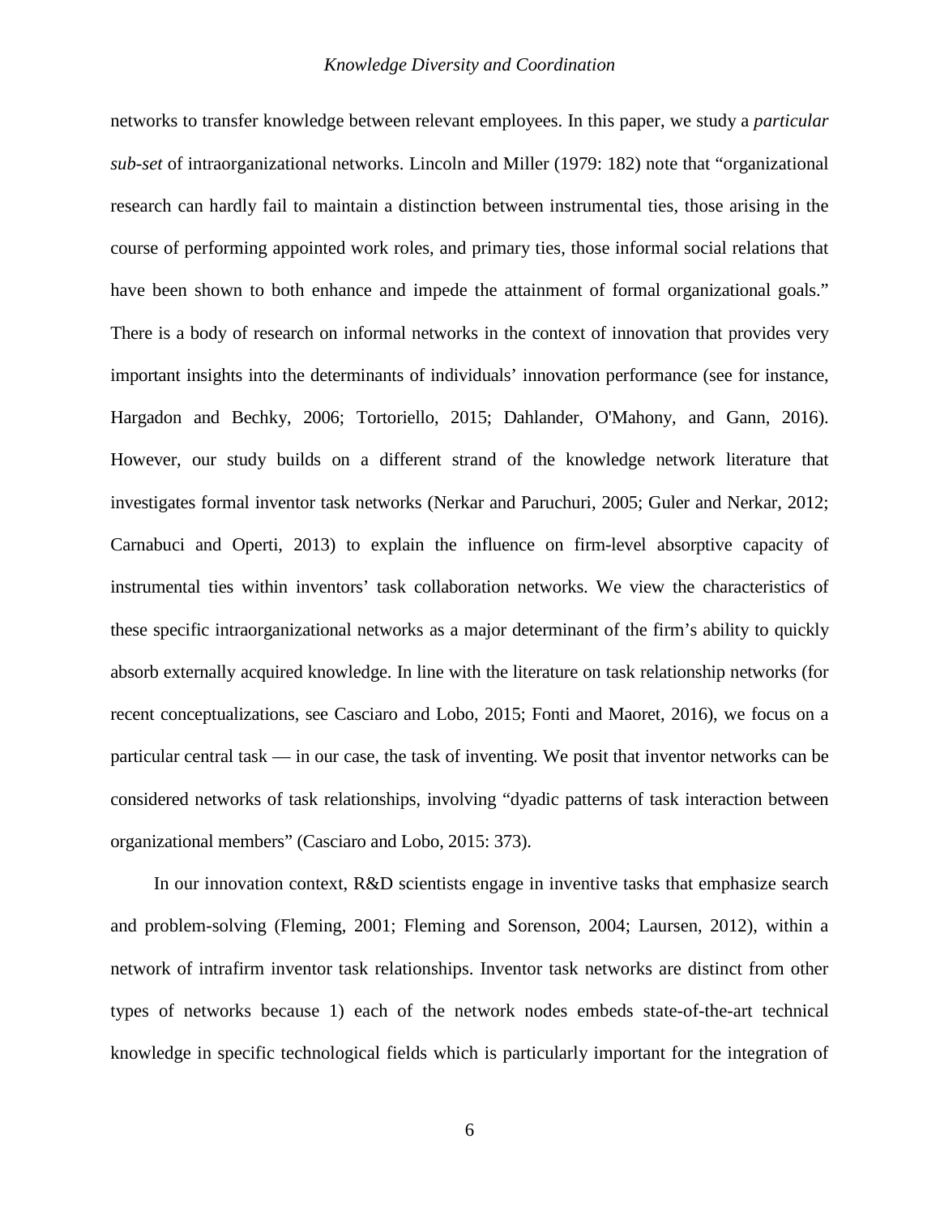networks to transfer knowledge between relevant employees. In this paper, we study a *particular sub-set* of intraorganizational networks. Lincoln and Miller (1979: 182) note that "organizational research can hardly fail to maintain a distinction between instrumental ties, those arising in the course of performing appointed work roles, and primary ties, those informal social relations that have been shown to both enhance and impede the attainment of formal organizational goals." There is a body of research on informal networks in the context of innovation that provides very important insights into the determinants of individuals' innovation performance (see for instance, Hargadon and Bechky, 2006; Tortoriello, 2015; Dahlander, O'Mahony, and Gann, 2016). However, our study builds on a different strand of the knowledge network literature that investigates formal inventor task networks (Nerkar and Paruchuri, 2005; Guler and Nerkar, 2012; Carnabuci and Operti, 2013) to explain the influence on firm-level absorptive capacity of instrumental ties within inventors' task collaboration networks. We view the characteristics of these specific intraorganizational networks as a major determinant of the firm's ability to quickly absorb externally acquired knowledge. In line with the literature on task relationship networks (for recent conceptualizations, see Casciaro and Lobo, 2015; Fonti and Maoret, 2016), we focus on a particular central task — in our case, the task of inventing. We posit that inventor networks can be considered networks of task relationships, involving "dyadic patterns of task interaction between organizational members" (Casciaro and Lobo, 2015: 373).

In our innovation context, R&D scientists engage in inventive tasks that emphasize search and problem-solving (Fleming, 2001; Fleming and Sorenson, 2004; Laursen, 2012), within a network of intrafirm inventor task relationships. Inventor task networks are distinct from other types of networks because 1) each of the network nodes embeds state-of-the-art technical knowledge in specific technological fields which is particularly important for the integration of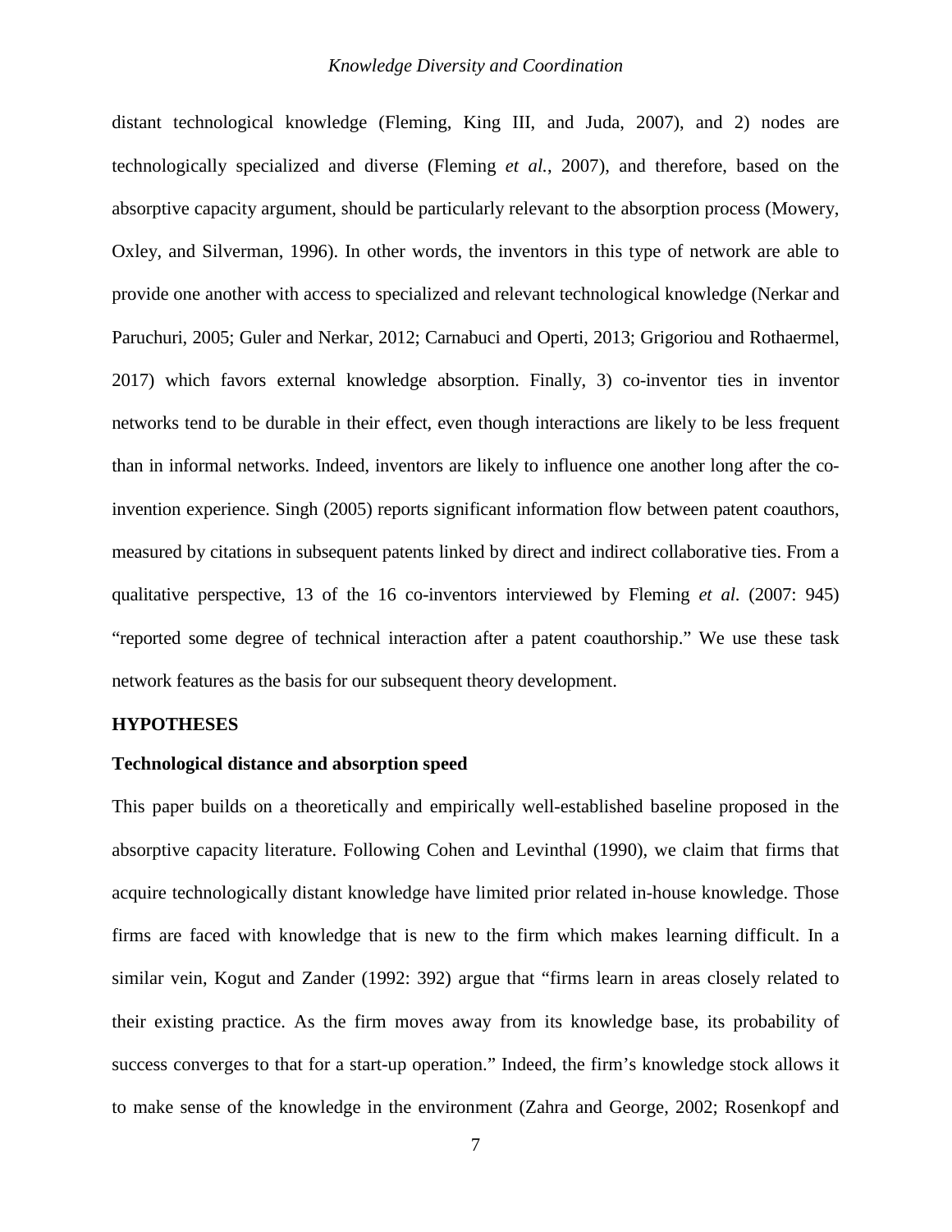distant technological knowledge (Fleming, King III, and Juda, 2007), and 2) nodes are technologically specialized and diverse (Fleming *et al.*, 2007), and therefore, based on the absorptive capacity argument, should be particularly relevant to the absorption process (Mowery, Oxley, and Silverman, 1996). In other words, the inventors in this type of network are able to provide one another with access to specialized and relevant technological knowledge (Nerkar and Paruchuri, 2005; Guler and Nerkar, 2012; Carnabuci and Operti, 2013; Grigoriou and Rothaermel, 2017) which favors external knowledge absorption. Finally, 3) co-inventor ties in inventor networks tend to be durable in their effect, even though interactions are likely to be less frequent than in informal networks. Indeed, inventors are likely to influence one another long after the co-invention experience. Singh (2005) reports significant information flow between patent coauthors, measured by citations in subsequent patents linked by direct and indirect collaborative ties. From a qualitative perspective, 13 of the 16 co-inventors interviewed by Fleming *et al*. (2007: 945) "reported some degree of technical interaction after a patent coauthorship." We use these task network features as the basis for our subsequent theory development.

## HYPOTHESES

### Technological distance and absorption speed

This paper builds on a theoretically and empirically well-established baseline proposed in the absorptive capacity literature. Following Cohen and Levinthal (1990), we claim that firms that acquire technologically distant knowledge have limited prior related in-house knowledge. Those firms are faced with knowledge that is new to the firm which makes learning difficult. In a similar vein, Kogut and Zander (1992: 392) argue that "firms learn in areas closely related to their existing practice. As the firm moves away from its knowledge base, its probability of success converges to that for a start-up operation." Indeed, the firm's knowledge stock allows it to make sense of the knowledge in the environment (Zahra and George, 2002; Rosenkopf and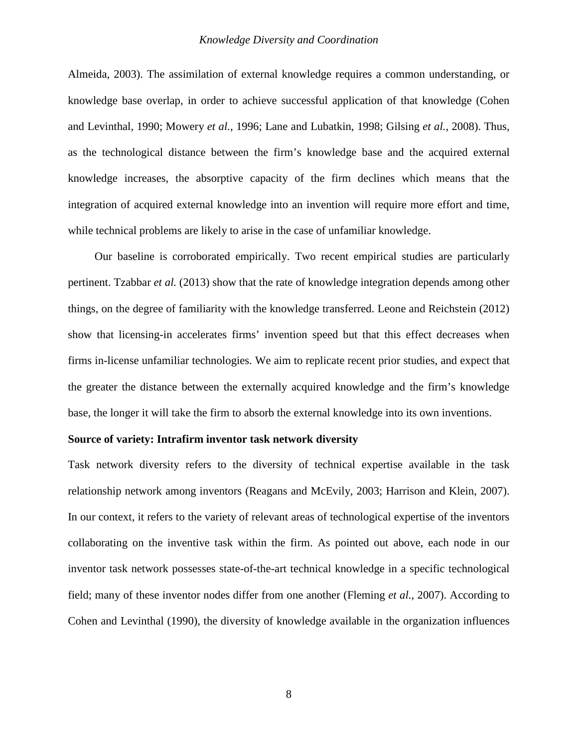Almeida, 2003). The assimilation of external knowledge requires a common understanding, or knowledge base overlap, in order to achieve successful application of that knowledge (Cohen and Levinthal, 1990; Mowery *et al.*, 1996; Lane and Lubatkin, 1998; Gilsing *et al.*, 2008). Thus, as the technological distance between the firm's knowledge base and the acquired external knowledge increases, the absorptive capacity of the firm declines which means that the integration of acquired external knowledge into an invention will require more effort and time, while technical problems are likely to arise in the case of unfamiliar knowledge.

Our baseline is corroborated empirically. Two recent empirical studies are particularly pertinent. Tzabbar *et al.* (2013) show that the rate of knowledge integration depends among other things, on the degree of familiarity with the knowledge transferred. Leone and Reichstein (2012) show that licensing-in accelerates firms' invention speed but that this effect decreases when firms in-license unfamiliar technologies. We aim to replicate recent prior studies, and expect that the greater the distance between the externally acquired knowledge and the firm's knowledge base, the longer it will take the firm to absorb the external knowledge into its own inventions.

**Source of variety: Intrafirm inventor task network diversity**

Task network diversity refers to the diversity of technical expertise available in the task relationship network among inventors (Reagans and McEvily, 2003; Harrison and Klein, 2007). In our context, it refers to the variety of relevant areas of technological expertise of the inventors collaborating on the inventive task within the firm. As pointed out above, each node in our inventor task network possesses state-of-the-art technical knowledge in a specific technological field; many of these inventor nodes differ from one another (Fleming *et al.*, 2007). According to Cohen and Levinthal (1990), the diversity of knowledge available in the organization influences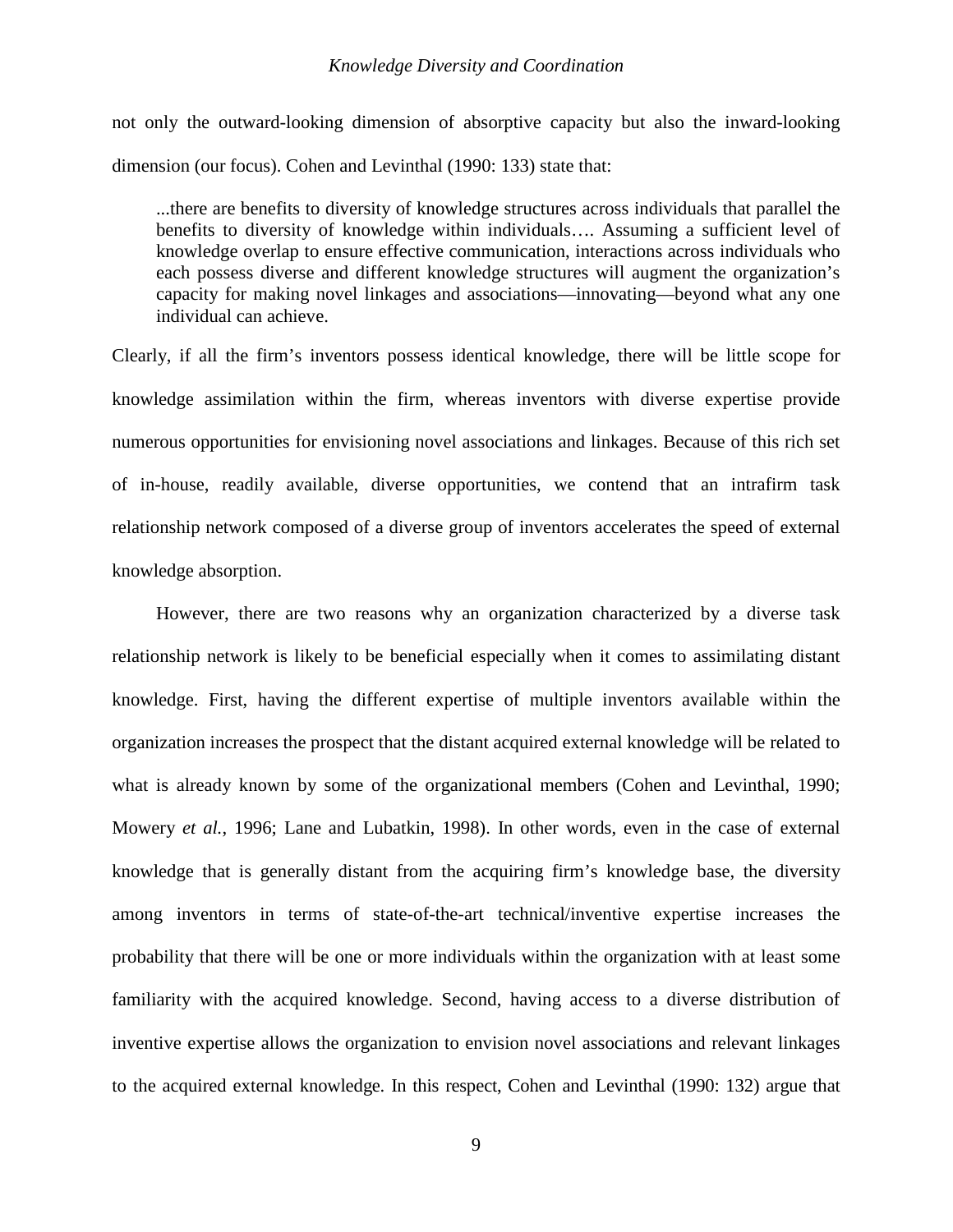not only the outward-looking dimension of absorptive capacity but also the inward-looking dimension (our focus). Cohen and Levinthal (1990: 133) state that:

> ...there are benefits to diversity of knowledge structures across individuals that parallel the benefits to diversity of knowledge within individuals…. Assuming a sufficient level of knowledge overlap to ensure effective communication, interactions across individuals who each possess diverse and different knowledge structures will augment the organization's capacity for making novel linkages and associations—innovating—beyond what any one individual can achieve.

Clearly, if all the firm's inventors possess identical knowledge, there will be little scope for knowledge assimilation within the firm, whereas inventors with diverse expertise provide numerous opportunities for envisioning novel associations and linkages. Because of this rich set of in-house, readily available, diverse opportunities, we contend that an intrafirm task relationship network composed of a diverse group of inventors accelerates the speed of external knowledge absorption.

However, there are two reasons why an organization characterized by a diverse task relationship network is likely to be beneficial especially when it comes to assimilating distant knowledge. First, having the different expertise of multiple inventors available within the organization increases the prospect that the distant acquired external knowledge will be related to what is already known by some of the organizational members (Cohen and Levinthal, 1990; Mowery *et al.*, 1996; Lane and Lubatkin, 1998). In other words, even in the case of external knowledge that is generally distant from the acquiring firm's knowledge base, the diversity among inventors in terms of state-of-the-art technical/inventive expertise increases the probability that there will be one or more individuals within the organization with at least some familiarity with the acquired knowledge. Second, having access to a diverse distribution of inventive expertise allows the organization to envision novel associations and relevant linkages to the acquired external knowledge. In this respect, Cohen and Levinthal (1990: 132) argue that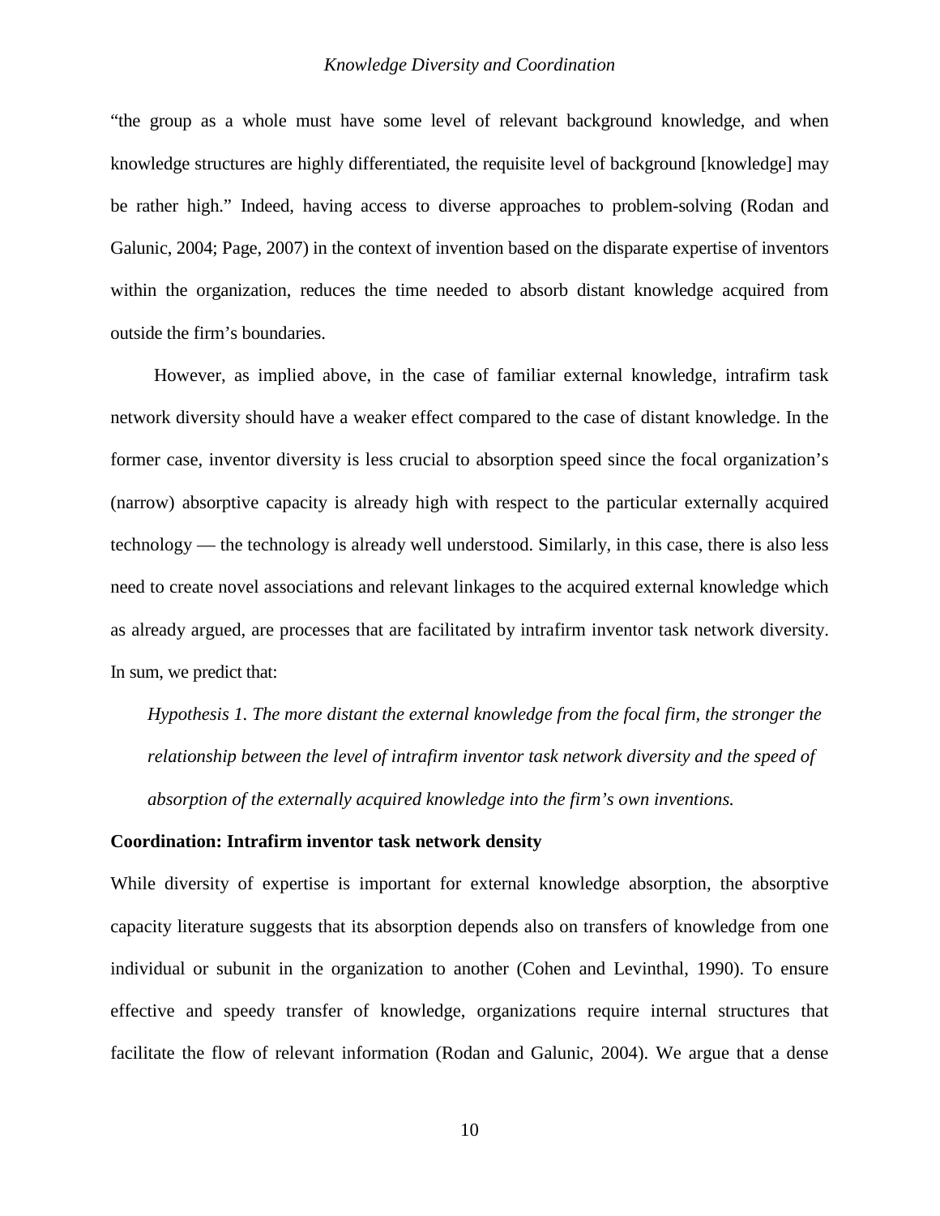"the group as a whole must have some level of relevant background knowledge, and when knowledge structures are highly differentiated, the requisite level of background [knowledge] may be rather high." Indeed, having access to diverse approaches to problem-solving (Rodan and Galunic, 2004; Page, 2007) in the context of invention based on the disparate expertise of inventors within the organization, reduces the time needed to absorb distant knowledge acquired from outside the firm's boundaries.

However, as implied above, in the case of familiar external knowledge, intrafirm task network diversity should have a weaker effect compared to the case of distant knowledge. In the former case, inventor diversity is less crucial to absorption speed since the focal organization's (narrow) absorptive capacity is already high with respect to the particular externally acquired technology — the technology is already well understood. Similarly, in this case, there is also less need to create novel associations and relevant linkages to the acquired external knowledge which as already argued, are processes that are facilitated by intrafirm inventor task network diversity. In sum, we predict that:

*Hypothesis 1. The more distant the external knowledge from the focal firm, the stronger the relationship between the level of intrafirm inventor task network diversity and the speed of absorption of the externally acquired knowledge into the firm's own inventions.*

**Coordination: Intrafirm inventor task network density**

While diversity of expertise is important for external knowledge absorption, the absorptive capacity literature suggests that its absorption depends also on transfers of knowledge from one individual or subunit in the organization to another (Cohen and Levinthal, 1990). To ensure effective and speedy transfer of knowledge, organizations require internal structures that facilitate the flow of relevant information (Rodan and Galunic, 2004). We argue that a dense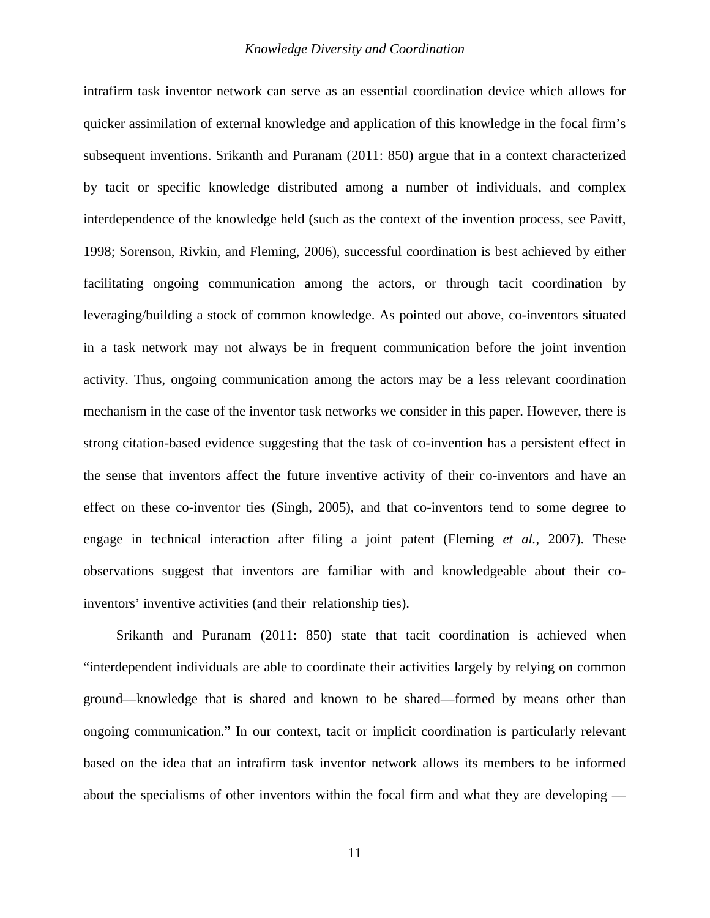intrafirm task inventor network can serve as an essential coordination device which allows for quicker assimilation of external knowledge and application of this knowledge in the focal firm's subsequent inventions. Srikanth and Puranam (2011: 850) argue that in a context characterized by tacit or specific knowledge distributed among a number of individuals, and complex interdependence of the knowledge held (such as the context of the invention process, see Pavitt, 1998; Sorenson, Rivkin, and Fleming, 2006), successful coordination is best achieved by either facilitating ongoing communication among the actors, or through tacit coordination by leveraging/building a stock of common knowledge. As pointed out above, co-inventors situated in a task network may not always be in frequent communication before the joint invention activity. Thus, ongoing communication among the actors may be a less relevant coordination mechanism in the case of the inventor task networks we consider in this paper. However, there is strong citation-based evidence suggesting that the task of co-invention has a persistent effect in the sense that inventors affect the future inventive activity of their co-inventors and have an effect on these co-inventor ties (Singh, 2005), and that co-inventors tend to some degree to engage in technical interaction after filing a joint patent (Fleming *et al.*, 2007). These observations suggest that inventors are familiar with and knowledgeable about their co-inventors' inventive activities (and their relationship ties).

Srikanth and Puranam (2011: 850) state that tacit coordination is achieved when "interdependent individuals are able to coordinate their activities largely by relying on common ground—knowledge that is shared and known to be shared—formed by means other than ongoing communication." In our context, tacit or implicit coordination is particularly relevant based on the idea that an intrafirm task inventor network allows its members to be informed about the specialisms of other inventors within the focal firm and what they are developing —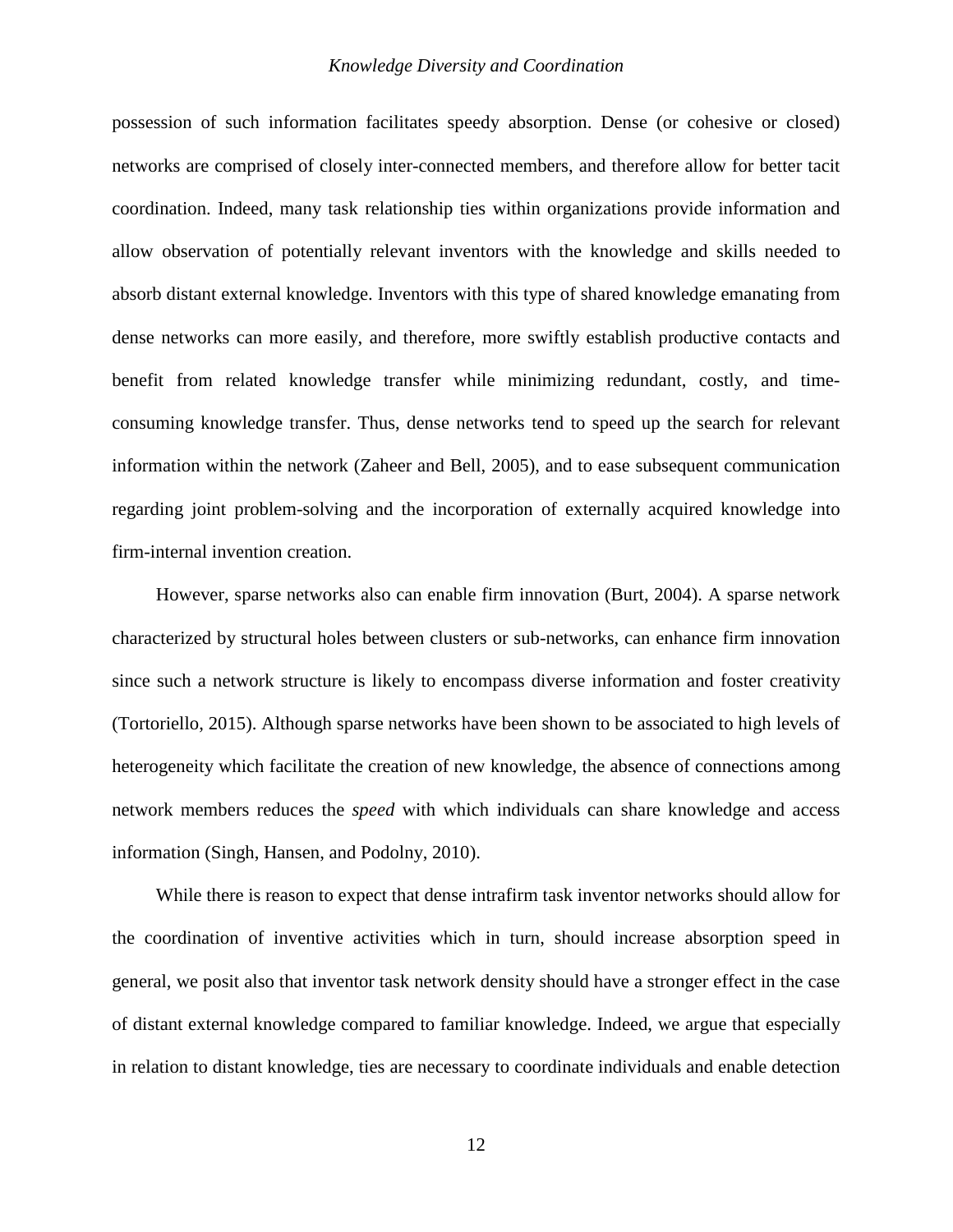possession of such information facilitates speedy absorption. Dense (or cohesive or closed) networks are comprised of closely inter-connected members, and therefore allow for better tacit coordination. Indeed, many task relationship ties within organizations provide information and allow observation of potentially relevant inventors with the knowledge and skills needed to absorb distant external knowledge. Inventors with this type of shared knowledge emanating from dense networks can more easily, and therefore, more swiftly establish productive contacts and benefit from related knowledge transfer while minimizing redundant, costly, and time-consuming knowledge transfer. Thus, dense networks tend to speed up the search for relevant information within the network (Zaheer and Bell, 2005), and to ease subsequent communication regarding joint problem-solving and the incorporation of externally acquired knowledge into firm-internal invention creation.

However, sparse networks also can enable firm innovation (Burt, 2004). A sparse network characterized by structural holes between clusters or sub-networks, can enhance firm innovation since such a network structure is likely to encompass diverse information and foster creativity (Tortoriello, 2015). Although sparse networks have been shown to be associated to high levels of heterogeneity which facilitate the creation of new knowledge, the absence of connections among network members reduces the *speed* with which individuals can share knowledge and access information (Singh, Hansen, and Podolny, 2010).

While there is reason to expect that dense intrafirm task inventor networks should allow for the coordination of inventive activities which in turn, should increase absorption speed in general, we posit also that inventor task network density should have a stronger effect in the case of distant external knowledge compared to familiar knowledge. Indeed, we argue that especially in relation to distant knowledge, ties are necessary to coordinate individuals and enable detection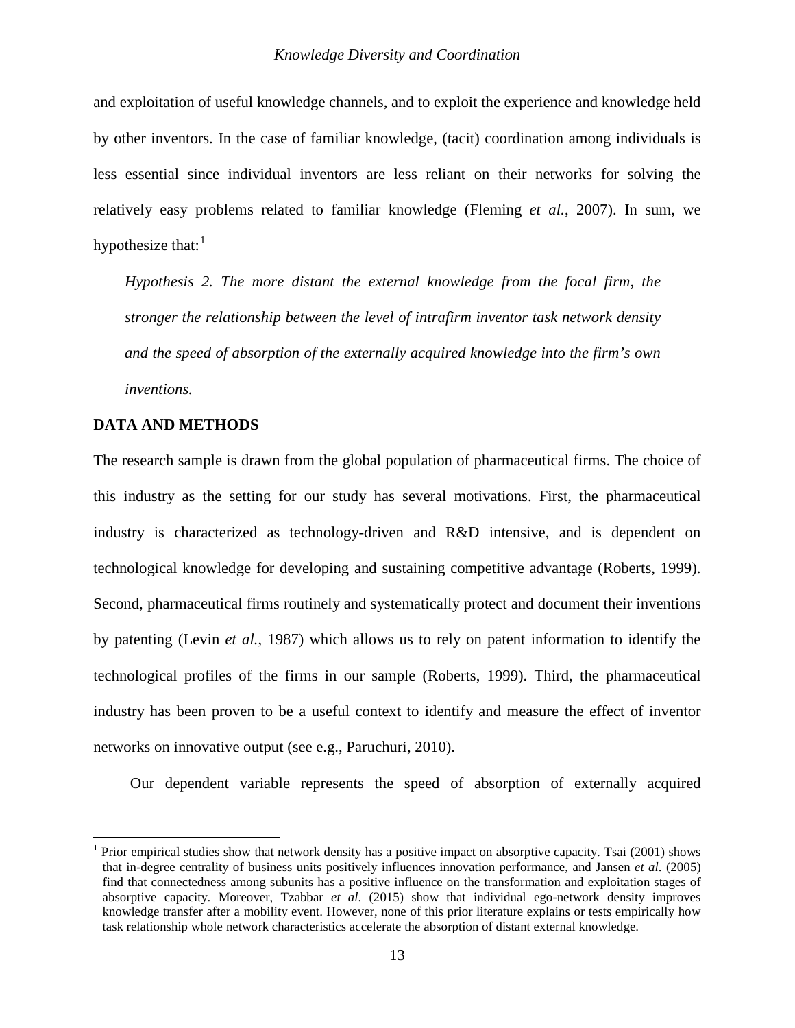and exploitation of useful knowledge channels, and to exploit the experience and knowledge held by other inventors. In the case of familiar knowledge, (tacit) coordination among individuals is less essential since individual inventors are less reliant on their networks for solving the relatively easy problems related to familiar knowledge (Fleming *et al.*, 2007). In sum, we hypothesize that:[1]

> *Hypothesis 2. The more distant the external knowledge from the focal firm, the stronger the relationship between the level of intrafirm inventor task network density and the speed of absorption of the externally acquired knowledge into the firm's own inventions.*

## DATA AND METHODS

The research sample is drawn from the global population of pharmaceutical firms. The choice of this industry as the setting for our study has several motivations. First, the pharmaceutical industry is characterized as technology-driven and R&D intensive, and is dependent on technological knowledge for developing and sustaining competitive advantage (Roberts, 1999). Second, pharmaceutical firms routinely and systematically protect and document their inventions by patenting (Levin *et al.*, 1987) which allows us to rely on patent information to identify the technological profiles of the firms in our sample (Roberts, 1999). Third, the pharmaceutical industry has been proven to be a useful context to identify and measure the effect of inventor networks on innovative output (see e.g., Paruchuri, 2010).

Our dependent variable represents the speed of absorption of externally acquired

---

[1] Prior empirical studies show that network density has a positive impact on absorptive capacity. Tsai (2001) shows that in-degree centrality of business units positively influences innovation performance, and Jansen *et al.* (2005) find that connectedness among subunits has a positive influence on the transformation and exploitation stages of absorptive capacity. Moreover, Tzabbar *et al.* (2015) show that individual ego-network density improves knowledge transfer after a mobility event. However, none of this prior literature explains or tests empirically how task relationship whole network characteristics accelerate the absorption of distant external knowledge.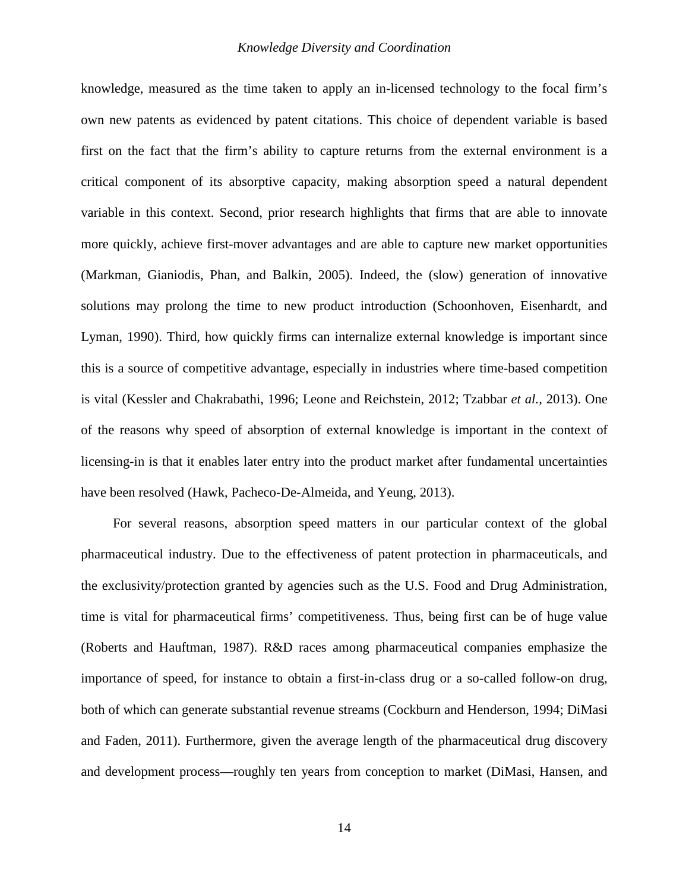knowledge, measured as the time taken to apply an in-licensed technology to the focal firm's own new patents as evidenced by patent citations. This choice of dependent variable is based first on the fact that the firm's ability to capture returns from the external environment is a critical component of its absorptive capacity, making absorption speed a natural dependent variable in this context. Second, prior research highlights that firms that are able to innovate more quickly, achieve first-mover advantages and are able to capture new market opportunities (Markman, Gianiodis, Phan, and Balkin, 2005). Indeed, the (slow) generation of innovative solutions may prolong the time to new product introduction (Schoonhoven, Eisenhardt, and Lyman, 1990). Third, how quickly firms can internalize external knowledge is important since this is a source of competitive advantage, especially in industries where time-based competition is vital (Kessler and Chakrabathi, 1996; Leone and Reichstein, 2012; Tzabbar *et al.*, 2013). One of the reasons why speed of absorption of external knowledge is important in the context of licensing-in is that it enables later entry into the product market after fundamental uncertainties have been resolved (Hawk, Pacheco-De-Almeida, and Yeung, 2013).

For several reasons, absorption speed matters in our particular context of the global pharmaceutical industry. Due to the effectiveness of patent protection in pharmaceuticals, and the exclusivity/protection granted by agencies such as the U.S. Food and Drug Administration, time is vital for pharmaceutical firms' competitiveness. Thus, being first can be of huge value (Roberts and Hauftman, 1987). R&D races among pharmaceutical companies emphasize the importance of speed, for instance to obtain a first-in-class drug or a so-called follow-on drug, both of which can generate substantial revenue streams (Cockburn and Henderson, 1994; DiMasi and Faden, 2011). Furthermore, given the average length of the pharmaceutical drug discovery and development process—roughly ten years from conception to market (DiMasi, Hansen, and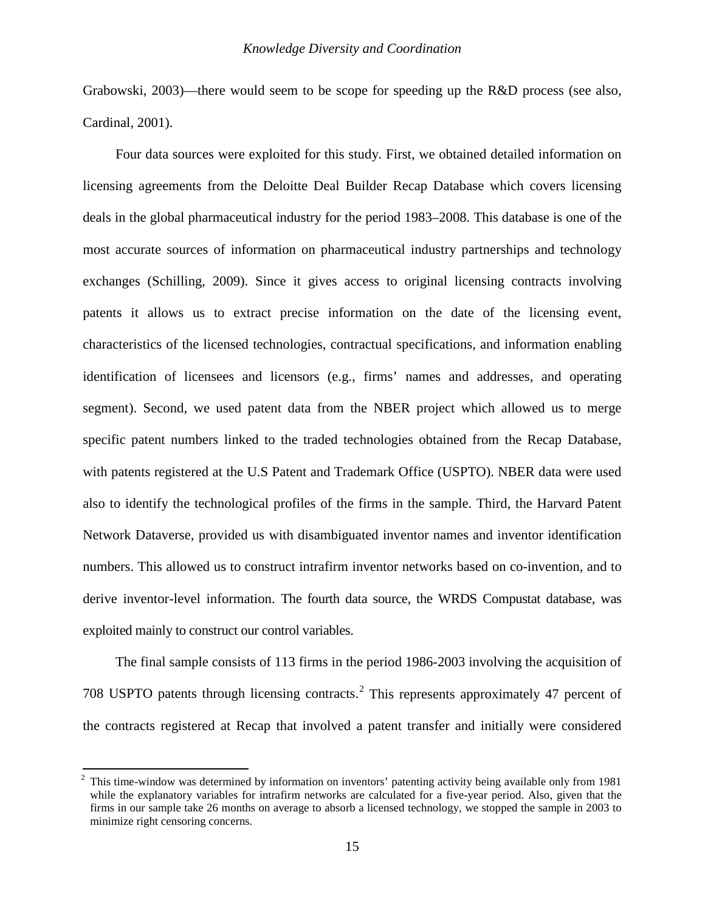Grabowski, 2003)—there would seem to be scope for speeding up the R&D process (see also, Cardinal, 2001).

Four data sources were exploited for this study. First, we obtained detailed information on licensing agreements from the Deloitte Deal Builder Recap Database which covers licensing deals in the global pharmaceutical industry for the period 1983–2008. This database is one of the most accurate sources of information on pharmaceutical industry partnerships and technology exchanges (Schilling, 2009). Since it gives access to original licensing contracts involving patents it allows us to extract precise information on the date of the licensing event, characteristics of the licensed technologies, contractual specifications, and information enabling identification of licensees and licensors (e.g., firms' names and addresses, and operating segment). Second, we used patent data from the NBER project which allowed us to merge specific patent numbers linked to the traded technologies obtained from the Recap Database, with patents registered at the U.S Patent and Trademark Office (USPTO). NBER data were used also to identify the technological profiles of the firms in the sample. Third, the Harvard Patent Network Dataverse, provided us with disambiguated inventor names and inventor identification numbers. This allowed us to construct intrafirm inventor networks based on co-invention, and to derive inventor-level information. The fourth data source, the WRDS Compustat database, was exploited mainly to construct our control variables.

The final sample consists of 113 firms in the period 1986-2003 involving the acquisition of 708 USPTO patents through licensing contracts.[2] This represents approximately 47 percent of the contracts registered at Recap that involved a patent transfer and initially were considered

---

[2] This time-window was determined by information on inventors' patenting activity being available only from 1981 while the explanatory variables for intrafirm networks are calculated for a five-year period. Also, given that the firms in our sample take 26 months on average to absorb a licensed technology, we stopped the sample in 2003 to minimize right censoring concerns.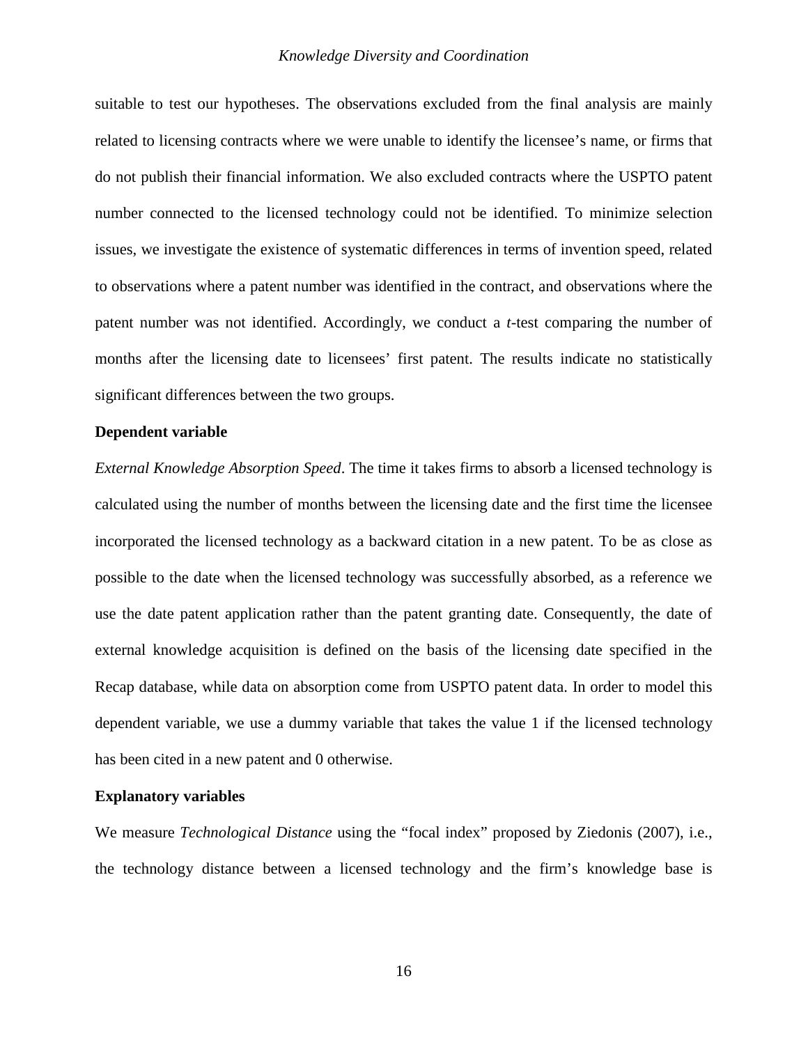suitable to test our hypotheses. The observations excluded from the final analysis are mainly related to licensing contracts where we were unable to identify the licensee's name, or firms that do not publish their financial information. We also excluded contracts where the USPTO patent number connected to the licensed technology could not be identified. To minimize selection issues, we investigate the existence of systematic differences in terms of invention speed, related to observations where a patent number was identified in the contract, and observations where the patent number was not identified. Accordingly, we conduct a *t*-test comparing the number of months after the licensing date to licensees' first patent. The results indicate no statistically significant differences between the two groups.

**Dependent variable**

*External Knowledge Absorption Speed*. The time it takes firms to absorb a licensed technology is calculated using the number of months between the licensing date and the first time the licensee incorporated the licensed technology as a backward citation in a new patent. To be as close as possible to the date when the licensed technology was successfully absorbed, as a reference we use the date patent application rather than the patent granting date. Consequently, the date of external knowledge acquisition is defined on the basis of the licensing date specified in the Recap database, while data on absorption come from USPTO patent data. In order to model this dependent variable, we use a dummy variable that takes the value 1 if the licensed technology has been cited in a new patent and 0 otherwise.

**Explanatory variables**

We measure *Technological Distance* using the "focal index" proposed by Ziedonis (2007), i.e., the technology distance between a licensed technology and the firm's knowledge base is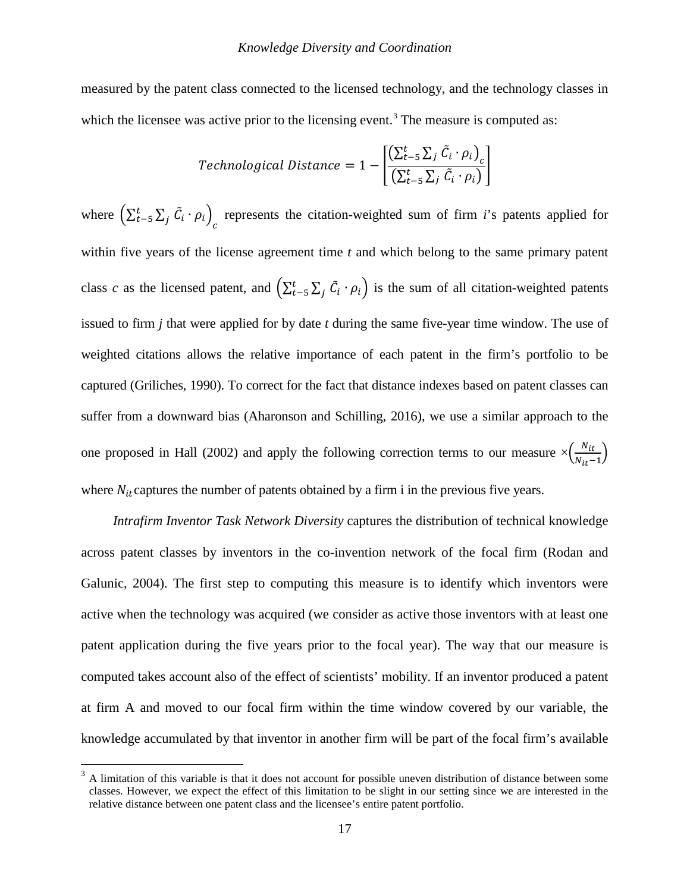measured by the patent class connected to the licensed technology, and the technology classes in which the licensee was active prior to the licensing event.[3] The measure is computed as:

$$Technological\ Distance = 1 - \left[\frac{\left(\sum_{t-5}^{t}\sum_{j}\tilde{C}_i \cdot \rho_i\right)_c}{\left(\sum_{t-5}^{t}\sum_{j}\tilde{C}_i \cdot \rho_i\right)}\right]$$

where $\left(\sum_{t-5}^{t}\sum_{j}\tilde{C}_i \cdot \rho_i\right)_c$ represents the citation-weighted sum of firm *i*'s patents applied for within five years of the license agreement time *t* and which belong to the same primary patent class *c* as the licensed patent, and $\left(\sum_{t-5}^{t}\sum_{j}\tilde{C}_i \cdot \rho_i\right)$ is the sum of all citation-weighted patents issued to firm *j* that were applied for by date *t* during the same five-year time window. The use of weighted citations allows the relative importance of each patent in the firm's portfolio to be captured (Griliches, 1990). To correct for the fact that distance indexes based on patent classes can suffer from a downward bias (Aharonson and Schilling, 2016), we use a similar approach to the one proposed in Hall (2002) and apply the following correction terms to our measure $\times\left(\frac{N_{it}}{N_{it}-1}\right)$ where $N_{it}$ captures the number of patents obtained by a firm i in the previous five years.

*Intrafirm Inventor Task Network Diversity* captures the distribution of technical knowledge across patent classes by inventors in the co-invention network of the focal firm (Rodan and Galunic, 2004). The first step to computing this measure is to identify which inventors were active when the technology was acquired (we consider as active those inventors with at least one patent application during the five years prior to the focal year). The way that our measure is computed takes account also of the effect of scientists' mobility. If an inventor produced a patent at firm A and moved to our focal firm within the time window covered by our variable, the knowledge accumulated by that inventor in another firm will be part of the focal firm's available

[3] A limitation of this variable is that it does not account for possible uneven distribution of distance between some classes. However, we expect the effect of this limitation to be slight in our setting since we are interested in the relative distance between one patent class and the licensee's entire patent portfolio.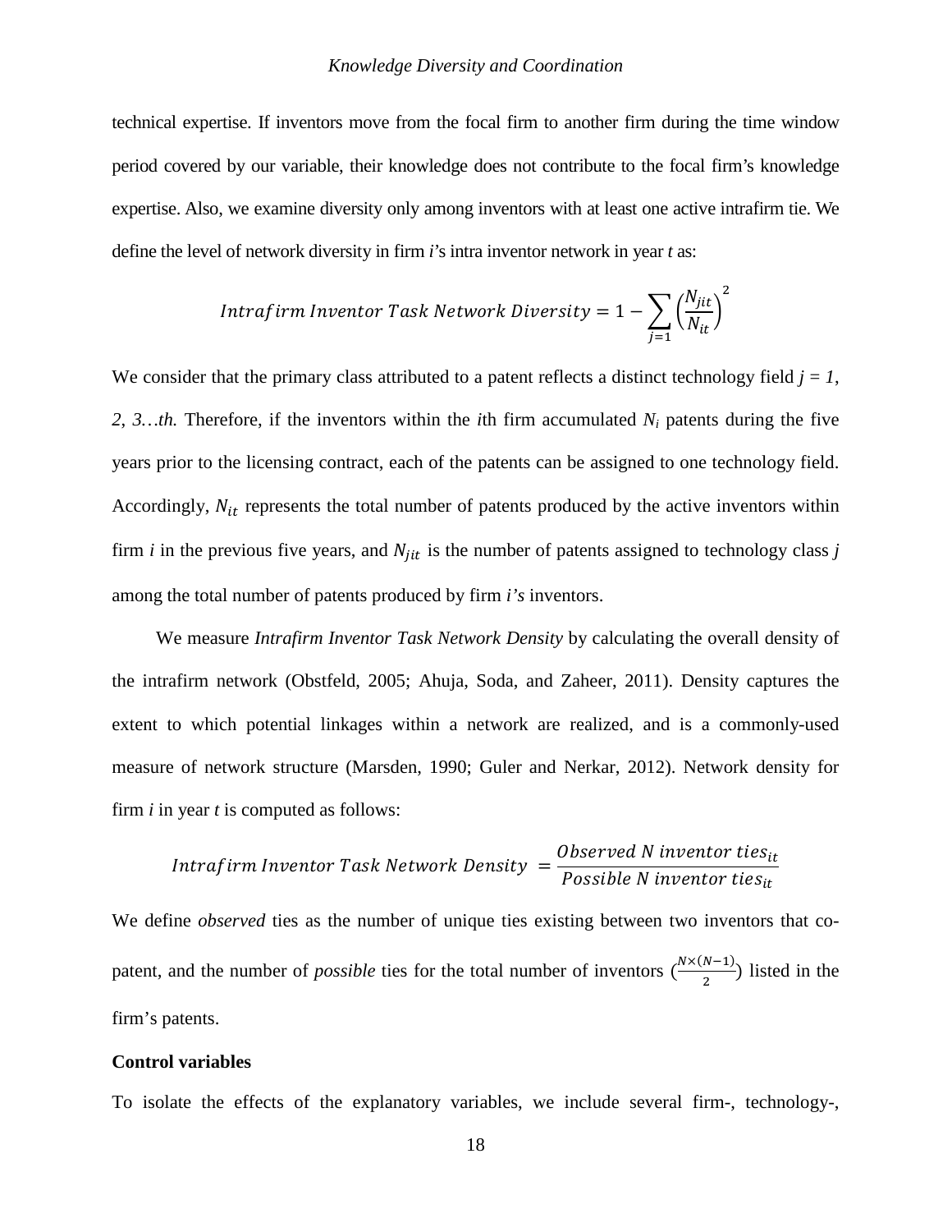technical expertise. If inventors move from the focal firm to another firm during the time window period covered by our variable, their knowledge does not contribute to the focal firm's knowledge expertise. Also, we examine diversity only among inventors with at least one active intrafirm tie. We define the level of network diversity in firm *i*'s intra inventor network in year *t* as:

$$Intrafirm\ Inventor\ Task\ Network\ Diversity = 1 - \sum_{j=1} \left(\frac{N_{jit}}{N_{it}}\right)^2$$

We consider that the primary class attributed to a patent reflects a distinct technology field $j = 1, 2, 3 \ldots th$. Therefore, if the inventors within the *i*th firm accumulated $N_i$ patents during the five years prior to the licensing contract, each of the patents can be assigned to one technology field. Accordingly, $N_{it}$ represents the total number of patents produced by the active inventors within firm *i* in the previous five years, and $N_{jit}$ is the number of patents assigned to technology class *j* among the total number of patents produced by firm *i's* inventors.

We measure *Intrafirm Inventor Task Network Density* by calculating the overall density of the intrafirm network (Obstfeld, 2005; Ahuja, Soda, and Zaheer, 2011). Density captures the extent to which potential linkages within a network are realized, and is a commonly-used measure of network structure (Marsden, 1990; Guler and Nerkar, 2012). Network density for firm *i* in year *t* is computed as follows:

$$Intrafirm\ Inventor\ Task\ Network\ Density = \frac{Observed\ N\ inventor\ ties_{it}}{Possible\ N\ inventor\ ties_{it}}$$

We define *observed* ties as the number of unique ties existing between two inventors that co-patent, and the number of *possible* ties for the total number of inventors ($\frac{N \times (N-1)}{2}$) listed in the firm's patents.

**Control variables**

To isolate the effects of the explanatory variables, we include several firm-, technology-,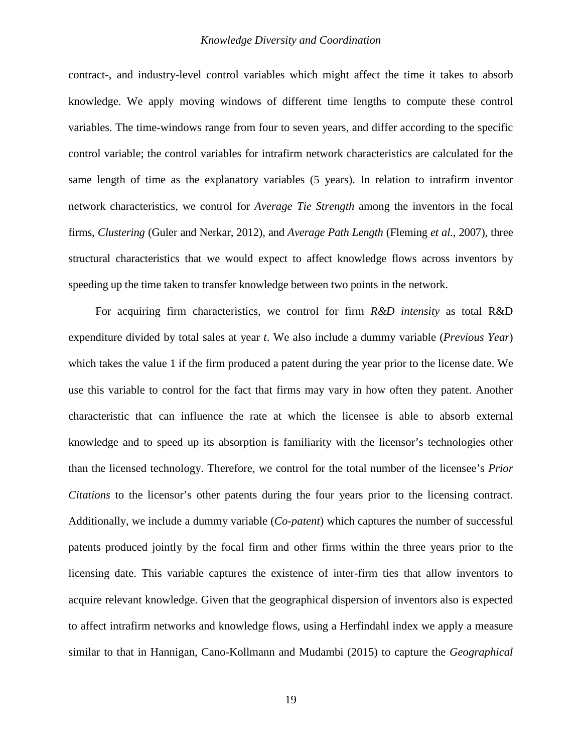contract-, and industry-level control variables which might affect the time it takes to absorb knowledge. We apply moving windows of different time lengths to compute these control variables. The time-windows range from four to seven years, and differ according to the specific control variable; the control variables for intrafirm network characteristics are calculated for the same length of time as the explanatory variables (5 years). In relation to intrafirm inventor network characteristics, we control for *Average Tie Strength* among the inventors in the focal firms, *Clustering* (Guler and Nerkar, 2012), and *Average Path Length* (Fleming *et al*., 2007), three structural characteristics that we would expect to affect knowledge flows across inventors by speeding up the time taken to transfer knowledge between two points in the network.

For acquiring firm characteristics, we control for firm *R&D intensity* as total R&D expenditure divided by total sales at year *t*. We also include a dummy variable (*Previous Year*) which takes the value 1 if the firm produced a patent during the year prior to the license date. We use this variable to control for the fact that firms may vary in how often they patent. Another characteristic that can influence the rate at which the licensee is able to absorb external knowledge and to speed up its absorption is familiarity with the licensor's technologies other than the licensed technology. Therefore, we control for the total number of the licensee's *Prior Citations* to the licensor's other patents during the four years prior to the licensing contract. Additionally, we include a dummy variable (*Co-patent*) which captures the number of successful patents produced jointly by the focal firm and other firms within the three years prior to the licensing date. This variable captures the existence of inter-firm ties that allow inventors to acquire relevant knowledge. Given that the geographical dispersion of inventors also is expected to affect intrafirm networks and knowledge flows, using a Herfindahl index we apply a measure similar to that in Hannigan, Cano-Kollmann and Mudambi (2015) to capture the *Geographical*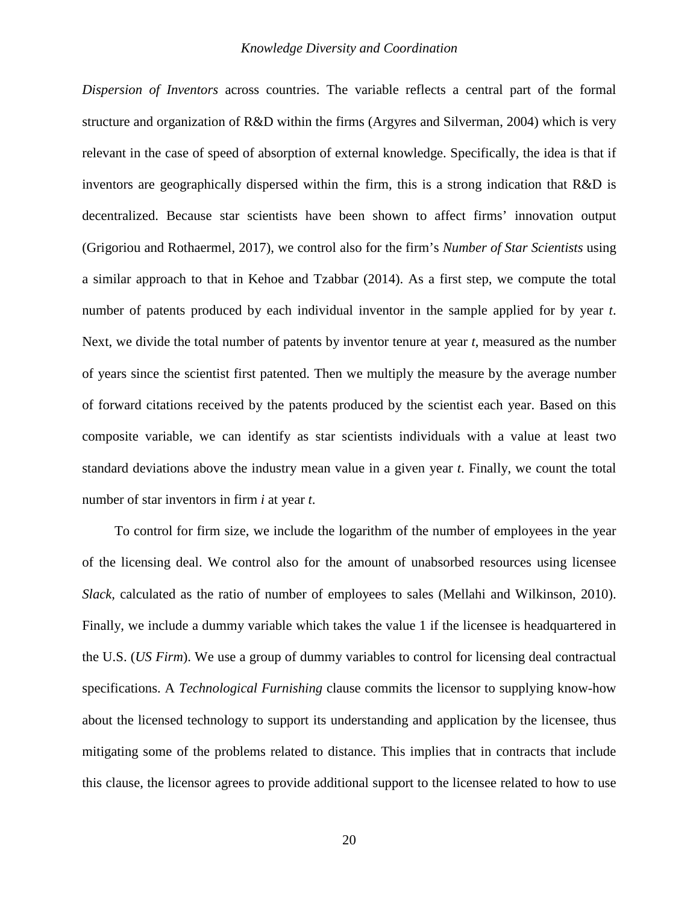*Dispersion of Inventors* across countries. The variable reflects a central part of the formal structure and organization of R&D within the firms (Argyres and Silverman, 2004) which is very relevant in the case of speed of absorption of external knowledge. Specifically, the idea is that if inventors are geographically dispersed within the firm, this is a strong indication that R&D is decentralized. Because star scientists have been shown to affect firms' innovation output (Grigoriou and Rothaermel, 2017), we control also for the firm's *Number of Star Scientists* using a similar approach to that in Kehoe and Tzabbar (2014). As a first step, we compute the total number of patents produced by each individual inventor in the sample applied for by year *t*. Next, we divide the total number of patents by inventor tenure at year *t*, measured as the number of years since the scientist first patented. Then we multiply the measure by the average number of forward citations received by the patents produced by the scientist each year. Based on this composite variable, we can identify as star scientists individuals with a value at least two standard deviations above the industry mean value in a given year *t*. Finally, we count the total number of star inventors in firm *i* at year *t*.

To control for firm size, we include the logarithm of the number of employees in the year of the licensing deal. We control also for the amount of unabsorbed resources using licensee *Slack*, calculated as the ratio of number of employees to sales (Mellahi and Wilkinson, 2010). Finally, we include a dummy variable which takes the value 1 if the licensee is headquartered in the U.S. (*US Firm*). We use a group of dummy variables to control for licensing deal contractual specifications. A *Technological Furnishing* clause commits the licensor to supplying know-how about the licensed technology to support its understanding and application by the licensee, thus mitigating some of the problems related to distance. This implies that in contracts that include this clause, the licensor agrees to provide additional support to the licensee related to how to use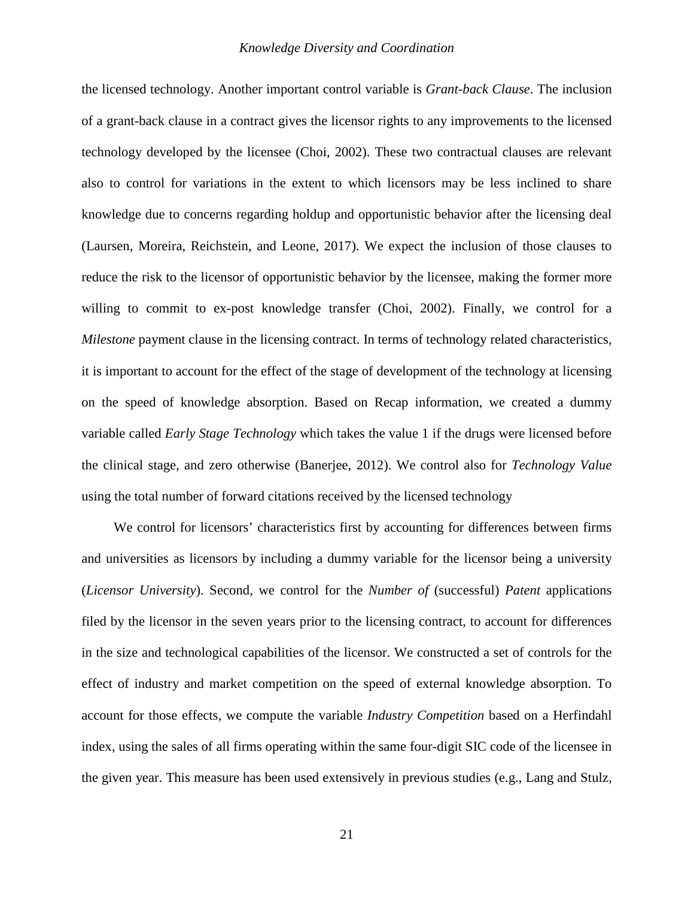the licensed technology. Another important control variable is *Grant-back Clause*. The inclusion of a grant-back clause in a contract gives the licensor rights to any improvements to the licensed technology developed by the licensee (Choi, 2002). These two contractual clauses are relevant also to control for variations in the extent to which licensors may be less inclined to share knowledge due to concerns regarding holdup and opportunistic behavior after the licensing deal (Laursen, Moreira, Reichstein, and Leone, 2017). We expect the inclusion of those clauses to reduce the risk to the licensor of opportunistic behavior by the licensee, making the former more willing to commit to ex-post knowledge transfer (Choi, 2002). Finally, we control for a *Milestone* payment clause in the licensing contract. In terms of technology related characteristics, it is important to account for the effect of the stage of development of the technology at licensing on the speed of knowledge absorption. Based on Recap information, we created a dummy variable called *Early Stage Technology* which takes the value 1 if the drugs were licensed before the clinical stage, and zero otherwise (Banerjee, 2012). We control also for *Technology Value* using the total number of forward citations received by the licensed technology

We control for licensors' characteristics first by accounting for differences between firms and universities as licensors by including a dummy variable for the licensor being a university (*Licensor University*). Second, we control for the *Number of* (successful) *Patent* applications filed by the licensor in the seven years prior to the licensing contract, to account for differences in the size and technological capabilities of the licensor. We constructed a set of controls for the effect of industry and market competition on the speed of external knowledge absorption. To account for those effects, we compute the variable *Industry Competition* based on a Herfindahl index, using the sales of all firms operating within the same four-digit SIC code of the licensee in the given year. This measure has been used extensively in previous studies (e.g., Lang and Stulz,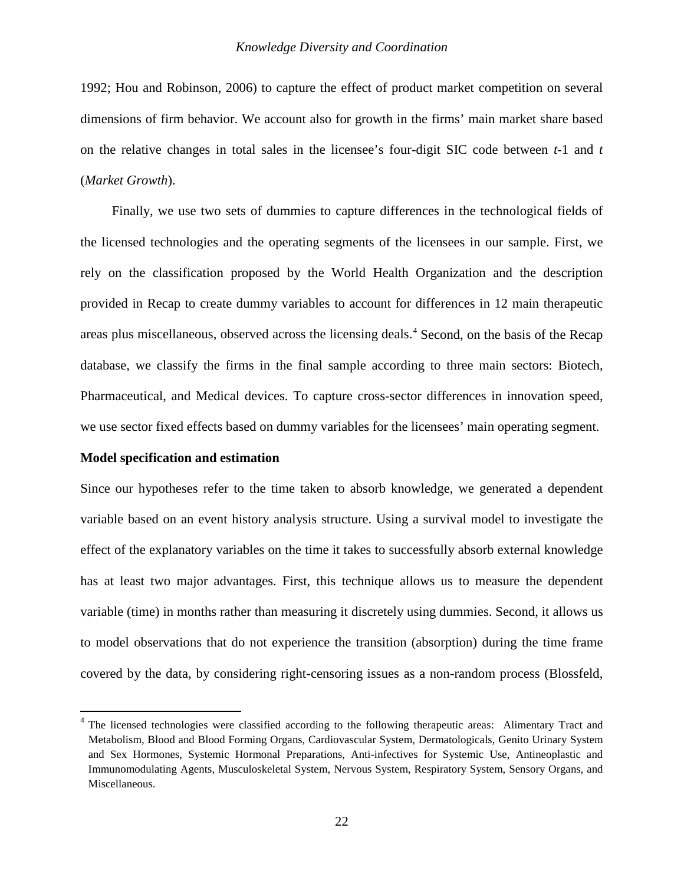1992; Hou and Robinson, 2006) to capture the effect of product market competition on several dimensions of firm behavior. We account also for growth in the firms' main market share based on the relative changes in total sales in the licensee's four-digit SIC code between $t$-1 and $t$ (*Market Growth*).

Finally, we use two sets of dummies to capture differences in the technological fields of the licensed technologies and the operating segments of the licensees in our sample. First, we rely on the classification proposed by the World Health Organization and the description provided in Recap to create dummy variables to account for differences in 12 main therapeutic areas plus miscellaneous, observed across the licensing deals.[4] Second, on the basis of the Recap database, we classify the firms in the final sample according to three main sectors: Biotech, Pharmaceutical, and Medical devices. To capture cross-sector differences in innovation speed, we use sector fixed effects based on dummy variables for the licensees' main operating segment.

**Model specification and estimation**

Since our hypotheses refer to the time taken to absorb knowledge, we generated a dependent variable based on an event history analysis structure. Using a survival model to investigate the effect of the explanatory variables on the time it takes to successfully absorb external knowledge has at least two major advantages. First, this technique allows us to measure the dependent variable (time) in months rather than measuring it discretely using dummies. Second, it allows us to model observations that do not experience the transition (absorption) during the time frame covered by the data, by considering right-censoring issues as a non-random process (Blossfeld,

[4] The licensed technologies were classified according to the following therapeutic areas: Alimentary Tract and Metabolism, Blood and Blood Forming Organs, Cardiovascular System, Dermatologicals, Genito Urinary System and Sex Hormones, Systemic Hormonal Preparations, Anti-infectives for Systemic Use, Antineoplastic and Immunomodulating Agents, Musculoskeletal System, Nervous System, Respiratory System, Sensory Organs, and Miscellaneous.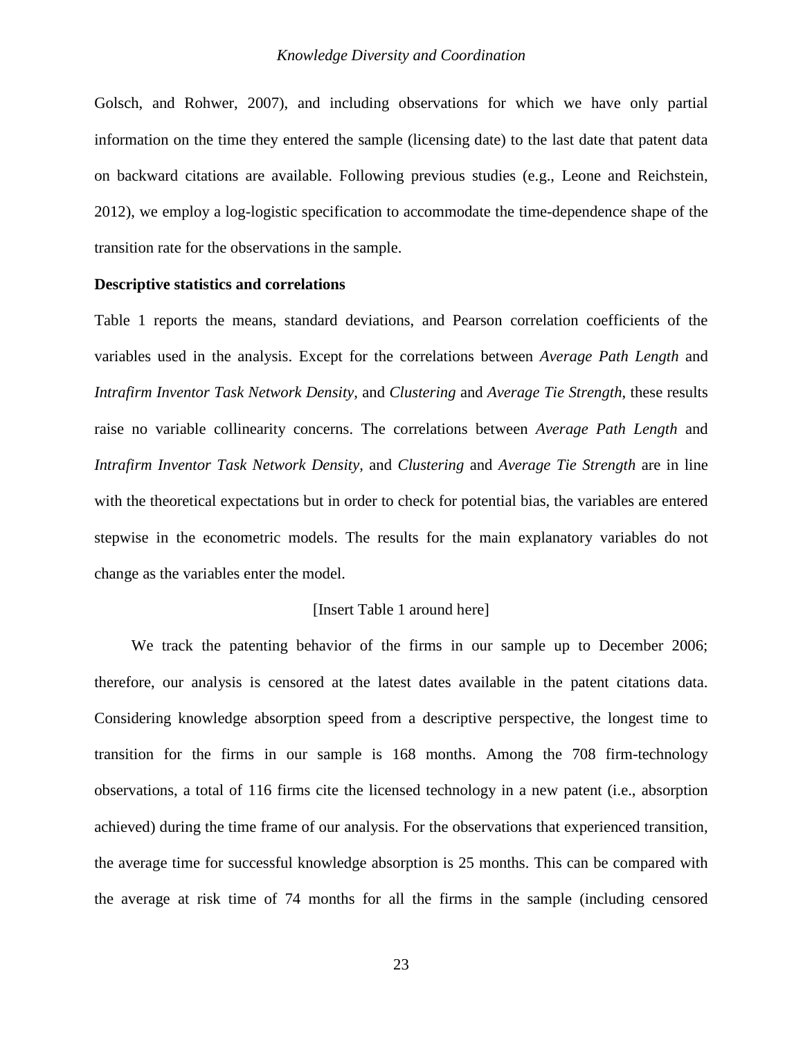Golsch, and Rohwer, 2007), and including observations for which we have only partial information on the time they entered the sample (licensing date) to the last date that patent data on backward citations are available. Following previous studies (e.g., Leone and Reichstein, 2012), we employ a log-logistic specification to accommodate the time-dependence shape of the transition rate for the observations in the sample.

**Descriptive statistics and correlations**

Table 1 reports the means, standard deviations, and Pearson correlation coefficients of the variables used in the analysis. Except for the correlations between *Average Path Length* and *Intrafirm Inventor Task Network Density,* and *Clustering* and *Average Tie Strength*, these results raise no variable collinearity concerns. The correlations between *Average Path Length* and *Intrafirm Inventor Task Network Density,* and *Clustering* and *Average Tie Strength* are in line with the theoretical expectations but in order to check for potential bias, the variables are entered stepwise in the econometric models. The results for the main explanatory variables do not change as the variables enter the model.

[Insert Table 1 around here]

We track the patenting behavior of the firms in our sample up to December 2006; therefore, our analysis is censored at the latest dates available in the patent citations data. Considering knowledge absorption speed from a descriptive perspective, the longest time to transition for the firms in our sample is 168 months. Among the 708 firm-technology observations, a total of 116 firms cite the licensed technology in a new patent (i.e., absorption achieved) during the time frame of our analysis. For the observations that experienced transition, the average time for successful knowledge absorption is 25 months. This can be compared with the average at risk time of 74 months for all the firms in the sample (including censored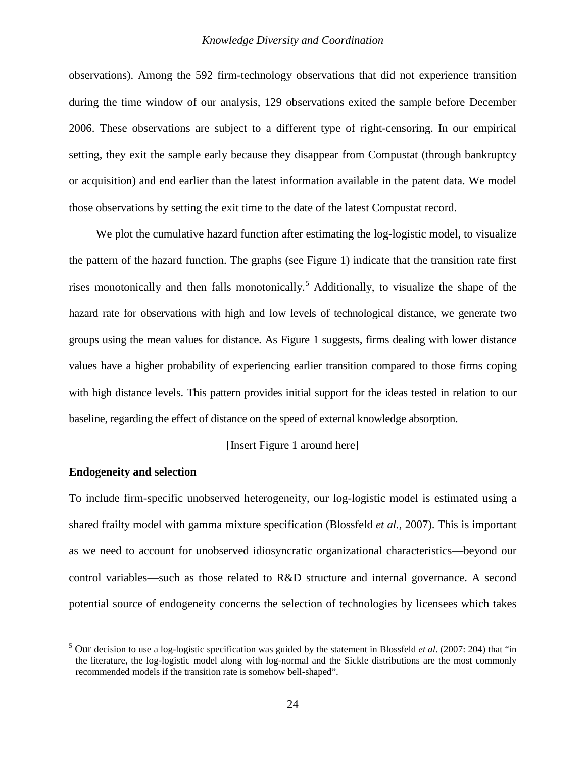observations). Among the 592 firm-technology observations that did not experience transition during the time window of our analysis, 129 observations exited the sample before December 2006. These observations are subject to a different type of right-censoring. In our empirical setting, they exit the sample early because they disappear from Compustat (through bankruptcy or acquisition) and end earlier than the latest information available in the patent data. We model those observations by setting the exit time to the date of the latest Compustat record.

We plot the cumulative hazard function after estimating the log-logistic model, to visualize the pattern of the hazard function. The graphs (see Figure 1) indicate that the transition rate first rises monotonically and then falls monotonically.[5] Additionally, to visualize the shape of the hazard rate for observations with high and low levels of technological distance, we generate two groups using the mean values for distance. As Figure 1 suggests, firms dealing with lower distance values have a higher probability of experiencing earlier transition compared to those firms coping with high distance levels. This pattern provides initial support for the ideas tested in relation to our baseline, regarding the effect of distance on the speed of external knowledge absorption.

[Insert Figure 1 around here]

**Endogeneity and selection**

To include firm-specific unobserved heterogeneity, our log-logistic model is estimated using a shared frailty model with gamma mixture specification (Blossfeld *et al*., 2007). This is important as we need to account for unobserved idiosyncratic organizational characteristics—beyond our control variables—such as those related to R&D structure and internal governance. A second potential source of endogeneity concerns the selection of technologies by licensees which takes

[5] Our decision to use a log-logistic specification was guided by the statement in Blossfeld *et al*. (2007: 204) that "in the literature, the log-logistic model along with log-normal and the Sickle distributions are the most commonly recommended models if the transition rate is somehow bell-shaped".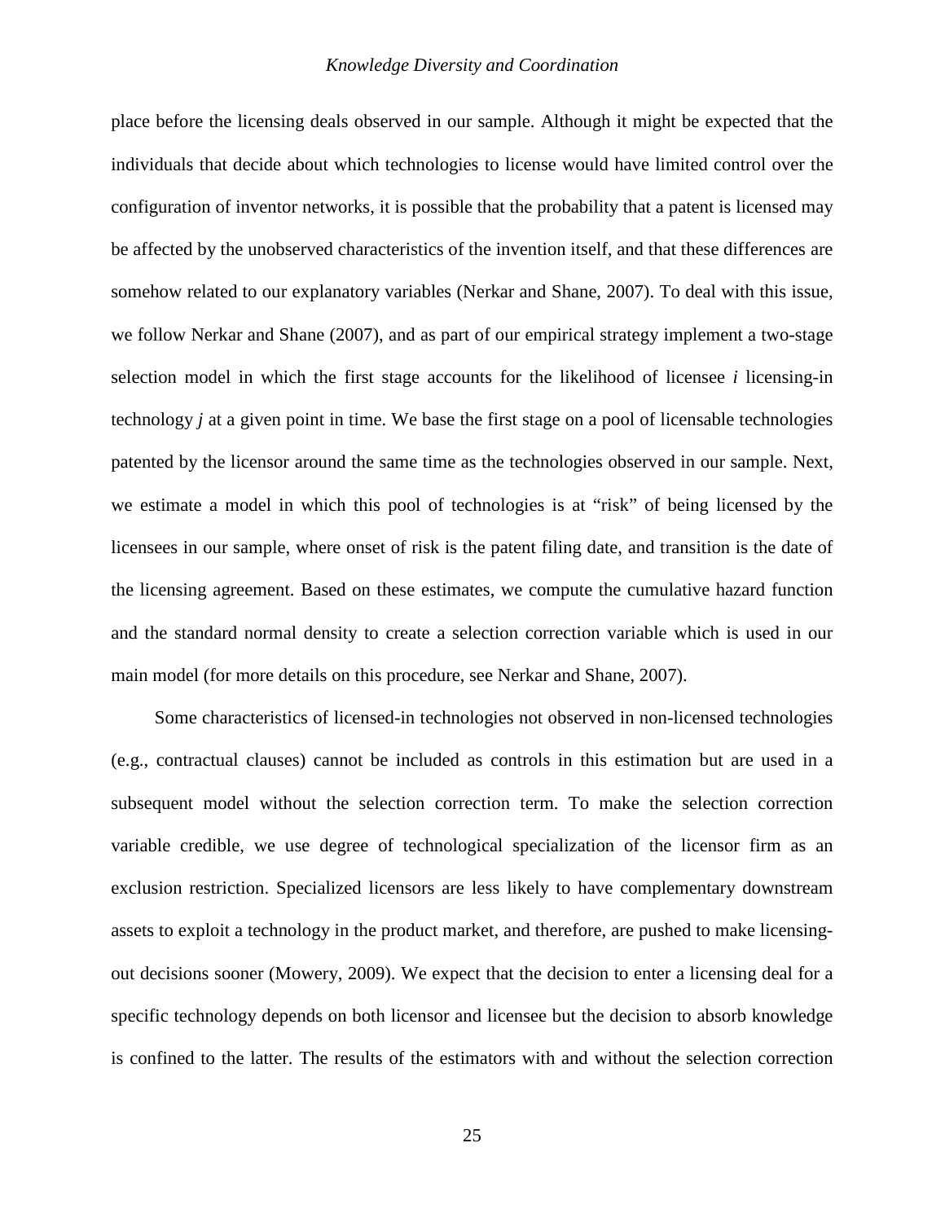place before the licensing deals observed in our sample. Although it might be expected that the individuals that decide about which technologies to license would have limited control over the configuration of inventor networks, it is possible that the probability that a patent is licensed may be affected by the unobserved characteristics of the invention itself, and that these differences are somehow related to our explanatory variables (Nerkar and Shane, 2007). To deal with this issue, we follow Nerkar and Shane (2007), and as part of our empirical strategy implement a two-stage selection model in which the first stage accounts for the likelihood of licensee *i* licensing-in technology *j* at a given point in time. We base the first stage on a pool of licensable technologies patented by the licensor around the same time as the technologies observed in our sample. Next, we estimate a model in which this pool of technologies is at "risk" of being licensed by the licensees in our sample, where onset of risk is the patent filing date, and transition is the date of the licensing agreement. Based on these estimates, we compute the cumulative hazard function and the standard normal density to create a selection correction variable which is used in our main model (for more details on this procedure, see Nerkar and Shane, 2007).

Some characteristics of licensed-in technologies not observed in non-licensed technologies (e.g., contractual clauses) cannot be included as controls in this estimation but are used in a subsequent model without the selection correction term. To make the selection correction variable credible, we use degree of technological specialization of the licensor firm as an exclusion restriction. Specialized licensors are less likely to have complementary downstream assets to exploit a technology in the product market, and therefore, are pushed to make licensing-out decisions sooner (Mowery, 2009). We expect that the decision to enter a licensing deal for a specific technology depends on both licensor and licensee but the decision to absorb knowledge is confined to the latter. The results of the estimators with and without the selection correction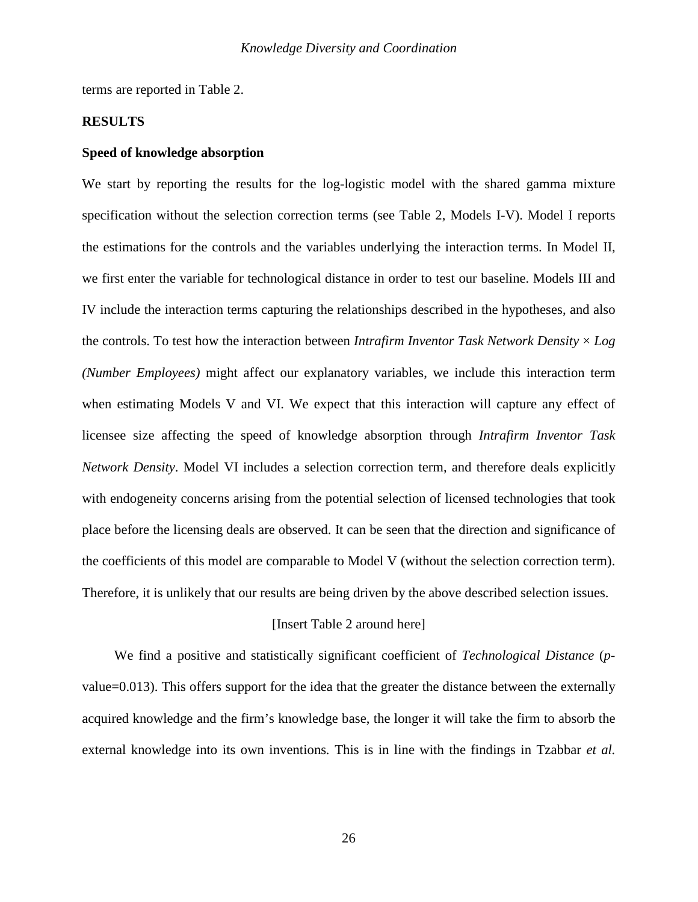terms are reported in Table 2.

## RESULTS

### Speed of knowledge absorption

We start by reporting the results for the log-logistic model with the shared gamma mixture specification without the selection correction terms (see Table 2, Models I-V). Model I reports the estimations for the controls and the variables underlying the interaction terms. In Model II, we first enter the variable for technological distance in order to test our baseline. Models III and IV include the interaction terms capturing the relationships described in the hypotheses, and also the controls. To test how the interaction between *Intrafirm Inventor Task Network Density* × *Log (Number Employees)* might affect our explanatory variables, we include this interaction term when estimating Models V and VI. We expect that this interaction will capture any effect of licensee size affecting the speed of knowledge absorption through *Intrafirm Inventor Task Network Density*. Model VI includes a selection correction term, and therefore deals explicitly with endogeneity concerns arising from the potential selection of licensed technologies that took place before the licensing deals are observed. It can be seen that the direction and significance of the coefficients of this model are comparable to Model V (without the selection correction term). Therefore, it is unlikely that our results are being driven by the above described selection issues.

[Insert Table 2 around here]

We find a positive and statistically significant coefficient of *Technological Distance* (*p*-value=0.013). This offers support for the idea that the greater the distance between the externally acquired knowledge and the firm's knowledge base, the longer it will take the firm to absorb the external knowledge into its own inventions. This is in line with the findings in Tzabbar *et al.*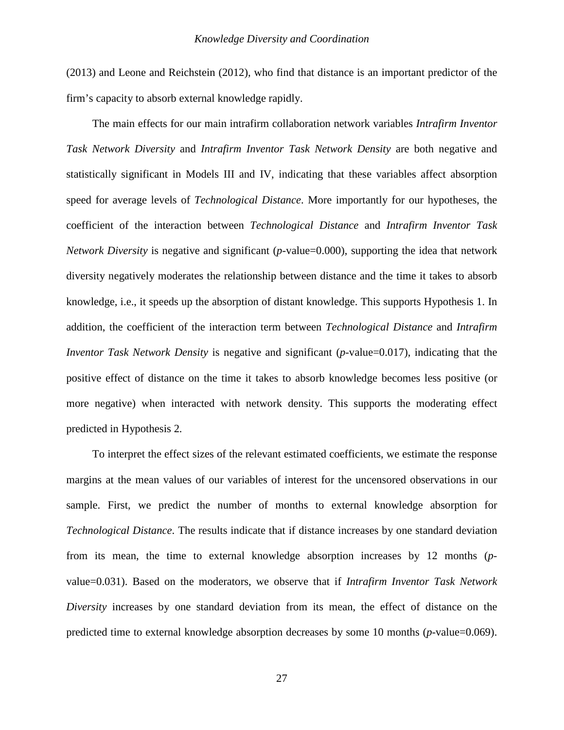(2013) and Leone and Reichstein (2012), who find that distance is an important predictor of the firm's capacity to absorb external knowledge rapidly.

The main effects for our main intrafirm collaboration network variables *Intrafirm Inventor Task Network Diversity* and *Intrafirm Inventor Task Network Density* are both negative and statistically significant in Models III and IV, indicating that these variables affect absorption speed for average levels of *Technological Distance*. More importantly for our hypotheses, the coefficient of the interaction between *Technological Distance* and *Intrafirm Inventor Task Network Diversity* is negative and significant (*p*-value=0.000), supporting the idea that network diversity negatively moderates the relationship between distance and the time it takes to absorb knowledge, i.e., it speeds up the absorption of distant knowledge. This supports Hypothesis 1. In addition, the coefficient of the interaction term between *Technological Distance* and *Intrafirm Inventor Task Network Density* is negative and significant (*p*-value=0.017), indicating that the positive effect of distance on the time it takes to absorb knowledge becomes less positive (or more negative) when interacted with network density. This supports the moderating effect predicted in Hypothesis 2.

To interpret the effect sizes of the relevant estimated coefficients, we estimate the response margins at the mean values of our variables of interest for the uncensored observations in our sample. First, we predict the number of months to external knowledge absorption for *Technological Distance*. The results indicate that if distance increases by one standard deviation from its mean, the time to external knowledge absorption increases by 12 months (*p*-value=0.031). Based on the moderators, we observe that if *Intrafirm Inventor Task Network Diversity* increases by one standard deviation from its mean, the effect of distance on the predicted time to external knowledge absorption decreases by some 10 months (*p*-value=0.069).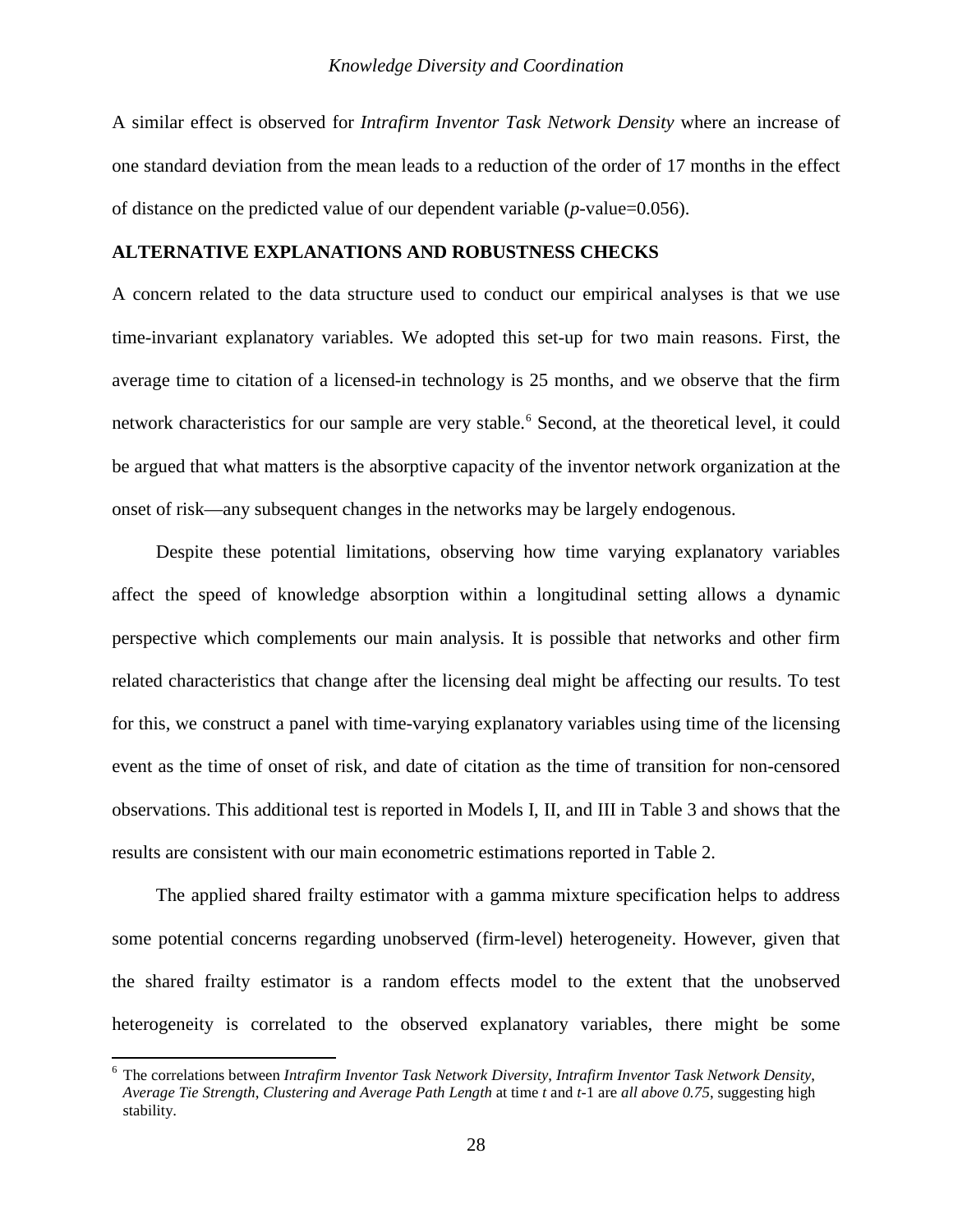A similar effect is observed for *Intrafirm Inventor Task Network Density* where an increase of one standard deviation from the mean leads to a reduction of the order of 17 months in the effect of distance on the predicted value of our dependent variable (*p*-value=0.056).

## ALTERNATIVE EXPLANATIONS AND ROBUSTNESS CHECKS

A concern related to the data structure used to conduct our empirical analyses is that we use time-invariant explanatory variables. We adopted this set-up for two main reasons. First, the average time to citation of a licensed-in technology is 25 months, and we observe that the firm network characteristics for our sample are very stable.[6] Second, at the theoretical level, it could be argued that what matters is the absorptive capacity of the inventor network organization at the onset of risk—any subsequent changes in the networks may be largely endogenous.

Despite these potential limitations, observing how time varying explanatory variables affect the speed of knowledge absorption within a longitudinal setting allows a dynamic perspective which complements our main analysis. It is possible that networks and other firm related characteristics that change after the licensing deal might be affecting our results. To test for this, we construct a panel with time-varying explanatory variables using time of the licensing event as the time of onset of risk, and date of citation as the time of transition for non-censored observations. This additional test is reported in Models I, II, and III in Table 3 and shows that the results are consistent with our main econometric estimations reported in Table 2.

The applied shared frailty estimator with a gamma mixture specification helps to address some potential concerns regarding unobserved (firm-level) heterogeneity. However, given that the shared frailty estimator is a random effects model to the extent that the unobserved heterogeneity is correlated to the observed explanatory variables, there might be some

[6] The correlations between *Intrafirm Inventor Task Network Diversity*, *Intrafirm Inventor Task Network Density*, *Average Tie Strength*, *Clustering and Average Path Length* at time *t* and *t*-1 are *all above 0.75*, suggesting high stability.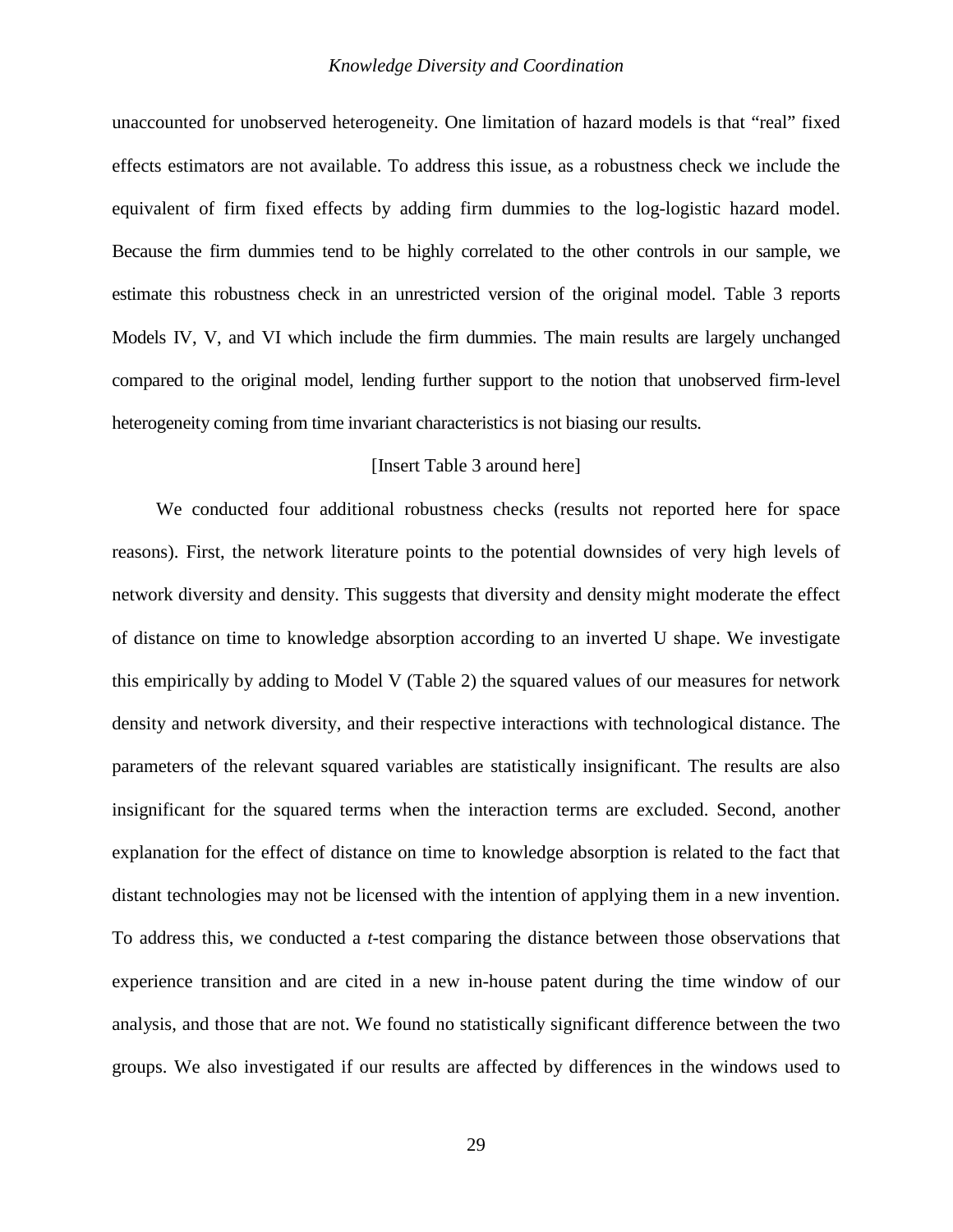unaccounted for unobserved heterogeneity. One limitation of hazard models is that "real" fixed effects estimators are not available. To address this issue, as a robustness check we include the equivalent of firm fixed effects by adding firm dummies to the log-logistic hazard model. Because the firm dummies tend to be highly correlated to the other controls in our sample, we estimate this robustness check in an unrestricted version of the original model. Table 3 reports Models IV, V, and VI which include the firm dummies. The main results are largely unchanged compared to the original model, lending further support to the notion that unobserved firm-level heterogeneity coming from time invariant characteristics is not biasing our results.

[Insert Table 3 around here]

We conducted four additional robustness checks (results not reported here for space reasons). First, the network literature points to the potential downsides of very high levels of network diversity and density. This suggests that diversity and density might moderate the effect of distance on time to knowledge absorption according to an inverted U shape. We investigate this empirically by adding to Model V (Table 2) the squared values of our measures for network density and network diversity, and their respective interactions with technological distance. The parameters of the relevant squared variables are statistically insignificant. The results are also insignificant for the squared terms when the interaction terms are excluded. Second, another explanation for the effect of distance on time to knowledge absorption is related to the fact that distant technologies may not be licensed with the intention of applying them in a new invention. To address this, we conducted a *t*-test comparing the distance between those observations that experience transition and are cited in a new in-house patent during the time window of our analysis, and those that are not. We found no statistically significant difference between the two groups. We also investigated if our results are affected by differences in the windows used to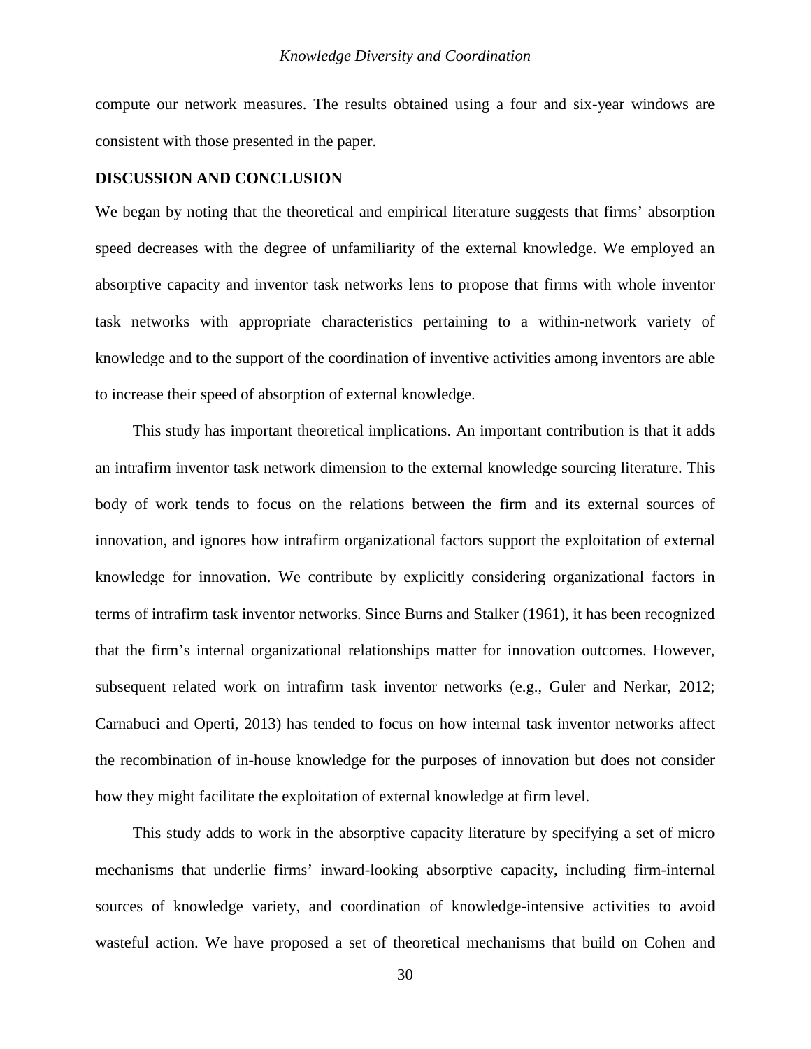compute our network measures. The results obtained using a four and six-year windows are consistent with those presented in the paper.

## DISCUSSION AND CONCLUSION

We began by noting that the theoretical and empirical literature suggests that firms' absorption speed decreases with the degree of unfamiliarity of the external knowledge. We employed an absorptive capacity and inventor task networks lens to propose that firms with whole inventor task networks with appropriate characteristics pertaining to a within-network variety of knowledge and to the support of the coordination of inventive activities among inventors are able to increase their speed of absorption of external knowledge.

This study has important theoretical implications. An important contribution is that it adds an intrafirm inventor task network dimension to the external knowledge sourcing literature. This body of work tends to focus on the relations between the firm and its external sources of innovation, and ignores how intrafirm organizational factors support the exploitation of external knowledge for innovation. We contribute by explicitly considering organizational factors in terms of intrafirm task inventor networks. Since Burns and Stalker (1961), it has been recognized that the firm's internal organizational relationships matter for innovation outcomes. However, subsequent related work on intrafirm task inventor networks (e.g., Guler and Nerkar, 2012; Carnabuci and Operti, 2013) has tended to focus on how internal task inventor networks affect the recombination of in-house knowledge for the purposes of innovation but does not consider how they might facilitate the exploitation of external knowledge at firm level.

This study adds to work in the absorptive capacity literature by specifying a set of micro mechanisms that underlie firms' inward-looking absorptive capacity, including firm-internal sources of knowledge variety, and coordination of knowledge-intensive activities to avoid wasteful action. We have proposed a set of theoretical mechanisms that build on Cohen and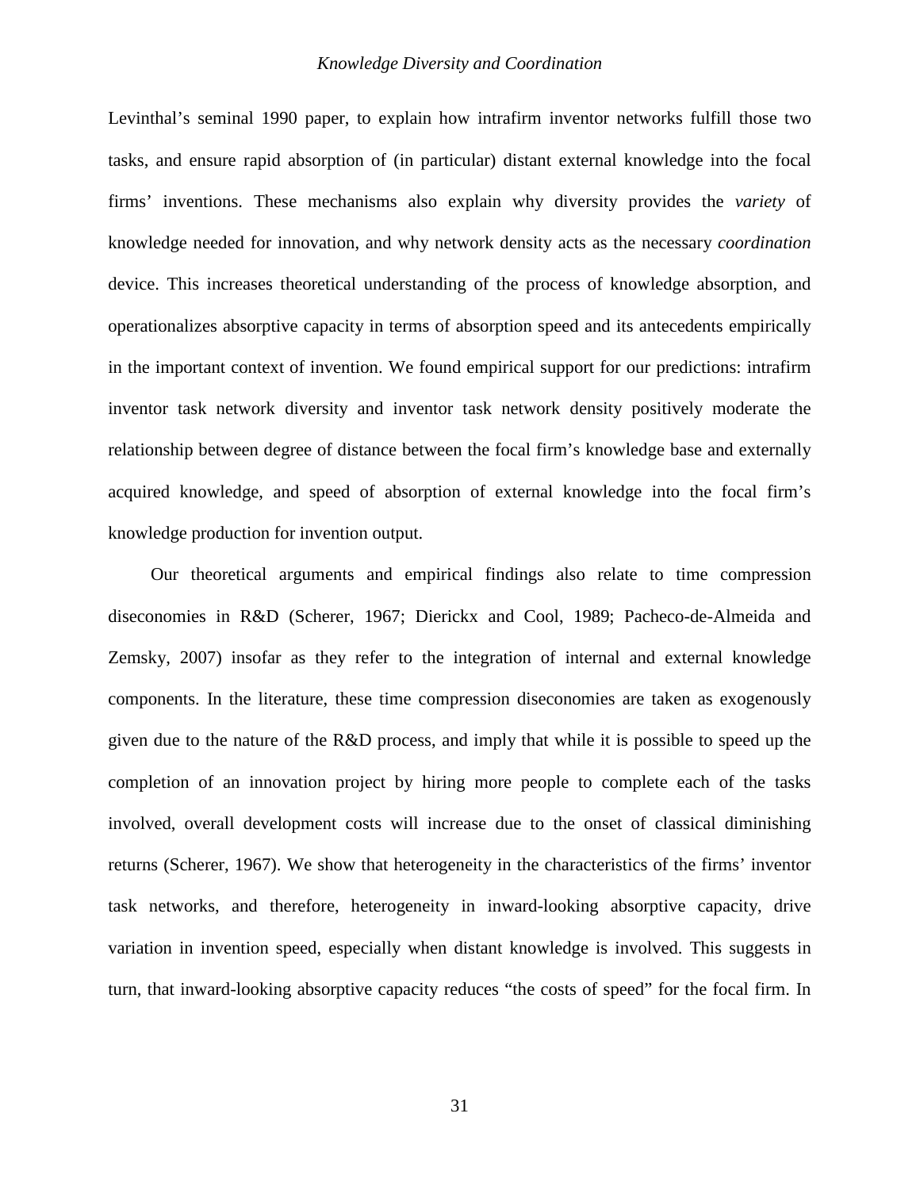Levinthal's seminal 1990 paper, to explain how intrafirm inventor networks fulfill those two tasks, and ensure rapid absorption of (in particular) distant external knowledge into the focal firms' inventions. These mechanisms also explain why diversity provides the *variety* of knowledge needed for innovation, and why network density acts as the necessary *coordination* device. This increases theoretical understanding of the process of knowledge absorption, and operationalizes absorptive capacity in terms of absorption speed and its antecedents empirically in the important context of invention. We found empirical support for our predictions: intrafirm inventor task network diversity and inventor task network density positively moderate the relationship between degree of distance between the focal firm's knowledge base and externally acquired knowledge, and speed of absorption of external knowledge into the focal firm's knowledge production for invention output.

Our theoretical arguments and empirical findings also relate to time compression diseconomies in R&D (Scherer, 1967; Dierickx and Cool, 1989; Pacheco-de-Almeida and Zemsky, 2007) insofar as they refer to the integration of internal and external knowledge components. In the literature, these time compression diseconomies are taken as exogenously given due to the nature of the R&D process, and imply that while it is possible to speed up the completion of an innovation project by hiring more people to complete each of the tasks involved, overall development costs will increase due to the onset of classical diminishing returns (Scherer, 1967). We show that heterogeneity in the characteristics of the firms' inventor task networks, and therefore, heterogeneity in inward-looking absorptive capacity, drive variation in invention speed, especially when distant knowledge is involved. This suggests in turn, that inward-looking absorptive capacity reduces "the costs of speed" for the focal firm. In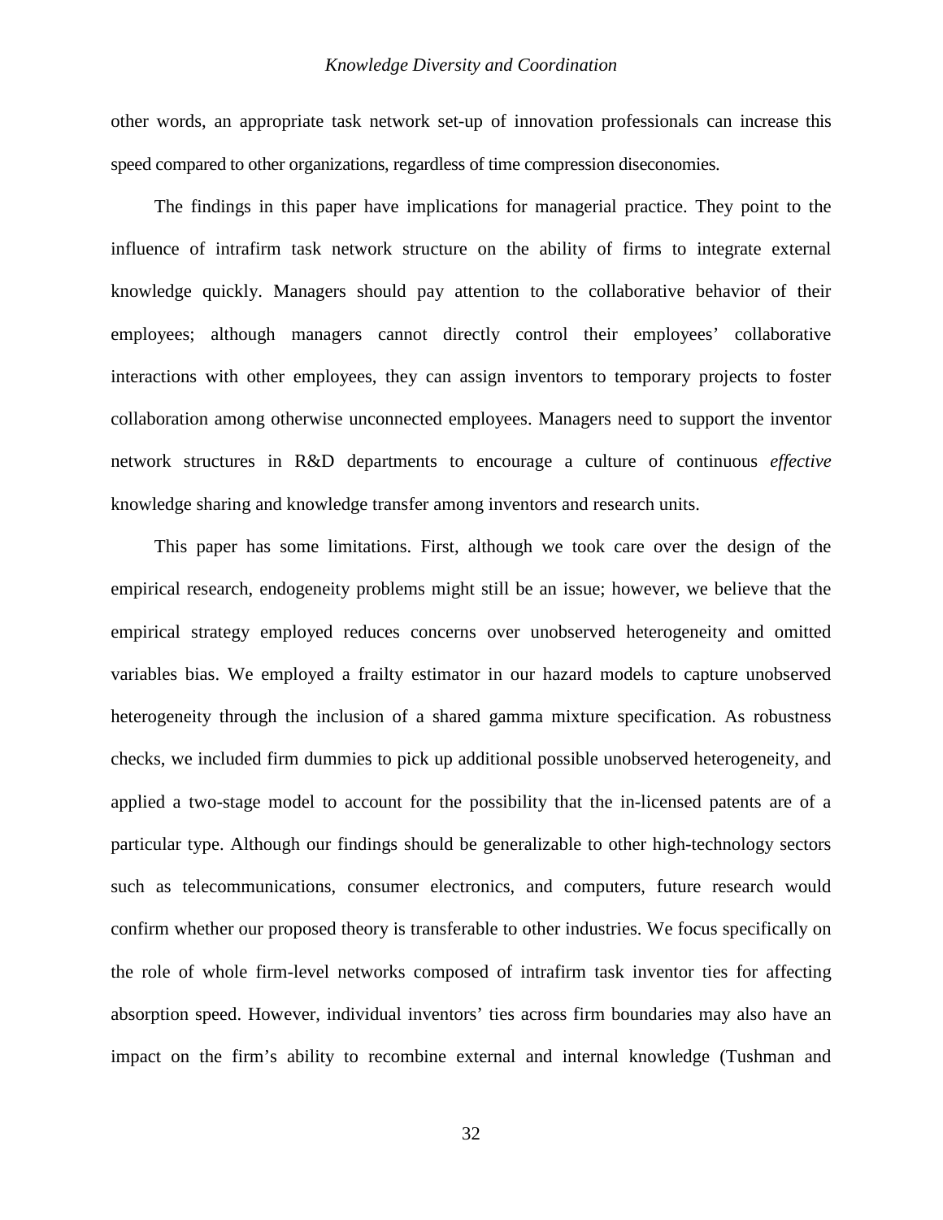other words, an appropriate task network set-up of innovation professionals can increase this speed compared to other organizations, regardless of time compression diseconomies.

The findings in this paper have implications for managerial practice. They point to the influence of intrafirm task network structure on the ability of firms to integrate external knowledge quickly. Managers should pay attention to the collaborative behavior of their employees; although managers cannot directly control their employees' collaborative interactions with other employees, they can assign inventors to temporary projects to foster collaboration among otherwise unconnected employees. Managers need to support the inventor network structures in R&D departments to encourage a culture of continuous *effective* knowledge sharing and knowledge transfer among inventors and research units.

This paper has some limitations. First, although we took care over the design of the empirical research, endogeneity problems might still be an issue; however, we believe that the empirical strategy employed reduces concerns over unobserved heterogeneity and omitted variables bias. We employed a frailty estimator in our hazard models to capture unobserved heterogeneity through the inclusion of a shared gamma mixture specification. As robustness checks, we included firm dummies to pick up additional possible unobserved heterogeneity, and applied a two-stage model to account for the possibility that the in-licensed patents are of a particular type. Although our findings should be generalizable to other high-technology sectors such as telecommunications, consumer electronics, and computers, future research would confirm whether our proposed theory is transferable to other industries. We focus specifically on the role of whole firm-level networks composed of intrafirm task inventor ties for affecting absorption speed. However, individual inventors' ties across firm boundaries may also have an impact on the firm's ability to recombine external and internal knowledge (Tushman and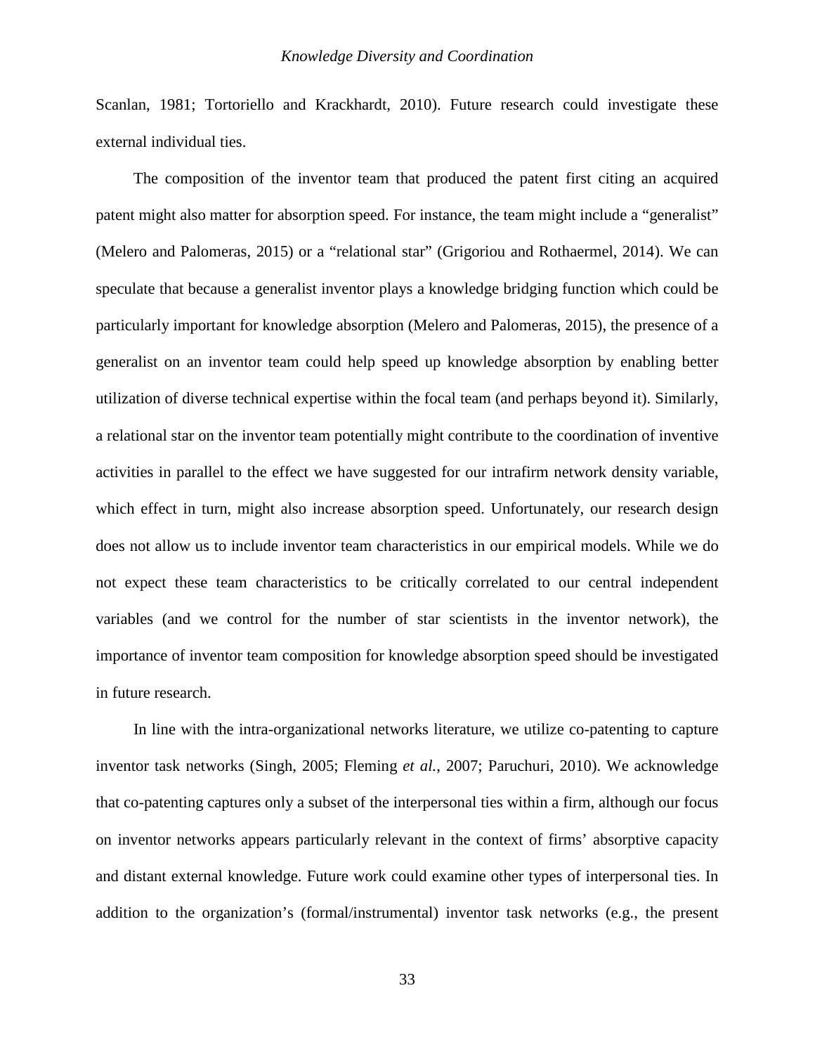Scanlan, 1981; Tortoriello and Krackhardt, 2010). Future research could investigate these external individual ties.

The composition of the inventor team that produced the patent first citing an acquired patent might also matter for absorption speed. For instance, the team might include a "generalist" (Melero and Palomeras, 2015) or a "relational star" (Grigoriou and Rothaermel, 2014). We can speculate that because a generalist inventor plays a knowledge bridging function which could be particularly important for knowledge absorption (Melero and Palomeras, 2015), the presence of a generalist on an inventor team could help speed up knowledge absorption by enabling better utilization of diverse technical expertise within the focal team (and perhaps beyond it). Similarly, a relational star on the inventor team potentially might contribute to the coordination of inventive activities in parallel to the effect we have suggested for our intrafirm network density variable, which effect in turn, might also increase absorption speed. Unfortunately, our research design does not allow us to include inventor team characteristics in our empirical models. While we do not expect these team characteristics to be critically correlated to our central independent variables (and we control for the number of star scientists in the inventor network), the importance of inventor team composition for knowledge absorption speed should be investigated in future research.

In line with the intra-organizational networks literature, we utilize co-patenting to capture inventor task networks (Singh, 2005; Fleming *et al.*, 2007; Paruchuri, 2010). We acknowledge that co-patenting captures only a subset of the interpersonal ties within a firm, although our focus on inventor networks appears particularly relevant in the context of firms' absorptive capacity and distant external knowledge. Future work could examine other types of interpersonal ties. In addition to the organization's (formal/instrumental) inventor task networks (e.g., the present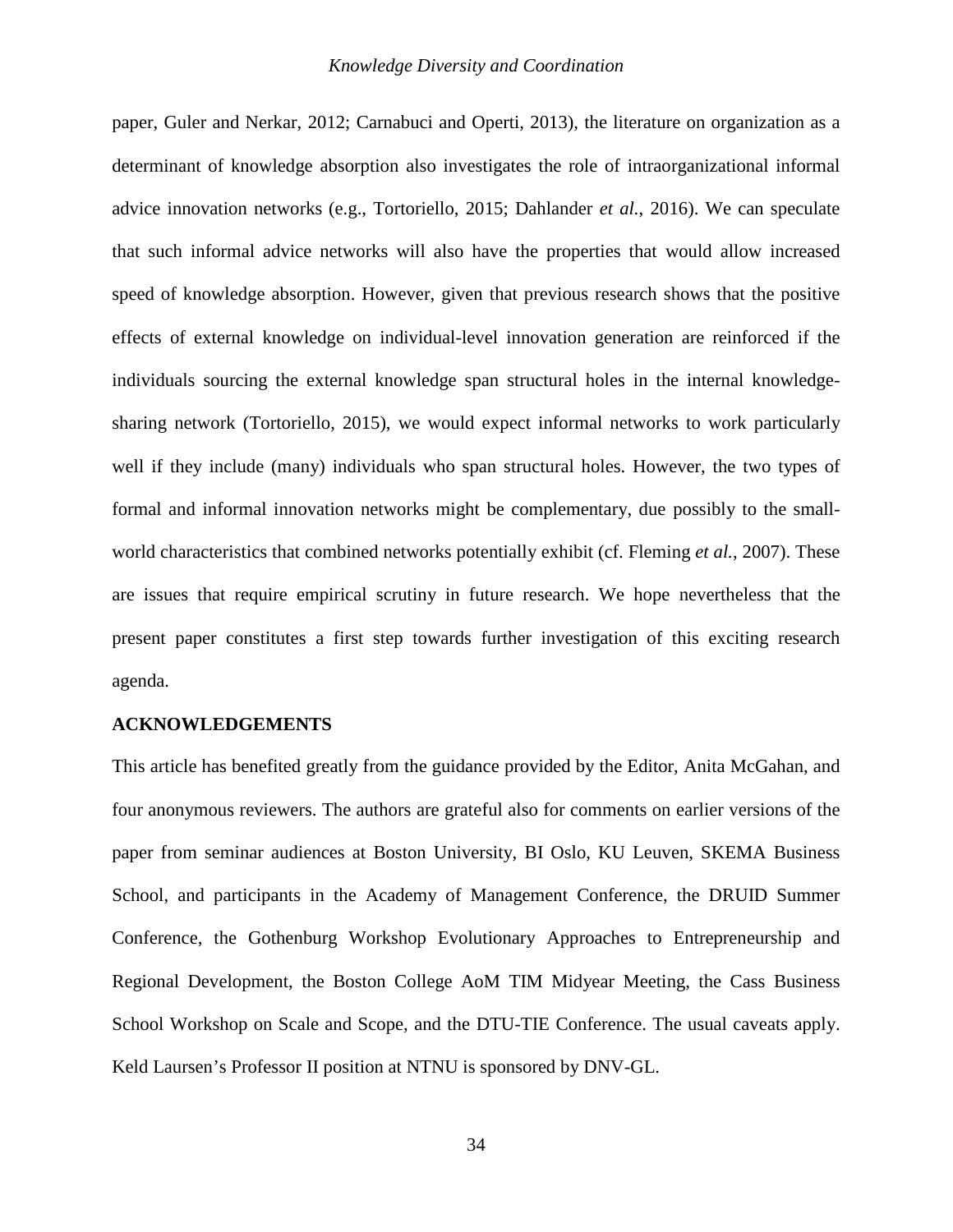paper, Guler and Nerkar, 2012; Carnabuci and Operti, 2013), the literature on organization as a determinant of knowledge absorption also investigates the role of intraorganizational informal advice innovation networks (e.g., Tortoriello, 2015; Dahlander *et al.*, 2016). We can speculate that such informal advice networks will also have the properties that would allow increased speed of knowledge absorption. However, given that previous research shows that the positive effects of external knowledge on individual-level innovation generation are reinforced if the individuals sourcing the external knowledge span structural holes in the internal knowledge-sharing network (Tortoriello, 2015), we would expect informal networks to work particularly well if they include (many) individuals who span structural holes. However, the two types of formal and informal innovation networks might be complementary, due possibly to the small-world characteristics that combined networks potentially exhibit (cf. Fleming *et al.*, 2007). These are issues that require empirical scrutiny in future research. We hope nevertheless that the present paper constitutes a first step towards further investigation of this exciting research agenda.

## ACKNOWLEDGEMENTS

This article has benefited greatly from the guidance provided by the Editor, Anita McGahan, and four anonymous reviewers. The authors are grateful also for comments on earlier versions of the paper from seminar audiences at Boston University, BI Oslo, KU Leuven, SKEMA Business School, and participants in the Academy of Management Conference, the DRUID Summer Conference, the Gothenburg Workshop Evolutionary Approaches to Entrepreneurship and Regional Development, the Boston College AoM TIM Midyear Meeting, the Cass Business School Workshop on Scale and Scope, and the DTU-TIE Conference. The usual caveats apply. Keld Laursen's Professor II position at NTNU is sponsored by DNV-GL.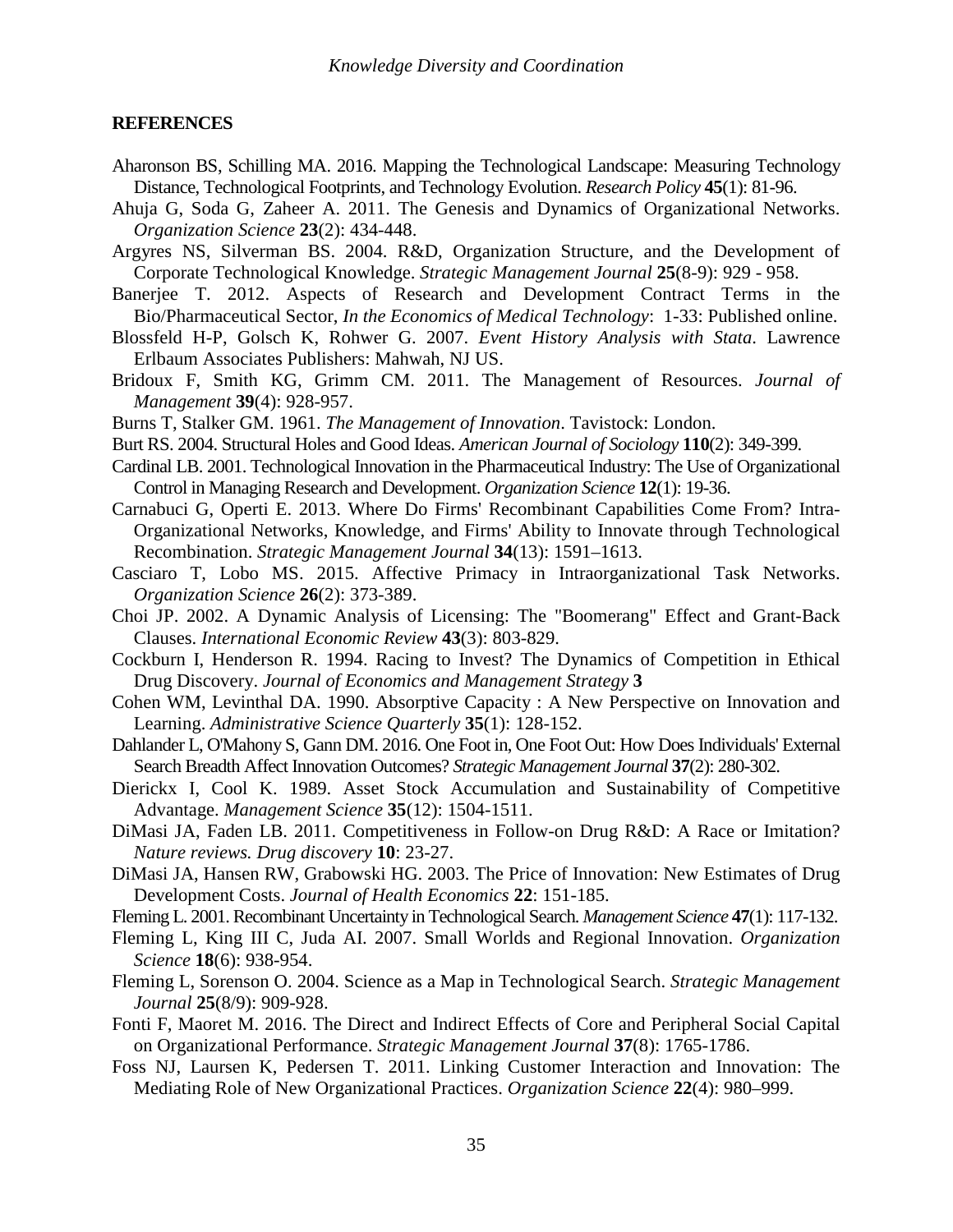## REFERENCES

Aharonson BS, Schilling MA. 2016. Mapping the Technological Landscape: Measuring Technology Distance, Technological Footprints, and Technology Evolution. *Research Policy* **45**(1): 81-96.

Ahuja G, Soda G, Zaheer A. 2011. The Genesis and Dynamics of Organizational Networks. *Organization Science* **23**(2): 434-448.

Argyres NS, Silverman BS. 2004. R&D, Organization Structure, and the Development of Corporate Technological Knowledge. *Strategic Management Journal* **25**(8-9): 929 - 958.

Banerjee T. 2012. Aspects of Research and Development Contract Terms in the Bio/Pharmaceutical Sector, *In the Economics of Medical Technology*: 1-33: Published online.

Blossfeld H-P, Golsch K, Rohwer G. 2007. *Event History Analysis with Stata*. Lawrence Erlbaum Associates Publishers: Mahwah, NJ US.

Bridoux F, Smith KG, Grimm CM. 2011. The Management of Resources. *Journal of Management* **39**(4): 928-957.

Burns T, Stalker GM. 1961. *The Management of Innovation*. Tavistock: London.

Burt RS. 2004. Structural Holes and Good Ideas. *American Journal of Sociology* **110**(2): 349-399.

Cardinal LB. 2001. Technological Innovation in the Pharmaceutical Industry: The Use of Organizational Control in Managing Research and Development. *Organization Science* **12**(1): 19-36.

Carnabuci G, Operti E. 2013. Where Do Firms' Recombinant Capabilities Come From? Intra-Organizational Networks, Knowledge, and Firms' Ability to Innovate through Technological Recombination. *Strategic Management Journal* **34**(13): 1591–1613.

Casciaro T, Lobo MS. 2015. Affective Primacy in Intraorganizational Task Networks. *Organization Science* **26**(2): 373-389.

Choi JP. 2002. A Dynamic Analysis of Licensing: The "Boomerang" Effect and Grant-Back Clauses. *International Economic Review* **43**(3): 803-829.

Cockburn I, Henderson R. 1994. Racing to Invest? The Dynamics of Competition in Ethical Drug Discovery. *Journal of Economics and Management Strategy* **3**

Cohen WM, Levinthal DA. 1990. Absorptive Capacity : A New Perspective on Innovation and Learning. *Administrative Science Quarterly* **35**(1): 128-152.

Dahlander L, O'Mahony S, Gann DM. 2016. One Foot in, One Foot Out: How Does Individuals' External Search Breadth Affect Innovation Outcomes? *Strategic Management Journal* **37**(2): 280-302.

Dierickx I, Cool K. 1989. Asset Stock Accumulation and Sustainability of Competitive Advantage. *Management Science* **35**(12): 1504-1511.

DiMasi JA, Faden LB. 2011. Competitiveness in Follow-on Drug R&D: A Race or Imitation? *Nature reviews. Drug discovery* **10**: 23-27.

DiMasi JA, Hansen RW, Grabowski HG. 2003. The Price of Innovation: New Estimates of Drug Development Costs. *Journal of Health Economics* **22**: 151-185.

Fleming L. 2001. Recombinant Uncertainty in Technological Search. *Management Science* **47**(1): 117-132.

Fleming L, King III C, Juda AI. 2007. Small Worlds and Regional Innovation. *Organization Science* **18**(6): 938-954.

Fleming L, Sorenson O. 2004. Science as a Map in Technological Search. *Strategic Management Journal* **25**(8/9): 909-928.

Fonti F, Maoret M. 2016. The Direct and Indirect Effects of Core and Peripheral Social Capital on Organizational Performance. *Strategic Management Journal* **37**(8): 1765-1786.

Foss NJ, Laursen K, Pedersen T. 2011. Linking Customer Interaction and Innovation: The Mediating Role of New Organizational Practices. *Organization Science* **22**(4): 980–999.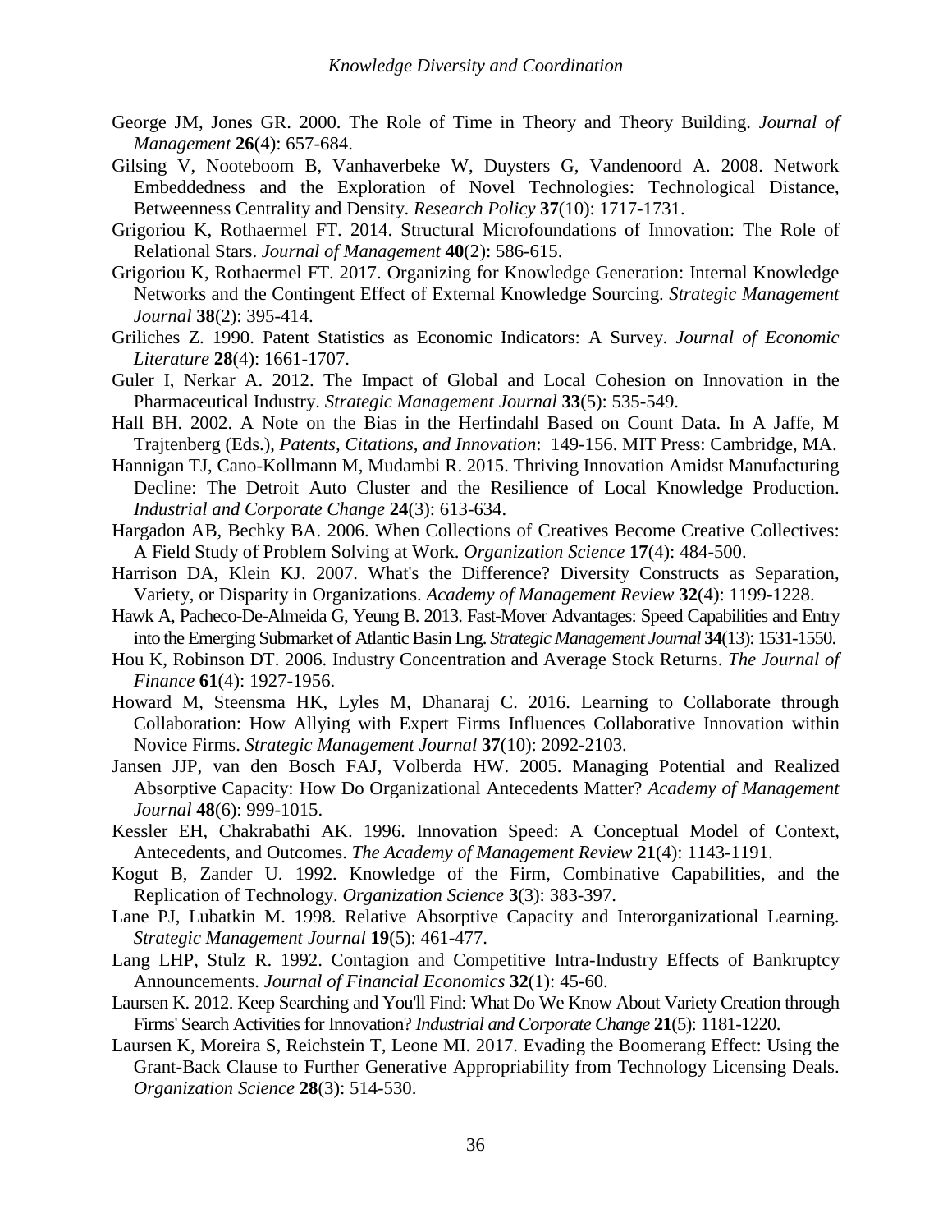George JM, Jones GR. 2000. The Role of Time in Theory and Theory Building. *Journal of Management* **26**(4): 657-684.

Gilsing V, Nooteboom B, Vanhaverbeke W, Duysters G, Vandenoord A. 2008. Network Embeddedness and the Exploration of Novel Technologies: Technological Distance, Betweenness Centrality and Density. *Research Policy* **37**(10): 1717-1731.

Grigoriou K, Rothaermel FT. 2014. Structural Microfoundations of Innovation: The Role of Relational Stars. *Journal of Management* **40**(2): 586-615.

Grigoriou K, Rothaermel FT. 2017. Organizing for Knowledge Generation: Internal Knowledge Networks and the Contingent Effect of External Knowledge Sourcing. *Strategic Management Journal* **38**(2): 395-414.

Griliches Z. 1990. Patent Statistics as Economic Indicators: A Survey. *Journal of Economic Literature* **28**(4): 1661-1707.

Guler I, Nerkar A. 2012. The Impact of Global and Local Cohesion on Innovation in the Pharmaceutical Industry. *Strategic Management Journal* **33**(5): 535-549.

Hall BH. 2002. A Note on the Bias in the Herfindahl Based on Count Data. In A Jaffe, M Trajtenberg (Eds.), *Patents, Citations, and Innovation*: 149-156. MIT Press: Cambridge, MA.

Hannigan TJ, Cano-Kollmann M, Mudambi R. 2015. Thriving Innovation Amidst Manufacturing Decline: The Detroit Auto Cluster and the Resilience of Local Knowledge Production. *Industrial and Corporate Change* **24**(3): 613-634.

Hargadon AB, Bechky BA. 2006. When Collections of Creatives Become Creative Collectives: A Field Study of Problem Solving at Work. *Organization Science* **17**(4): 484-500.

Harrison DA, Klein KJ. 2007. What's the Difference? Diversity Constructs as Separation, Variety, or Disparity in Organizations. *Academy of Management Review* **32**(4): 1199-1228.

Hawk A, Pacheco-De-Almeida G, Yeung B. 2013. Fast-Mover Advantages: Speed Capabilities and Entry into the Emerging Submarket of Atlantic Basin Lng. *Strategic Management Journal* **34**(13): 1531-1550.

Hou K, Robinson DT. 2006. Industry Concentration and Average Stock Returns. *The Journal of Finance* **61**(4): 1927-1956.

Howard M, Steensma HK, Lyles M, Dhanaraj C. 2016. Learning to Collaborate through Collaboration: How Allying with Expert Firms Influences Collaborative Innovation within Novice Firms. *Strategic Management Journal* **37**(10): 2092-2103.

Jansen JJP, van den Bosch FAJ, Volberda HW. 2005. Managing Potential and Realized Absorptive Capacity: How Do Organizational Antecedents Matter? *Academy of Management Journal* **48**(6): 999-1015.

Kessler EH, Chakrabathi AK. 1996. Innovation Speed: A Conceptual Model of Context, Antecedents, and Outcomes. *The Academy of Management Review* **21**(4): 1143-1191.

Kogut B, Zander U. 1992. Knowledge of the Firm, Combinative Capabilities, and the Replication of Technology. *Organization Science* **3**(3): 383-397.

Lane PJ, Lubatkin M. 1998. Relative Absorptive Capacity and Interorganizational Learning. *Strategic Management Journal* **19**(5): 461-477.

Lang LHP, Stulz R. 1992. Contagion and Competitive Intra-Industry Effects of Bankruptcy Announcements. *Journal of Financial Economics* **32**(1): 45-60.

Laursen K. 2012. Keep Searching and You'll Find: What Do We Know About Variety Creation through Firms' Search Activities for Innovation? *Industrial and Corporate Change* **21**(5): 1181-1220.

Laursen K, Moreira S, Reichstein T, Leone MI. 2017. Evading the Boomerang Effect: Using the Grant-Back Clause to Further Generative Appropriability from Technology Licensing Deals. *Organization Science* **28**(3): 514-530.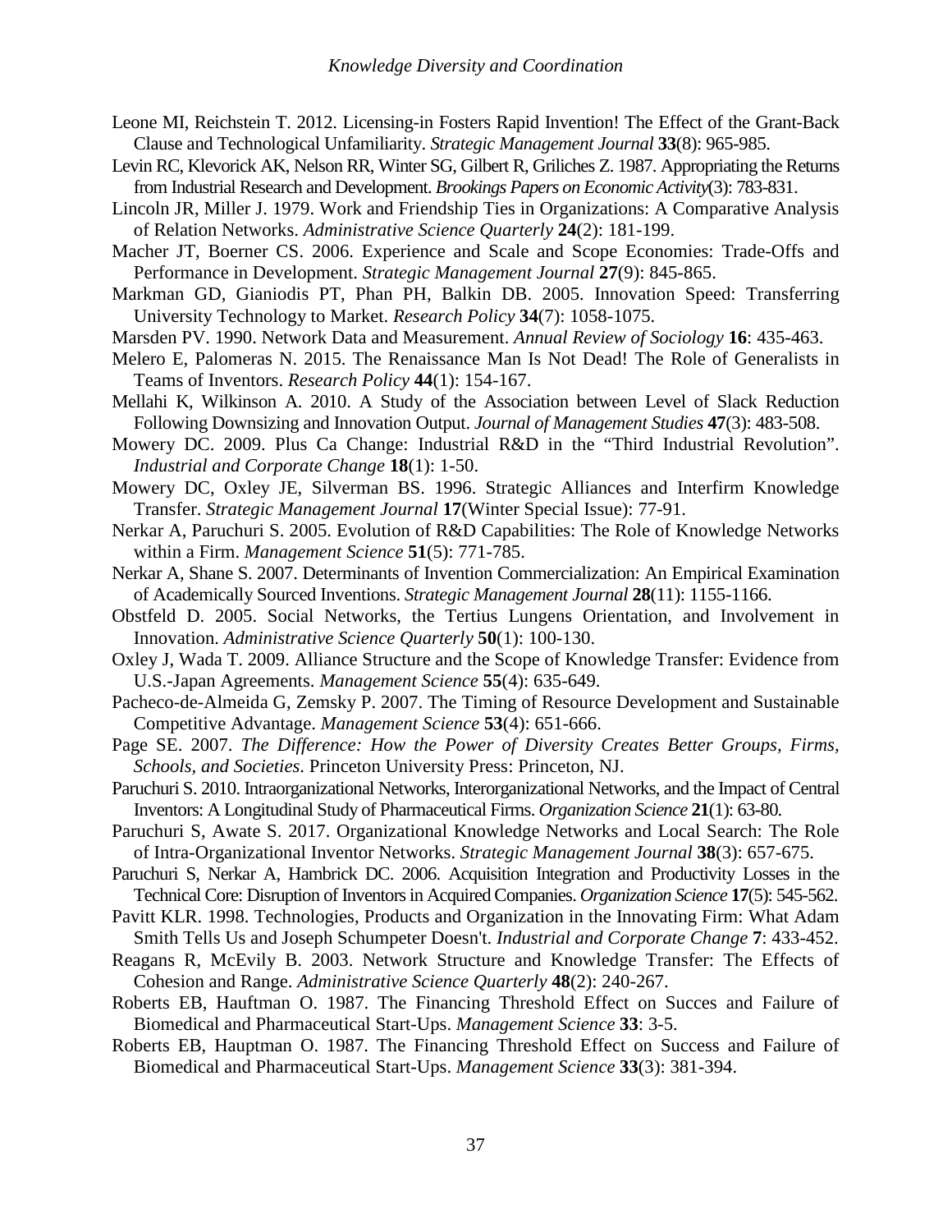Leone MI, Reichstein T. 2012. Licensing-in Fosters Rapid Invention! The Effect of the Grant-Back Clause and Technological Unfamiliarity. *Strategic Management Journal* **33**(8): 965-985.

Levin RC, Klevorick AK, Nelson RR, Winter SG, Gilbert R, Griliches Z. 1987. Appropriating the Returns from Industrial Research and Development. *Brookings Papers on Economic Activity*(3): 783-831.

Lincoln JR, Miller J. 1979. Work and Friendship Ties in Organizations: A Comparative Analysis of Relation Networks. *Administrative Science Quarterly* **24**(2): 181-199.

Macher JT, Boerner CS. 2006. Experience and Scale and Scope Economies: Trade-Offs and Performance in Development. *Strategic Management Journal* **27**(9): 845-865.

Markman GD, Gianiodis PT, Phan PH, Balkin DB. 2005. Innovation Speed: Transferring University Technology to Market. *Research Policy* **34**(7): 1058-1075.

Marsden PV. 1990. Network Data and Measurement. *Annual Review of Sociology* **16**: 435-463.

Melero E, Palomeras N. 2015. The Renaissance Man Is Not Dead! The Role of Generalists in Teams of Inventors. *Research Policy* **44**(1): 154-167.

Mellahi K, Wilkinson A. 2010. A Study of the Association between Level of Slack Reduction Following Downsizing and Innovation Output. *Journal of Management Studies* **47**(3): 483-508.

Mowery DC. 2009. Plus Ca Change: Industrial R&D in the "Third Industrial Revolution". *Industrial and Corporate Change* **18**(1): 1-50.

Mowery DC, Oxley JE, Silverman BS. 1996. Strategic Alliances and Interfirm Knowledge Transfer. *Strategic Management Journal* **17**(Winter Special Issue): 77-91.

Nerkar A, Paruchuri S. 2005. Evolution of R&D Capabilities: The Role of Knowledge Networks within a Firm. *Management Science* **51**(5): 771-785.

Nerkar A, Shane S. 2007. Determinants of Invention Commercialization: An Empirical Examination of Academically Sourced Inventions. *Strategic Management Journal* **28**(11): 1155-1166.

Obstfeld D. 2005. Social Networks, the Tertius Lungens Orientation, and Involvement in Innovation. *Administrative Science Quarterly* **50**(1): 100-130.

Oxley J, Wada T. 2009. Alliance Structure and the Scope of Knowledge Transfer: Evidence from U.S.-Japan Agreements. *Management Science* **55**(4): 635-649.

Pacheco-de-Almeida G, Zemsky P. 2007. The Timing of Resource Development and Sustainable Competitive Advantage. *Management Science* **53**(4): 651-666.

Page SE. 2007. *The Difference: How the Power of Diversity Creates Better Groups, Firms, Schools, and Societies*. Princeton University Press: Princeton, NJ.

Paruchuri S. 2010. Intraorganizational Networks, Interorganizational Networks, and the Impact of Central Inventors: A Longitudinal Study of Pharmaceutical Firms. *Organization Science* **21**(1): 63-80.

Paruchuri S, Awate S. 2017. Organizational Knowledge Networks and Local Search: The Role of Intra-Organizational Inventor Networks. *Strategic Management Journal* **38**(3): 657-675.

Paruchuri S, Nerkar A, Hambrick DC. 2006. Acquisition Integration and Productivity Losses in the Technical Core: Disruption of Inventors in Acquired Companies. *Organization Science* **17**(5): 545-562.

Pavitt KLR. 1998. Technologies, Products and Organization in the Innovating Firm: What Adam Smith Tells Us and Joseph Schumpeter Doesn't. *Industrial and Corporate Change* **7**: 433-452.

Reagans R, McEvily B. 2003. Network Structure and Knowledge Transfer: The Effects of Cohesion and Range. *Administrative Science Quarterly* **48**(2): 240-267.

Roberts EB, Hauftman O. 1987. The Financing Threshold Effect on Succes and Failure of Biomedical and Pharmaceutical Start-Ups. *Management Science* **33**: 3-5.

Roberts EB, Hauptman O. 1987. The Financing Threshold Effect on Success and Failure of Biomedical and Pharmaceutical Start-Ups. *Management Science* **33**(3): 381-394.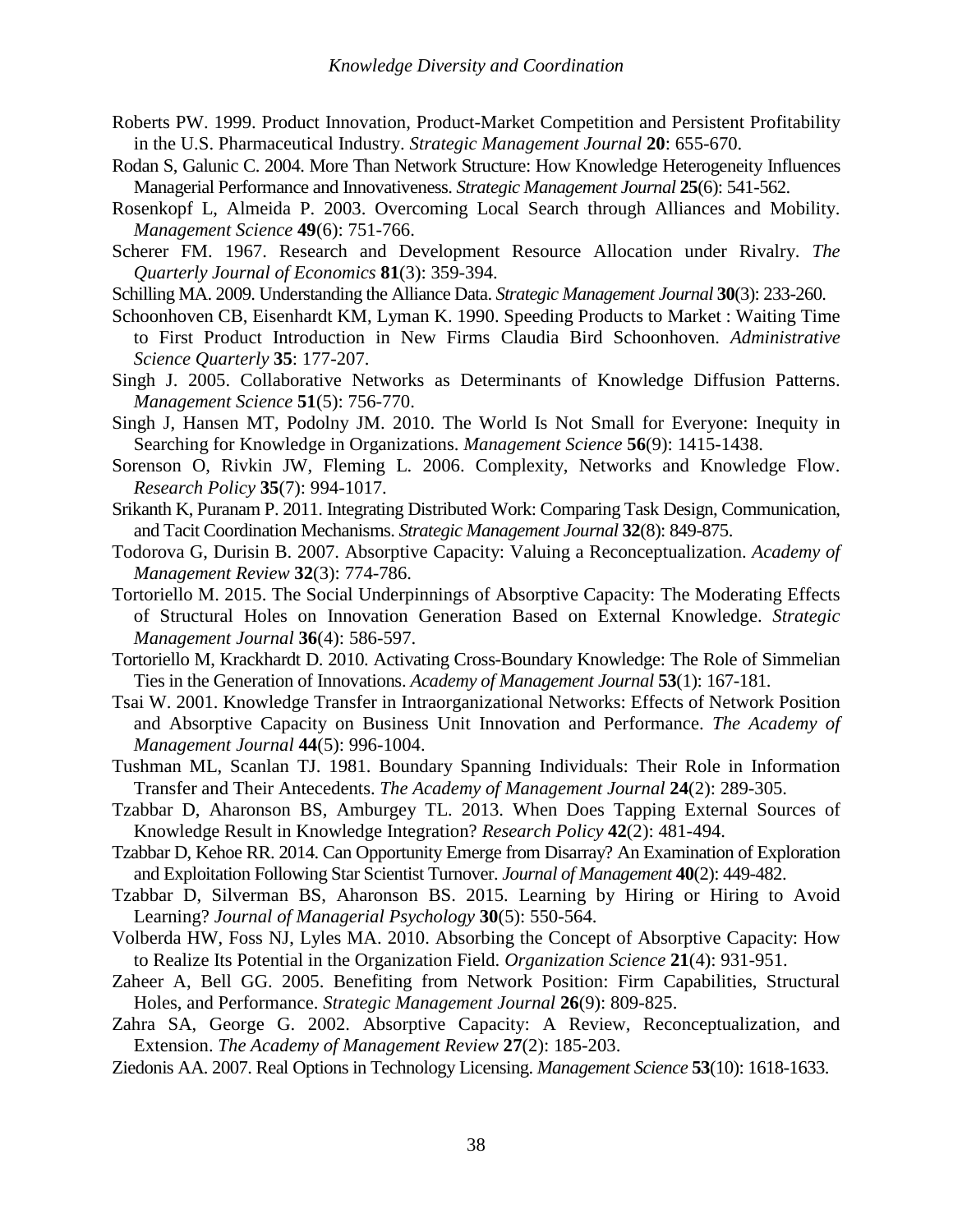Roberts PW. 1999. Product Innovation, Product-Market Competition and Persistent Profitability in the U.S. Pharmaceutical Industry. *Strategic Management Journal* **20**: 655-670.

Rodan S, Galunic C. 2004. More Than Network Structure: How Knowledge Heterogeneity Influences Managerial Performance and Innovativeness. *Strategic Management Journal* **25**(6): 541-562.

Rosenkopf L, Almeida P. 2003. Overcoming Local Search through Alliances and Mobility. *Management Science* **49**(6): 751-766.

Scherer FM. 1967. Research and Development Resource Allocation under Rivalry. *The Quarterly Journal of Economics* **81**(3): 359-394.

Schilling MA. 2009. Understanding the Alliance Data. *Strategic Management Journal* **30**(3): 233-260.

Schoonhoven CB, Eisenhardt KM, Lyman K. 1990. Speeding Products to Market : Waiting Time to First Product Introduction in New Firms Claudia Bird Schoonhoven. *Administrative Science Quarterly* **35**: 177-207.

Singh J. 2005. Collaborative Networks as Determinants of Knowledge Diffusion Patterns. *Management Science* **51**(5): 756-770.

Singh J, Hansen MT, Podolny JM. 2010. The World Is Not Small for Everyone: Inequity in Searching for Knowledge in Organizations. *Management Science* **56**(9): 1415-1438.

Sorenson O, Rivkin JW, Fleming L. 2006. Complexity, Networks and Knowledge Flow. *Research Policy* **35**(7): 994-1017.

Srikanth K, Puranam P. 2011. Integrating Distributed Work: Comparing Task Design, Communication, and Tacit Coordination Mechanisms. *Strategic Management Journal* **32**(8): 849-875.

Todorova G, Durisin B. 2007. Absorptive Capacity: Valuing a Reconceptualization. *Academy of Management Review* **32**(3): 774-786.

Tortoriello M. 2015. The Social Underpinnings of Absorptive Capacity: The Moderating Effects of Structural Holes on Innovation Generation Based on External Knowledge. *Strategic Management Journal* **36**(4): 586-597.

Tortoriello M, Krackhardt D. 2010. Activating Cross-Boundary Knowledge: The Role of Simmelian Ties in the Generation of Innovations. *Academy of Management Journal* **53**(1): 167-181.

Tsai W. 2001. Knowledge Transfer in Intraorganizational Networks: Effects of Network Position and Absorptive Capacity on Business Unit Innovation and Performance. *The Academy of Management Journal* **44**(5): 996-1004.

Tushman ML, Scanlan TJ. 1981. Boundary Spanning Individuals: Their Role in Information Transfer and Their Antecedents. *The Academy of Management Journal* **24**(2): 289-305.

Tzabbar D, Aharonson BS, Amburgey TL. 2013. When Does Tapping External Sources of Knowledge Result in Knowledge Integration? *Research Policy* **42**(2): 481-494.

Tzabbar D, Kehoe RR. 2014. Can Opportunity Emerge from Disarray? An Examination of Exploration and Exploitation Following Star Scientist Turnover. *Journal of Management* **40**(2): 449-482.

Tzabbar D, Silverman BS, Aharonson BS. 2015. Learning by Hiring or Hiring to Avoid Learning? *Journal of Managerial Psychology* **30**(5): 550-564.

Volberda HW, Foss NJ, Lyles MA. 2010. Absorbing the Concept of Absorptive Capacity: How to Realize Its Potential in the Organization Field. *Organization Science* **21**(4): 931-951.

Zaheer A, Bell GG. 2005. Benefiting from Network Position: Firm Capabilities, Structural Holes, and Performance. *Strategic Management Journal* **26**(9): 809-825.

Zahra SA, George G. 2002. Absorptive Capacity: A Review, Reconceptualization, and Extension. *The Academy of Management Review* **27**(2): 185-203.

Ziedonis AA. 2007. Real Options in Technology Licensing. *Management Science* **53**(10): 1618-1633.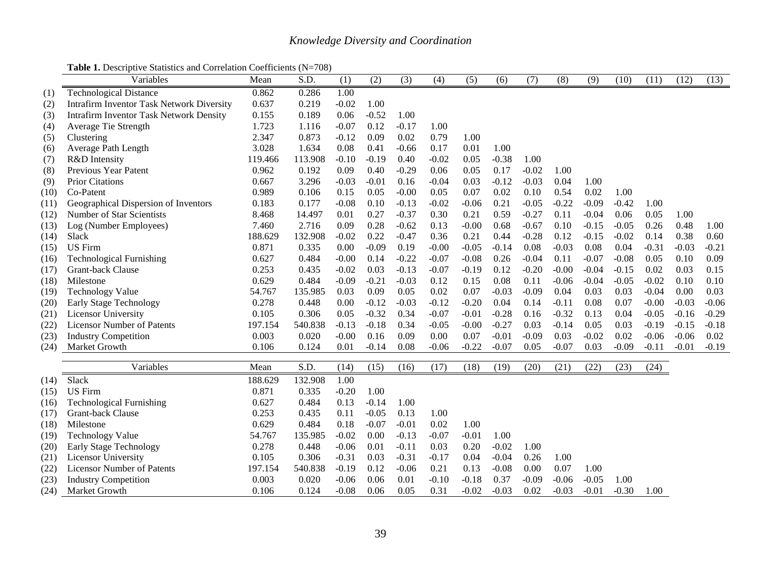**Table 1.** Descriptive Statistics and Correlation Coefficients (N=708)

| | Variables | Mean | S.D. | (1) | (2) | (3) | (4) | (5) | (6) | (7) | (8) | (9) | (10) | (11) | (12) | (13) |
|---|---|---|---|---|---|---|---|---|---|---|---|---|---|---|---|---|
| (1) | Technological Distance | 0.862 | 0.286 | 1.00 | | | | | | | | | | | | |
| (2) | Intrafirm Inventor Task Network Diversity | 0.637 | 0.219 | -0.02 | 1.00 | | | | | | | | | | | |
| (3) | Intrafirm Inventor Task Network Density | 0.155 | 0.189 | 0.06 | -0.52 | 1.00 | | | | | | | | | | |
| (4) | Average Tie Strength | 1.723 | 1.116 | -0.07 | 0.12 | -0.17 | 1.00 | | | | | | | | | |
| (5) | Clustering | 2.347 | 0.873 | -0.12 | 0.09 | 0.02 | 0.79 | 1.00 | | | | | | | | |
| (6) | Average Path Length | 3.028 | 1.634 | 0.08 | 0.41 | -0.66 | 0.17 | 0.01 | 1.00 | | | | | | | |
| (7) | R&D Intensity | 119.466 | 113.908 | -0.10 | -0.19 | 0.40 | -0.02 | 0.05 | -0.38 | 1.00 | | | | | | |
| (8) | Previous Year Patent | 0.962 | 0.192 | 0.09 | 0.40 | -0.29 | 0.06 | 0.05 | 0.17 | -0.02 | 1.00 | | | | | |
| (9) | Prior Citations | 0.667 | 3.296 | -0.03 | -0.01 | 0.16 | -0.04 | 0.03 | -0.12 | -0.03 | 0.04 | 1.00 | | | | |
| (10) | Co-Patent | 0.989 | 0.106 | 0.15 | 0.05 | -0.00 | 0.05 | 0.07 | 0.02 | 0.10 | 0.54 | 0.02 | 1.00 | | | |
| (11) | Geographical Dispersion of Inventors | 0.183 | 0.177 | -0.08 | 0.10 | -0.13 | -0.02 | -0.06 | 0.21 | -0.05 | -0.22 | -0.09 | -0.42 | 1.00 | | |
| (12) | Number of Star Scientists | 8.468 | 14.497 | 0.01 | 0.27 | -0.37 | 0.30 | 0.21 | 0.59 | -0.27 | 0.11 | -0.04 | 0.06 | 0.05 | 1.00 | |
| (13) | Log (Number Employees) | 7.460 | 2.716 | 0.09 | 0.28 | -0.62 | 0.13 | -0.00 | 0.68 | -0.67 | 0.10 | -0.15 | -0.05 | 0.26 | 0.48 | 1.00 |
| (14) | Slack | 188.629 | 132.908 | -0.02 | 0.22 | -0.47 | 0.36 | 0.21 | 0.44 | -0.28 | 0.12 | -0.15 | -0.02 | 0.14 | 0.38 | 0.60 |
| (15) | US Firm | 0.871 | 0.335 | 0.00 | -0.09 | 0.19 | -0.00 | -0.05 | -0.14 | 0.08 | -0.03 | 0.08 | 0.04 | -0.31 | -0.03 | -0.21 |
| (16) | Technological Furnishing | 0.627 | 0.484 | -0.00 | 0.14 | -0.22 | -0.07 | -0.08 | 0.26 | -0.04 | 0.11 | -0.07 | -0.08 | 0.05 | 0.10 | 0.09 |
| (17) | Grant-back Clause | 0.253 | 0.435 | -0.02 | 0.03 | -0.13 | -0.07 | -0.19 | 0.12 | -0.20 | -0.00 | -0.04 | -0.15 | 0.02 | 0.03 | 0.15 |
| (18) | Milestone | 0.629 | 0.484 | -0.09 | -0.21 | -0.03 | 0.12 | 0.15 | 0.08 | 0.11 | -0.06 | -0.04 | -0.05 | -0.02 | 0.10 | 0.10 |
| (19) | Technology Value | 54.767 | 135.985 | 0.03 | 0.09 | 0.05 | 0.02 | 0.07 | -0.03 | -0.09 | 0.04 | 0.03 | 0.03 | -0.04 | 0.00 | 0.03 |
| (20) | Early Stage Technology | 0.278 | 0.448 | 0.00 | -0.12 | -0.03 | -0.12 | -0.20 | 0.04 | 0.14 | 0.11 | -0.07 | 0.07 | -0.00 | -0.03 | -0.06 |
| (21) | Licensor University | 0.105 | 0.306 | 0.05 | -0.32 | 0.34 | -0.07 | -0.01 | -0.28 | 0.16 | -0.32 | 0.13 | 0.04 | -0.05 | -0.16 | -0.29 |
| (22) | Licensor Number of Patents | 197.154 | 540.838 | -0.13 | -0.18 | 0.34 | -0.05 | -0.00 | -0.27 | 0.03 | -0.14 | 0.05 | 0.03 | -0.19 | -0.15 | -0.18 |
| (23) | Industry Competition | 0.003 | 0.020 | -0.00 | 0.16 | 0.09 | 0.00 | 0.07 | -0.01 | -0.09 | 0.03 | -0.02 | 0.02 | -0.06 | -0.06 | 0.02 |
| (24) | Market Growth | 0.106 | 0.124 | 0.01 | -0.14 | 0.08 | -0.06 | -0.22 | -0.07 | 0.05 | -0.07 | 0.03 | -0.09 | -0.11 | -0.01 | -0.19 |

| | Variables | Mean | S.D. | (14) | (15) | (16) | (17) | (18) | (19) | (20) | (21) | (22) | (23) | (24) |
|---|---|---|---|---|---|---|---|---|---|---|---|---|---|---|
| (14) | Slack | 188.629 | 132.908 | 1.00 | | | | | | | | | | |
| (15) | US Firm | 0.871 | 0.335 | -0.20 | 1.00 | | | | | | | | | |
| (16) | Technological Furnishing | 0.627 | 0.484 | 0.13 | -0.14 | 1.00 | | | | | | | | |
| (17) | Grant-back Clause | 0.253 | 0.435 | 0.11 | -0.05 | 0.13 | 1.00 | | | | | | | |
| (18) | Milestone | 0.629 | 0.484 | 0.18 | -0.07 | -0.01 | 0.02 | 1.00 | | | | | | |
| (19) | Technology Value | 54.767 | 135.985 | -0.02 | 0.00 | -0.13 | -0.07 | -0.01 | 1.00 | | | | | |
| (20) | Early Stage Technology | 0.278 | 0.448 | -0.06 | 0.01 | -0.11 | 0.03 | 0.20 | -0.02 | 1.00 | | | | |
| (21) | Licensor University | 0.105 | 0.306 | -0.31 | 0.03 | -0.31 | -0.17 | 0.04 | -0.04 | 0.26 | 1.00 | | | |
| (22) | Licensor Number of Patents | 197.154 | 540.838 | -0.19 | 0.12 | -0.06 | 0.21 | 0.13 | -0.08 | 0.00 | 0.07 | 1.00 | | |
| (23) | Industry Competition | 0.003 | 0.020 | -0.06 | 0.06 | 0.01 | -0.10 | -0.18 | 0.37 | -0.09 | -0.06 | -0.05 | 1.00 | |
| (24) | Market Growth | 0.106 | 0.124 | -0.08 | 0.06 | 0.05 | 0.31 | -0.02 | -0.03 | 0.02 | -0.03 | -0.01 | -0.30 | 1.00 |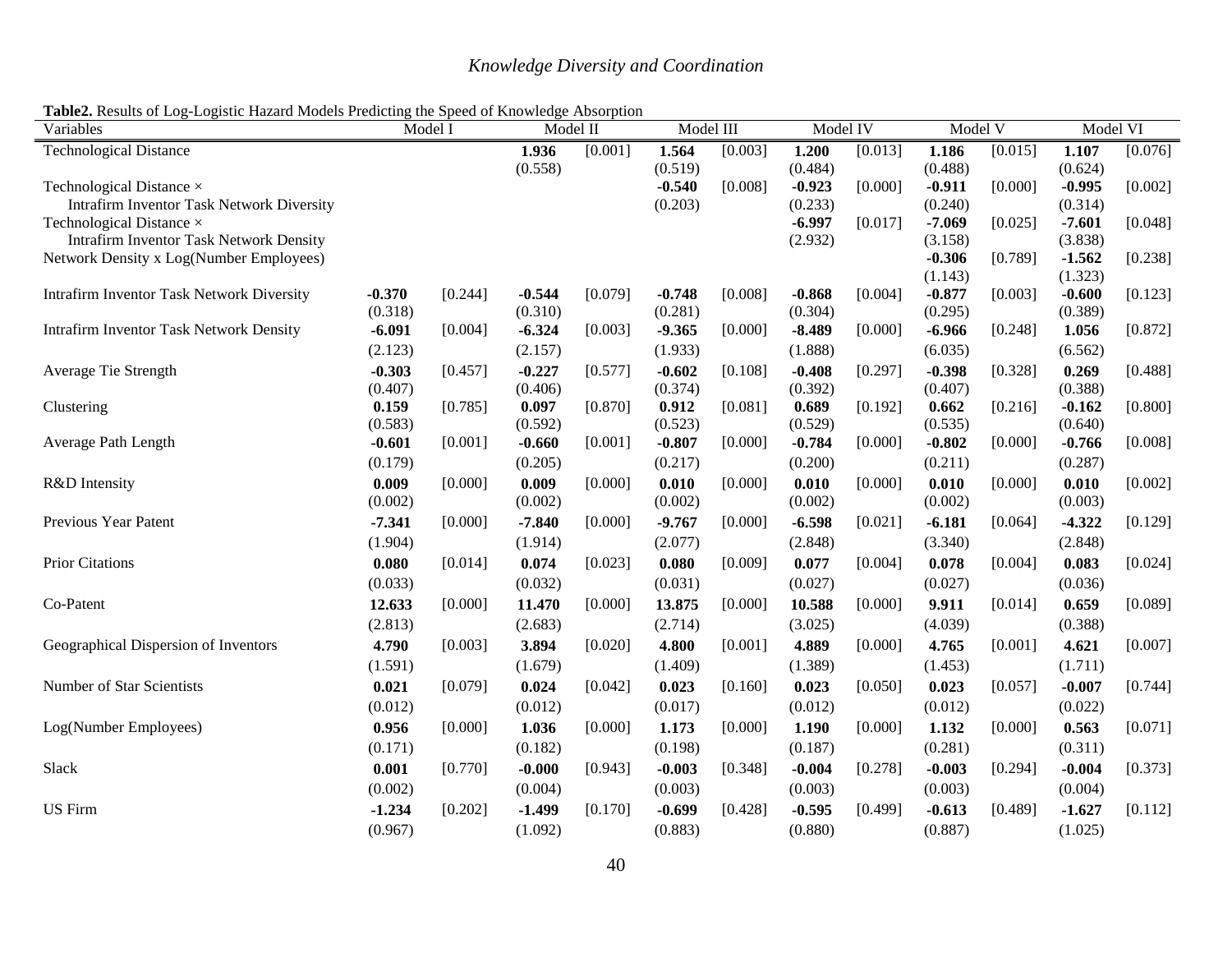**Table2.** Results of Log-Logistic Hazard Models Predicting the Speed of Knowledge Absorption

| Variables | Model I | | Model II | | Model III | | Model IV | | Model V | | Model VI | |
|---|---|---|---|---|---|---|---|---|---|---|---|---|
| Technological Distance | | | **1.936** | [0.001] | **1.564** | [0.003] | **1.200** | [0.013] | **1.186** | [0.015] | **1.107** | [0.076] |
| | | | (0.558) | | (0.519) | | (0.484) | | (0.488) | | (0.624) | |
| Technological Distance × Intrafirm Inventor Task Network Diversity | | | | | **-0.540** | [0.008] | **-0.923** | [0.000] | **-0.911** | [0.000] | **-0.995** | [0.002] |
| | | | | | (0.203) | | (0.233) | | (0.240) | | (0.314) | |
| Technological Distance × Intrafirm Inventor Task Network Density | | | | | | | **-6.997** | [0.017] | **-7.069** | [0.025] | **-7.601** | [0.048] |
| | | | | | | | (2.932) | | (3.158) | | (3.838) | |
| Network Density x Log(Number Employees) | | | | | | | | | **-0.306** | [0.789] | **-1.562** | [0.238] |
| | | | | | | | | | (1.143) | | (1.323) | |
| Intrafirm Inventor Task Network Diversity | **-0.370** | [0.244] | **-0.544** | [0.079] | **-0.748** | [0.008] | **-0.868** | [0.004] | **-0.877** | [0.003] | **-0.600** | [0.123] |
| | (0.318) | | (0.310) | | (0.281) | | (0.304) | | (0.295) | | (0.389) | |
| Intrafirm Inventor Task Network Density | **-6.091** | [0.004] | **-6.324** | [0.003] | **-9.365** | [0.000] | **-8.489** | [0.000] | **-6.966** | [0.248] | **1.056** | [0.872] |
| | (2.123) | | (2.157) | | (1.933) | | (1.888) | | (6.035) | | (6.562) | |
| Average Tie Strength | **-0.303** | [0.457] | **-0.227** | [0.577] | **-0.602** | [0.108] | **-0.408** | [0.297] | **-0.398** | [0.328] | **0.269** | [0.488] |
| | (0.407) | | (0.406) | | (0.374) | | (0.392) | | (0.407) | | (0.388) | |
| Clustering | **0.159** | [0.785] | **0.097** | [0.870] | **0.912** | [0.081] | **0.689** | [0.192] | **0.662** | [0.216] | **-0.162** | [0.800] |
| | (0.583) | | (0.592) | | (0.523) | | (0.529) | | (0.535) | | (0.640) | |
| Average Path Length | **-0.601** | [0.001] | **-0.660** | [0.001] | **-0.807** | [0.000] | **-0.784** | [0.000] | **-0.802** | [0.000] | **-0.766** | [0.008] |
| | (0.179) | | (0.205) | | (0.217) | | (0.200) | | (0.211) | | (0.287) | |
| R&D Intensity | **0.009** | [0.000] | **0.009** | [0.000] | **0.010** | [0.000] | **0.010** | [0.000] | **0.010** | [0.000] | **0.010** | [0.002] |
| | (0.002) | | (0.002) | | (0.002) | | (0.002) | | (0.002) | | (0.003) | |
| Previous Year Patent | **-7.341** | [0.000] | **-7.840** | [0.000] | **-9.767** | [0.000] | **-6.598** | [0.021] | **-6.181** | [0.064] | **-4.322** | [0.129] |
| | (1.904) | | (1.914) | | (2.077) | | (2.848) | | (3.340) | | (2.848) | |
| Prior Citations | **0.080** | [0.014] | **0.074** | [0.023] | **0.080** | [0.009] | **0.077** | [0.004] | **0.078** | [0.004] | **0.083** | [0.024] |
| | (0.033) | | (0.032) | | (0.031) | | (0.027) | | (0.027) | | (0.036) | |
| Co-Patent | **12.633** | [0.000] | **11.470** | [0.000] | **13.875** | [0.000] | **10.588** | [0.000] | **9.911** | [0.014] | **0.659** | [0.089] |
| | (2.813) | | (2.683) | | (2.714) | | (3.025) | | (4.039) | | (0.388) | |
| Geographical Dispersion of Inventors | **4.790** | [0.003] | **3.894** | [0.020] | **4.800** | [0.001] | **4.889** | [0.000] | **4.765** | [0.001] | **4.621** | [0.007] |
| | (1.591) | | (1.679) | | (1.409) | | (1.389) | | (1.453) | | (1.711) | |
| Number of Star Scientists | **0.021** | [0.079] | **0.024** | [0.042] | **0.023** | [0.160] | **0.023** | [0.050] | **0.023** | [0.057] | **-0.007** | [0.744] |
| | (0.012) | | (0.012) | | (0.017) | | (0.012) | | (0.012) | | (0.022) | |
| Log(Number Employees) | **0.956** | [0.000] | **1.036** | [0.000] | **1.173** | [0.000] | **1.190** | [0.000] | **1.132** | [0.000] | **0.563** | [0.071] |
| | (0.171) | | (0.182) | | (0.198) | | (0.187) | | (0.281) | | (0.311) | |
| Slack | **0.001** | [0.770] | **-0.000** | [0.943] | **-0.003** | [0.348] | **-0.004** | [0.278] | **-0.003** | [0.294] | **-0.004** | [0.373] |
| | (0.002) | | (0.004) | | (0.003) | | (0.003) | | (0.003) | | (0.004) | |
| US Firm | **-1.234** | [0.202] | **-1.499** | [0.170] | **-0.699** | [0.428] | **-0.595** | [0.499] | **-0.613** | [0.489] | **-1.627** | [0.112] |
| | (0.967) | | (1.092) | | (0.883) | | (0.880) | | (0.887) | | (1.025) | |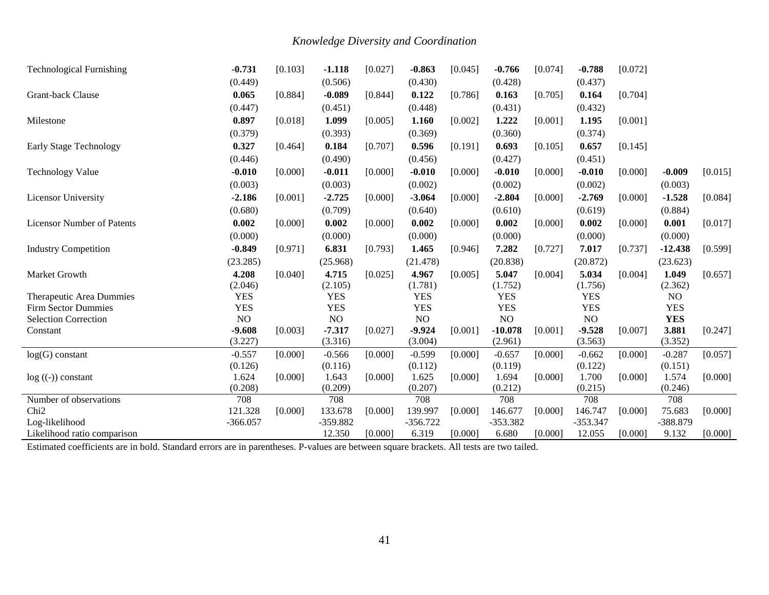| | | | | | | | | | | | | |
|---|---|---|---|---|---|---|---|---|---|---|---|---|
| Technological Furnishing | **-0.731** | [0.103] | **-1.118** | [0.027] | **-0.863** | [0.045] | **-0.766** | [0.074] | **-0.788** | [0.072] | | |
| | (0.449) | | (0.506) | | (0.430) | | (0.428) | | (0.437) | | | |
| Grant-back Clause | **0.065** | [0.884] | **-0.089** | [0.844] | **0.122** | [0.786] | **0.163** | [0.705] | **0.164** | [0.704] | | |
| | (0.447) | | (0.451) | | (0.448) | | (0.431) | | (0.432) | | | |
| Milestone | **0.897** | [0.018] | **1.099** | [0.005] | **1.160** | [0.002] | **1.222** | [0.001] | **1.195** | [0.001] | | |
| | (0.379) | | (0.393) | | (0.369) | | (0.360) | | (0.374) | | | |
| Early Stage Technology | **0.327** | [0.464] | **0.184** | [0.707] | **0.596** | [0.191] | **0.693** | [0.105] | **0.657** | [0.145] | | |
| | (0.446) | | (0.490) | | (0.456) | | (0.427) | | (0.451) | | | |
| Technology Value | **-0.010** | [0.000] | **-0.011** | [0.000] | **-0.010** | [0.000] | **-0.010** | [0.000] | **-0.010** | [0.000] | **-0.009** | [0.015] |
| | (0.003) | | (0.003) | | (0.002) | | (0.002) | | (0.002) | | (0.003) | |
| Licensor University | **-2.186** | [0.001] | **-2.725** | [0.000] | **-3.064** | [0.000] | **-2.804** | [0.000] | **-2.769** | [0.000] | **-1.528** | [0.084] |
| | (0.680) | | (0.709) | | (0.640) | | (0.610) | | (0.619) | | (0.884) | |
| Licensor Number of Patents | **0.002** | [0.000] | **0.002** | [0.000] | **0.002** | [0.000] | **0.002** | [0.000] | **0.002** | [0.000] | **0.001** | [0.017] |
| | (0.000) | | (0.000) | | (0.000) | | (0.000) | | (0.000) | | (0.000) | |
| Industry Competition | **-0.849** | [0.971] | **6.831** | [0.793] | **1.465** | [0.946] | **7.282** | [0.727] | **7.017** | [0.737] | **-12.438** | [0.599] |
| | (23.285) | | (25.968) | | (21.478) | | (20.838) | | (20.872) | | (23.623) | |
| Market Growth | **4.208** | [0.040] | **4.715** | [0.025] | **4.967** | [0.005] | **5.047** | [0.004] | **5.034** | [0.004] | **1.049** | [0.657] |
| | (2.046) | | (2.105) | | (1.781) | | (1.752) | | (1.756) | | (2.362) | |
| Therapeutic Area Dummies | YES | | YES | | YES | | YES | | YES | | NO | |
| Firm Sector Dummies | YES | | YES | | YES | | YES | | YES | | YES | |
| Selection Correction | NO | | NO | | NO | | NO | | NO | | **YES** | |
| Constant | **-9.608** | [0.003] | **-7.317** | [0.027] | **-9.924** | [0.001] | **-10.078** | [0.001] | **-9.528** | [0.007] | **3.881** | [0.247] |
| | (3.227) | | (3.316) | | (3.004) | | (2.961) | | (3.563) | | (3.352) | |
| log(G) constant | -0.557 | [0.000] | -0.566 | [0.000] | -0.599 | [0.000] | -0.657 | [0.000] | -0.662 | [0.000] | -0.287 | [0.057] |
| | (0.126) | | (0.116) | | (0.112) | | (0.119) | | (0.122) | | (0.151) | |
| log ((-)) constant | 1.624 | [0.000] | 1.643 | [0.000] | 1.625 | [0.000] | 1.694 | [0.000] | 1.700 | [0.000] | 1.574 | [0.000] |
| | (0.208) | | (0.209) | | (0.207) | | (0.212) | | (0.215) | | (0.246) | |
| Number of observations | 708 | | 708 | | 708 | | 708 | | 708 | | 708 | |
| Chi2 | 121.328 | [0.000] | 133.678 | [0.000] | 139.997 | [0.000] | 146.677 | [0.000] | 146.747 | [0.000] | 75.683 | [0.000] |
| Log-likelihood | -366.057 | | -359.882 | | -356.722 | | -353.382 | | -353.347 | | -388.879 | |
| Likelihood ratio comparison | | | 12.350 | [0.000] | 6.319 | [0.000] | 6.680 | [0.000] | 12.055 | [0.000] | 9.132 | [0.000] |

Estimated coefficients are in bold. Standard errors are in parentheses. P-values are between square brackets. All tests are two tailed.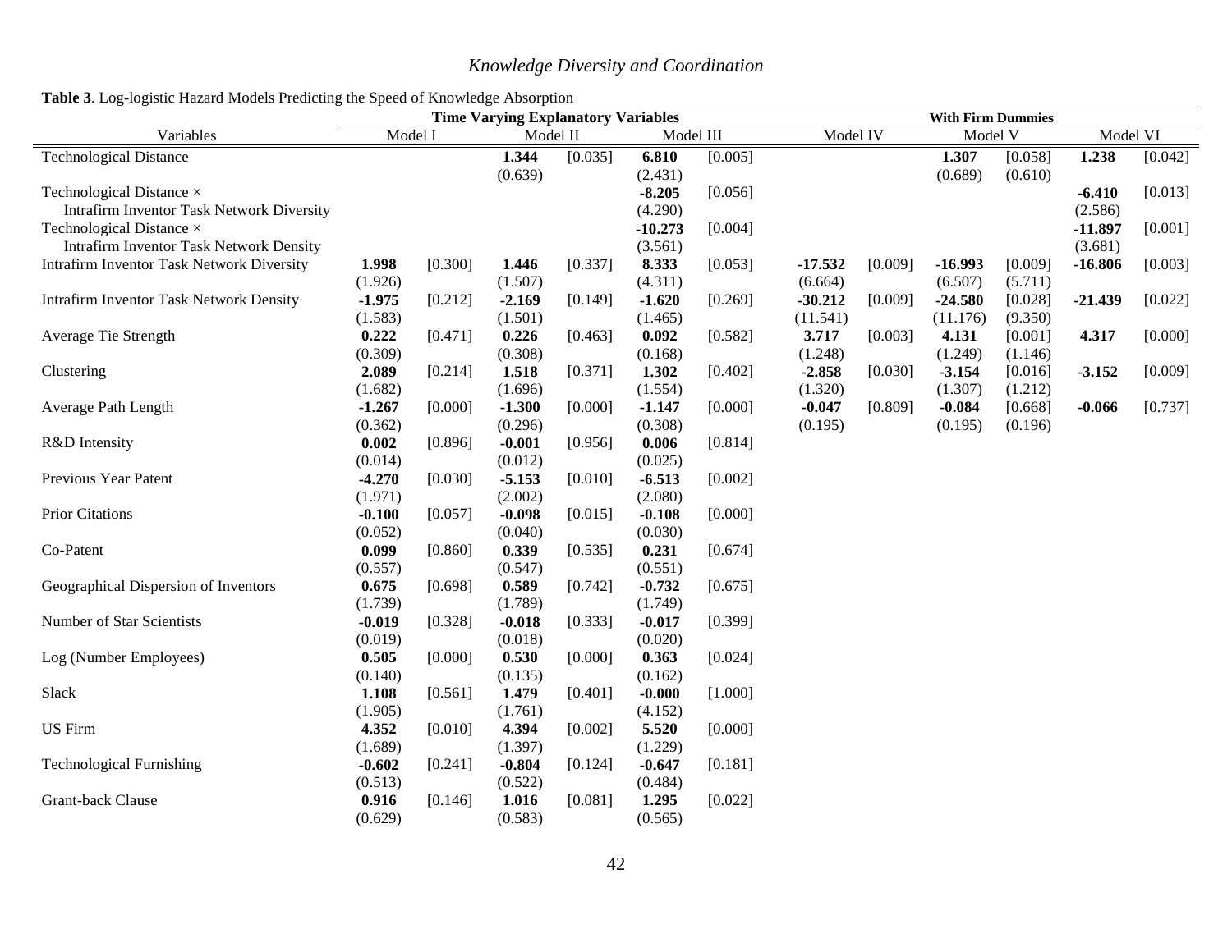**Table 3**. Log-logistic Hazard Models Predicting the Speed of Knowledge Absorption

| | Time Varying Explanatory Variables | | | | | | With Firm Dummies | | | | | |
|---|---|---|---|---|---|---|---|---|---|---|---|---|
| Variables | Model I | | Model II | | Model III | | Model IV | | Model V | | Model VI | |
| Technological Distance | | | **1.344** | [0.035] | **6.810** | [0.005] | | | **1.307** | [0.058] | **1.238** | [0.042] |
| | | | (0.639) | | (2.431) | | | | (0.689) | (0.610) | | |
| Technological Distance × Intrafirm Inventor Task Network Diversity | | | | | **-8.205** | [0.056] | | | | | **-6.410** | [0.013] |
| | | | | | (4.290) | | | | | | (2.586) | |
| Technological Distance × Intrafirm Inventor Task Network Density | | | | | **-10.273** | [0.004] | | | | | **-11.897** | [0.001] |
| | | | | | (3.561) | | | | | | (3.681) | |
| Intrafirm Inventor Task Network Diversity | **1.998** | [0.300] | **1.446** | [0.337] | **8.333** | [0.053] | **-17.532** | [0.009] | **-16.993** | [0.009] | **-16.806** | [0.003] |
| | (1.926) | | (1.507) | | (4.311) | | (6.664) | | (6.507) | (5.711) | | |
| Intrafirm Inventor Task Network Density | **-1.975** | [0.212] | **-2.169** | [0.149] | **-1.620** | [0.269] | **-30.212** | [0.009] | **-24.580** | [0.028] | **-21.439** | [0.022] |
| | (1.583) | | (1.501) | | (1.465) | | (11.541) | | (11.176) | (9.350) | | |
| Average Tie Strength | **0.222** | [0.471] | **0.226** | [0.463] | **0.092** | [0.582] | **3.717** | [0.003] | **4.131** | [0.001] | **4.317** | [0.000] |
| | (0.309) | | (0.308) | | (0.168) | | (1.248) | | (1.249) | (1.146) | | |
| Clustering | **2.089** | [0.214] | **1.518** | [0.371] | **1.302** | [0.402] | **-2.858** | [0.030] | **-3.154** | [0.016] | **-3.152** | [0.009] |
| | (1.682) | | (1.696) | | (1.554) | | (1.320) | | (1.307) | (1.212) | | |
| Average Path Length | **-1.267** | [0.000] | **-1.300** | [0.000] | **-1.147** | [0.000] | **-0.047** | [0.809] | **-0.084** | [0.668] | **-0.066** | [0.737] |
| | (0.362) | | (0.296) | | (0.308) | | (0.195) | | (0.195) | (0.196) | | |
| R&D Intensity | **0.002** | [0.896] | **-0.001** | [0.956] | **0.006** | [0.814] | | | | | | |
| | (0.014) | | (0.012) | | (0.025) | | | | | | | |
| Previous Year Patent | **-4.270** | [0.030] | **-5.153** | [0.010] | **-6.513** | [0.002] | | | | | | |
| | (1.971) | | (2.002) | | (2.080) | | | | | | | |
| Prior Citations | **-0.100** | [0.057] | **-0.098** | [0.015] | **-0.108** | [0.000] | | | | | | |
| | (0.052) | | (0.040) | | (0.030) | | | | | | | |
| Co-Patent | **0.099** | [0.860] | **0.339** | [0.535] | **0.231** | [0.674] | | | | | | |
| | (0.557) | | (0.547) | | (0.551) | | | | | | | |
| Geographical Dispersion of Inventors | **0.675** | [0.698] | **0.589** | [0.742] | **-0.732** | [0.675] | | | | | | |
| | (1.739) | | (1.789) | | (1.749) | | | | | | | |
| Number of Star Scientists | **-0.019** | [0.328] | **-0.018** | [0.333] | **-0.017** | [0.399] | | | | | | |
| | (0.019) | | (0.018) | | (0.020) | | | | | | | |
| Log (Number Employees) | **0.505** | [0.000] | **0.530** | [0.000] | **0.363** | [0.024] | | | | | | |
| | (0.140) | | (0.135) | | (0.162) | | | | | | | |
| Slack | **1.108** | [0.561] | **1.479** | [0.401] | **-0.000** | [1.000] | | | | | | |
| | (1.905) | | (1.761) | | (4.152) | | | | | | | |
| US Firm | **4.352** | [0.010] | **4.394** | [0.002] | **5.520** | [0.000] | | | | | | |
| | (1.689) | | (1.397) | | (1.229) | | | | | | | |
| Technological Furnishing | **-0.602** | [0.241] | **-0.804** | [0.124] | **-0.647** | [0.181] | | | | | | |
| | (0.513) | | (0.522) | | (0.484) | | | | | | | |
| Grant-back Clause | **0.916** | [0.146] | **1.016** | [0.081] | **1.295** | [0.022] | | | | | | |
| | (0.629) | | (0.583) | | (0.565) | | | | | | | |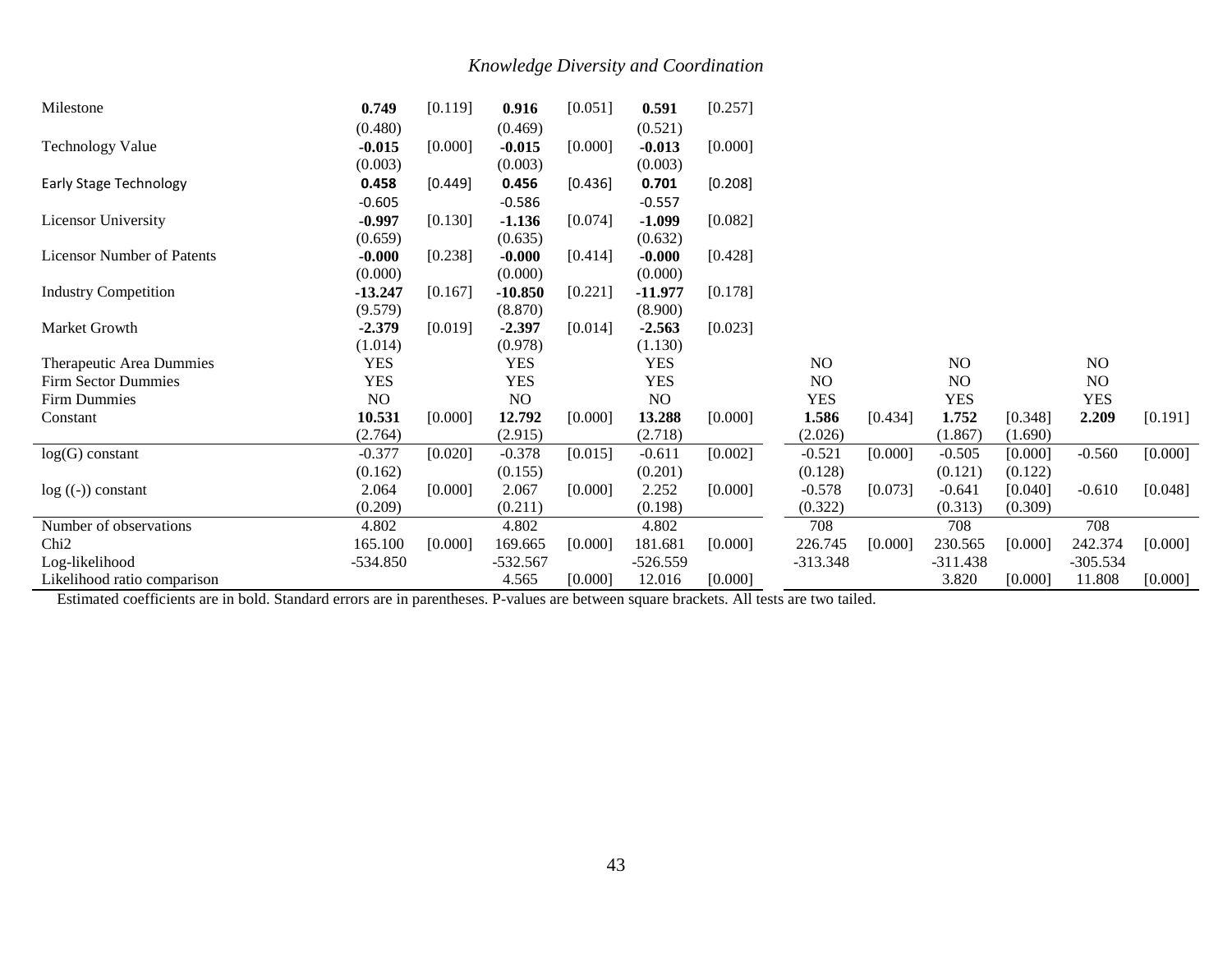| | | | | | | | | | | | | |
|---|---|---|---|---|---|---|---|---|---|---|---|---|
| Milestone | **0.749** | [0.119] | **0.916** | [0.051] | **0.591** | [0.257] | | | | | | |
| | (0.480) | | (0.469) | | (0.521) | | | | | | | |
| Technology Value | **-0.015** | [0.000] | **-0.015** | [0.000] | **-0.013** | [0.000] | | | | | | |
| | (0.003) | | (0.003) | | (0.003) | | | | | | | |
| Early Stage Technology | **0.458** | [0.449] | **0.456** | [0.436] | **0.701** | [0.208] | | | | | | |
| | -0.605 | | -0.586 | | -0.557 | | | | | | | |
| Licensor University | **-0.997** | [0.130] | **-1.136** | [0.074] | **-1.099** | [0.082] | | | | | | |
| | (0.659) | | (0.635) | | (0.632) | | | | | | | |
| Licensor Number of Patents | **-0.000** | [0.238] | **-0.000** | [0.414] | **-0.000** | [0.428] | | | | | | |
| | (0.000) | | (0.000) | | (0.000) | | | | | | | |
| Industry Competition | **-13.247** | [0.167] | **-10.850** | [0.221] | **-11.977** | [0.178] | | | | | | |
| | (9.579) | | (8.870) | | (8.900) | | | | | | | |
| Market Growth | **-2.379** | [0.019] | **-2.397** | [0.014] | **-2.563** | [0.023] | | | | | | |
| | (1.014) | | (0.978) | | (1.130) | | | | | | | |
| Therapeutic Area Dummies | YES | | YES | | YES | | NO | | NO | | NO | |
| Firm Sector Dummies | YES | | YES | | YES | | NO | | NO | | NO | |
| Firm Dummies | NO | | NO | | NO | | YES | | YES | | YES | |
| Constant | **10.531** | [0.000] | **12.792** | [0.000] | **13.288** | [0.000] | **1.586** | [0.434] | **1.752** | [0.348] | **2.209** | [0.191] |
| | (2.764) | | (2.915) | | (2.718) | | (2.026) | | (1.867) | (1.690) | | |
| log(G) constant | -0.377 | [0.020] | -0.378 | [0.015] | -0.611 | [0.002] | -0.521 | [0.000] | -0.505 | [0.000] | -0.560 | [0.000] |
| | (0.162) | | (0.155) | | (0.201) | | (0.128) | | (0.121) | (0.122) | | |
| log ((-)) constant | 2.064 | [0.000] | 2.067 | [0.000] | 2.252 | [0.000] | -0.578 | [0.073] | -0.641 | [0.040] | -0.610 | [0.048] |
| | (0.209) | | (0.211) | | (0.198) | | (0.322) | | (0.313) | (0.309) | | |
| Number of observations | 4.802 | | 4.802 | | 4.802 | | 708 | | 708 | | 708 | |
| Chi2 | 165.100 | [0.000] | 169.665 | [0.000] | 181.681 | [0.000] | 226.745 | [0.000] | 230.565 | [0.000] | 242.374 | [0.000] |
| Log-likelihood | -534.850 | | -532.567 | | -526.559 | | -313.348 | | -311.438 | | -305.534 | |
| Likelihood ratio comparison | | | 4.565 | [0.000] | 12.016 | [0.000] | | | 3.820 | [0.000] | 11.808 | [0.000] |

Estimated coefficients are in bold. Standard errors are in parentheses. P-values are between square brackets. All tests are two tailed.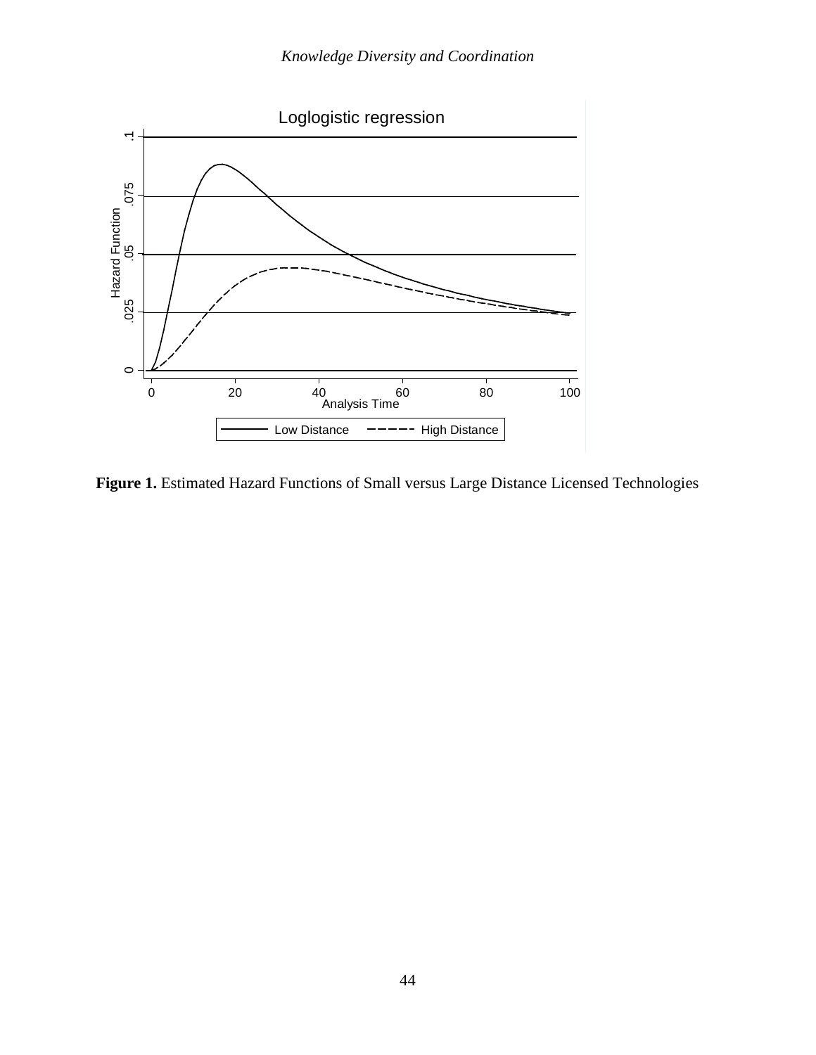Loglogistic regression

Hazard Function

0
.025
.05
.075
.1

0
20
40
60
80
100

Analysis Time

Low Distance
High Distance

**Figure 1.** Estimated Hazard Functions of Small versus Large Distance Licensed Technologies